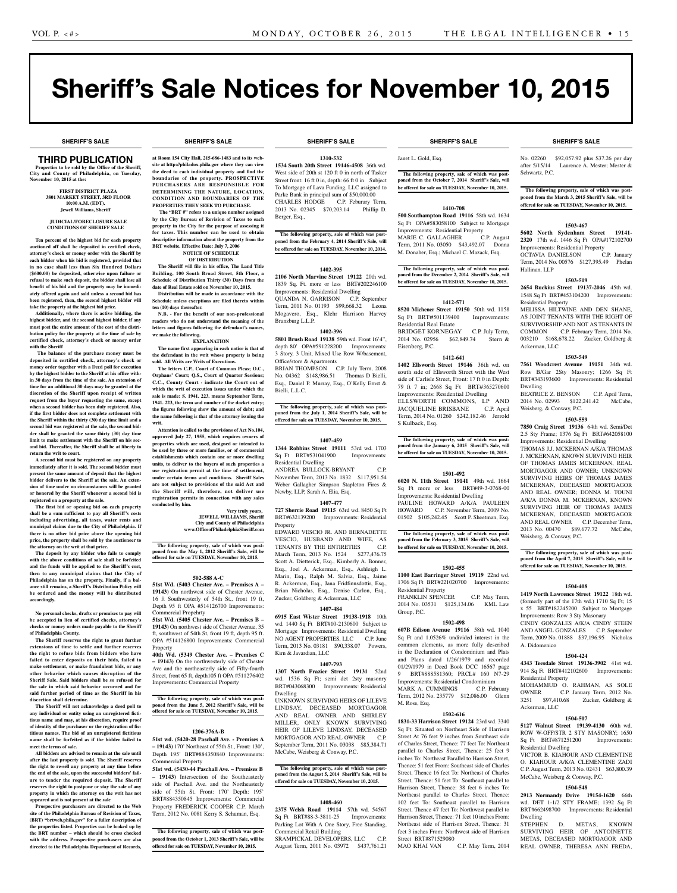# Sheriff's Sale Notices for November 10, 2015

## SHERIFF'S SALE

### THIRD PUBLICATION

**Properties to be sold by the Office of the Sheriff, City and County of Philadelphia, on Tuesday, November 10, 2015 at the:**

**FIRST DISTRICT PLAZA**
**3801 MARKET STREET, 3RD FLOOR**
**10:00 A.M. (EDT).**
**Jewell Williams, Sheriff**

**JUDICIAL/FORECLOSURE SALE CONDITIONS OF SHERIFF SALE**

**Ten percent of the highest bid for each property auctioned off shall be deposited in certified check, attorney's check or money order with the Sheriff by each bidder when his bid is registered, provided that in no case shall less than Six Hundred Dollars ($600.00) be deposited, otherwise upon failure or refusal to make such deposit, the bidder shall lose all benefit of his bid and the property may be immediately offered again and sold unless a second bid has been registered, then, the second highest bidder will take the property at the highest bid price.**

**Additionally, where there is active bidding, the highest bidder, and the second highest bidder, if any must post the entire amount of the cost of the distribution policy for the property at the time of sale by certified check, attorney's check or money order with the Sheriff**

**The balance of the purchase money must be deposited in certified check, attorney's check or money order together with a Deed poll for execution by the highest bidder to the Sheriff at his office within 30 days from the time of the sale. An extension of time for an additional 30 days may be granted at the discretion of the Sheriff upon receipt of written request from the buyer requesting the same, except when a second bidder has been duly registered. Also, if the first bidder does not complete settlement with the Sheriff within the thirty (30) day time limit and a second bid was registered at the sale, the second bidder shall be granted the same thirty (30) day time limit to make settlement with the Sheriff on his second bid. Thereafter, the Sheriff shall be at liberty to return the writ to court.**

**A second bid must be registered on any property immediately after it is sold. The second bidder must present the same amount of deposit that the highest bidder delivers to the Sheriff at the sale. An extension of time under no circumstances will be granted or honored by the Sheriff whenever a second bid is registered on a property at the sale.**

**The first bid or opening bid on each property shall be a sum sufficient to pay all Sheriff's costs including advertising, all taxes, water rents and municipal claims due to the City of Philadelphia. If there is no other bid price above the opening bid price, the property shall be sold by the auctioneer to the attorney on the writ at that price.**

**The deposit by any bidder who fails to comply with the above conditions of sale shall be forfeited and the funds will be applied to the Sheriff's cost, then to any municipal claims that the City of Philadelphia has on the property. Finally, if a balance still remains, a Sheriff's Distribution Policy will be ordered and the money will be distributed accordingly.**

**No personal checks, drafts or promises to pay will be accepted in lieu of certified checks, attorney's checks or money orders made payable to the Sheriff of Philadelphia County.**

**The Sheriff reserves the right to grant further extensions of time to settle and further reserves the right to refuse bids from bidders who have failed to enter deposits on their bids, failed to make settlement, or make fraudulent bids, or any other behavior which causes disruption of the Sheriff Sale. Said bidders shall be so refused for the sale in which said behavior occurred and for said further period of time as the Sheriff in his discretion shall determine.**

**The Sheriff will not acknowledge a deed poll to any individual or entity using an unregistered fictitious name and may, at his discretion, require proof of identity of the purchaser or the registration of fictitious names. The bid of an unregistered fictitious name shall be forfeited as if the bidder failed to meet the terms of sale.**

**All bidders are advised to remain at the sale until after the last property is sold. The Sheriff reserves the right to re-sell any property at any time before the end of the sale, upon the successful bidders' failure to tender the required deposit. The Sheriff reserves the right to postpone or stay the sale of any property in which the attorney on the writ has not appeared and is not present at the sale**

**Prospective purchasers are directed to the Web site of the Philadelphia Bureau of Revision of Taxes, (BRT) "brtweb.phila.gov" for a fuller description of the properties listed. Properties can be looked up by the BRT number – which should be cross checked with the address. Prospective purchasers are also directed to the Philadelphia Department of Records, at Room 154 City Hall, 215-686-1483 and to its website at http://philadox.phila.gov where they can view the deed to each individual property and find the boundaries of the property. PROSPECTIVE PURCHASERS ARE RESPONSIBLE FOR DETERMINING THE NATURE, LOCATION, CONDITION AND BOUNDARIES OF THE PROPERTIES THEY SEEK TO PURCHASE.**

**The "BRT #" refers to a unique number assigned by the City Bureau of Revision of Taxes to each property in the City for the purpose of assessing it for taxes. This number can be used to obtain descriptive information about the property from the BRT website. Effective Date: July 7, 2006**

**NOTICE OF SCHEDULE OF DISTRIBUTION**

**The Sheriff will file in his office, The Land Title Building, 100 South Broad Street, 5th Floor, a Schedule of Distribution Thirty (30) Days from the date of Real Estate sold on November 10, 2015.**

**Distribution will be made in accordance with the Schedule unless exceptions are filed thereto within ten (10) days thereafter.**

**N.B. - For the benefit of our non-professional readers who do not understand the meaning of the letters and figures following the defendant's names, we make the following.**

**EXPLANATION**

**The name first appearing in each notice is that of the defendant in the writ whose property is being sold. All Writs are Writs of Executions.**

**The letters C.P., Court of Common Pleas; O.C., Orphans' Court; Q.S., Court of Quarter Sessions; C.C., County Court - indicate the Court out of which the writ of execution issues under which the sale is made: S. 1941. 223. means September Term, 1941. 223, the term and number of the docket entry; the figures following show the amount of debt; and the name following is that of the attorney issuing the writ.**

**Attention is called to the provisions of Act No.104, approved July 27, 1955, which requires owners of properties which are used, designed or intended to be used by three or more families, or of commercial establishments which contain one or more dwelling units, to deliver to the buyers of such properties a use registration permit at the time of settlement, under certain terms and conditions. Sheriff Sales are not subject to provisions of the said Act and the Sheriff will, therefore, not deliver use registration permits in connection with any sales conducted by him.**

**Very truly yours,**
**JEWELL WILLIAMS, Sheriff**
**City and County of Philadelphia**
**www.OfficeofPhiladelphiaSheriff.com**

**The following property, sale of which was postponed from the May 1, 2012 Sheriff's Sale, will be offered for sale on TUESDAY, November 10, 2015.**

**502-588 A-C**

**51st Wd. (5403 Chester Ave. – Premises A – 19143)** On northwest side of Chester Avenue, 16 ft Southwesterly of 54th St., front 19 ft, Depth 95 ft OPA #514126700 Improvements: Commercial Propelrty

**51st Wd. (5405 Chester Ave. – Premises B – 19143)** On northwest side of Chester Avenue, 35 ft, southwest of 54th St, front 19 ft, depth 95 ft. OPA #514126800 Improvements: Commercial Property

**40th Wd. (5349 Chester Ave. – Premises C – 19143)** On the northwesterly side of Chester Ave and the northeasterly side of Fifty-fourth Street, front 65 ft, depth105 ft OPA #511276402 Improvements: Commercial Property

**The following property, sale of which was postponed from the June 5, 2012 Sheriff's Sale, will be offered for sale on TUESDAY, November 10, 2015.**

**1206-376A-B**

**51st wd. (5420-28 Paschall Ave. - Premises A – 19143)** 170' Northeast of 55th St., Front: 130', Depth 195' BRT#884350840 Improvements: Commercial Property

**51st wd. (5430-44 Paschall Ave. – Premises B – 19143)** Intersection of the Southeasterly side of Paschall Ave. and the Northeasterly side of 55th St. Front: 170' Depth: 195' BRT#884350845 Improvements: Commercial Property FREDERICK COOPER C.P. March Term, 2012 No. 0081 Kerry S. Schuman, Esq.

**The following property, sale of which was postponed from the October 1, 2013 Sheriff's Sale, will be offered for sale on TUESDAY, November 10, 2015.**

**1310-532**

**1534 South 20th Street 19146-4508** 36th wd. West side of 20th st 120 ft 0 in north of Tasker Street front: 16 ft 0 in, depth: 66 ft 0 in Subject To Mortgage of Lava Funding, LLC assigned to Parke Bank in principal sum of $50,000.00 CHARLES HODGE C.P. Feburary Term, 2013 No. 02345 $70,203.14 Phillip D. Berger, Esq.,

**The following property, sale of which was postponed from the February 4, 2014 Sheriff's Sale, will be offered for sale on TUESDAY, November 10, 2014.**

**1402-395**

**2106 North Marvine Street 19122** 20th wd. 1839 Sq. Ft. more or less BRT#202246100 Improvements: Residential Dwelling

QUANDA N. GARRISON C.P. September Term, 2011 No. 01193 $99,668.32 Leona Mogavero, Esq., Klehr Harrison Harvey Branzburg L.L.P.

**1402-396**

**5801 Brush Road 19138** 59th wd. Front 16'4", depth 80' OPA#591228200 Improvements: 3 Story, 3 Unit, Mixed Use Row W/basement, Office/store & Apartments

BRIAN THOMPSON C.P. July Term, 2008 No. 04362 $148,986.51 Thomas D Bielli, Esq., Daniel P. Murray, Esq., O'Kelly Ernst & Bielli, L.L.C.

**The following property, sale of which was postponed from the July 1, 2014 Sheriff's Sale, will be offered for sale on TUESDAY, November 10, 2015.**

**1407-459**

**1344 Robbins Street 19111** 53rd wd. 1703 Sq Ft BRT#531041900 Improvements: Residential Dwelling

ANDREA BULLOCK-BRYANT C.P. November Term, 2013 No. 1832 $117,951.54 Weber Gallagher Simpson Stapleton Fires & Newby, LLP, Sarah A. Elia, Esq.

**1407-477**

**727 Sherrie Road 19115** 63rd wd. 8450 Sq Ft BRT#632139200 Improvements: Residential Property

EDWARD VESCIO JR. AND BERNADETTE VESCIO, HUSBAND AND WIFE, AS TENANTS BY THE ENTIRETIES C.P. March Term, 2013 No. 1524 $277,476.75 Scott A. Dietterick, Esq., Kimberly A. Bonner, Esq., Joel A. Ackerman, Esq., Ashleigh L. Marin, Esq., Ralph M. Salvia, Esq., Jaime R. Ackerman, Esq., Jana Fridfinnsdottir, Esq., Brian Nicholas, Esq., Denise Carlon, Esq., Zucker, Goldberg & Ackerman, LLC

**1407-484**

**6915 East Wister Street 19138-1918** 10th wd. 1440 Sq Ft BRT#10-2130600 Subject to Mortgage Improvements: Residential Dwelling NO AGENT PROPERTIES, LLC C.P. June Term, 2013 No. 03181 $90,338.07 Powers, Kirn & Javardian, LLC

**1407-793**

**1307 North Frazier Street 19131** 52nd wd. 1536 Sq Ft; semi det 2sty masonry BRT#043068300 Improvements: Residential Dwelling

UNKNOWN SURVIVING HEIRS OF LILEVE LINDSAY, DECEASED MORTGAGOR AND REAL OWNER AND SHIRLEY MILLER, ONLY KNOWN SURVIVING HEIR OF LILEVE LINDSAY, DECEASED MORTGAGOR AND REAL OWNER C.P. September Term, 2011 No. 03038 $85,384.71 McCabe, Weisberg & Conway, P.C.

**The following property, sale of which was postponed from the August 5, 2014 Sheriff's Sale, will be offered for sale on TUESDAY, November 10, 2015.**

**1408-460**

**2375 Welsh Road 19114** 57th wd. 54567 Sq Ft BRT#88-3-3811-25 Improvements: Parking Lot With A One Story, Free Standing, Commercial Retail Building

SRAMPICKAL DEVELOPERS, LLC C.P. August Term, 2011 No. 03972 $437,761.21 Janet L. Gold, Esq.

**The following property, sale of which was postponed from the October 7, 2014 Sheriff's Sale, will be offered for sale on TUESDAY, November 10, 2015.**

**1410-708**

**500 Southampton Road 19116** 58th wd. 1634 Sq Ft OPA#583058100 Subject to Mortgage Improvements: Residential Property

MARIE C. GALLAGHER C.P. August Term, 2011 No. 03050 $43,492.07 Donna M. Donaher, Esq.; Michael C. Mazack, Esq.

**The following property, sale of which was postponed from the December 2, 2014 Sheriff's Sale, will be offered for sale on TUESDAY, November 10, 2015.**

**1412-571**

**8520 Michener Street 19150** 50th wd. 1158 Sq Ft BRT#501139400 Improvements: Residential Real Estate

BRIDGET KORNEGAY C.P. July Term, 2014 No. 02956 $62,849.74 Stern & Eisenberg, P.C.

**1412-641**

**1402 Ellsworth Street 19146** 36th wd. on south side of Ellsworth Street with the West side of Carlisle Street, Front: 17 ft 0 in Depth: 79 ft 7 in; 2668 Sq Ft BRT#365270600 Improvements: Residential Dwelling

ELLSWORTH COMMONS, LP AND JACQUELINE BRISBANE C.P. April Term, 2014 No. 01260 $242,182.46 Jerrold S Kulback, Esq.

**The following property, sale of which was postponed from the January 6, 2015 Sheriff's Sale, will be offered for sale on TUESDAY, November 10, 2015.**

**1501-492**

**6020 N. 11th Street 19141** 49th wd. 1664 Sq Ft more or less BRT#49-3-0768-00 Improvements: Residential Dwelling

PAULINE HOWARD A/K/A PAULEEN HOWARD C.P. November Term, 2009 No. 01502 $105,242.45 Scott P. Sheetman, Esq.

**The following property, sale of which was postponed from the February 3, 2015 Sheriff's Sale, will be offered for sale on TUESDAY, November 10, 2015.**

**1502-455**

**1100 East Barringer Street 19119** 22nd wd. 1706 Sq Ft BRT#221020700 Improvements: Residential Property

FRANKLIN SPENCER C.P. May Term, 2014 No. 03531 $125,134.06 KML Law Group, P.C.

**1502-498**

**607B Edison Avenue 19116** 58th wd. 1040 Sq Ft and 1.0526% undivided interest in the common elements, as more fully described in the Declaration of Condominium and Plats and Plans dated 1/26/1979 and recorded 01/29/1979 in Deed Book DCC 16567 page 9 BRT#888581360; PRCL# 160 N7-29 Improvements: Residential Condominium

MARK A. CUMMINGS C.P. February Term, 2012 No. 235779 $12,086.00 Glenn M. Ross, Esq.

**1502-616**

**1831-33 Harrison Street 19124** 23rd wd. 3340 Sq Ft; Situated on Northeast Side of Harrison Street At 76 feet 9 inches from Southeast side of Charles Street, Thence: 77 feet To: Northeast parallel to Charles Street, Thence: 25 feet 9 inches To: Northeast Parallel to Harrison Street, Thence: 51 feet From: Southeast side of Charles Street, Thence 16 feet To: Northeast of Charles Street, Thence: 51 feet To: Southeast parallel to Harrison Street, Thence: 38 feet 6 inches To: Northeast parallel to Charles Street, Thence: 102 feet To: Southeast parallel to Harrison Street, Thence 47 feet To: Northwest parallel to Harrison Street, Thence: 71 feet 10 inches From: Northeast side of Harrison Street, Thence: 31 feet 3 inches From: Northwest side of Harrison Street BRT#871529080

MAO KHAI VAN C.P. May Term, 2014 No. 02260 $92,057.92 plus $37.26 per day after 5/15/14 Laurence A. Mester; Mester & Schwartz, P.C.

**The following property, sale of which was postponed from the March 3, 2015 Sheriff's Sale, will be offered for sale on TUESDAY, November 10, 2015.**

**1503-467**

**5602 North Sydenham Street 19141-2320** 17th wd. 1446 Sq Ft OPA#172102700 Improvements: Residential Property

OCTAVIA DANIELSON C.P. January Term, 2014 No. 00576 $127,395.49 Phelan Hallinan, LLP

**1503-519**

**2654 Buckius Street 19137-2046** 45th wd. 1548 Sq Ft BRT#453104200 Improvements: Residential Property

MELISSA HILTWINE AND DEN SHANE, AS JOINT TENANTS WITH THE RIGHT OF SURVIVORSHIP AND NOT AS TENANTS IN COMMON C.P. February Term, 2014 No. 003210 $168,678.22 Zucker, Goldberg & Ackerman, LLC

**1503-549**

**7561 Woodcrest Avenue 19151** 34th wd. Row B/Gar 2Sty Masonry; 1266 Sq Ft BRT#343193600 Improvements: Residential Dwelling

BEATRICE Z. BENSON C.P. April Term, 2014 No. 02993 $122,241.42 McCabe, Weisberg & Conway, P.C.

**1503-559**

**7850 Craig Street 19136** 64th wd. Semi/Det 2.5 Sty Frame; 1376 Sq Ft BRT#642058100 Improvements: Residential Dwelling

THOMAS J.J. MCKERNAN A/K/A THOMAS J. MCKERNAN, KNOWN SURVIVING HEIR OF THOMAS JAMES MCKERNAN, REAL MORTGAGOR AND OWNER; UNKNOWN SURVIVING HEIRS OF THOMAS JAMES MCKERNAN, DECEASED MORTGAGOR AND REAL OWNER; DONNA M. TOUNI A/K/A DONNA M. MCKERNAN, KNOWN SURVIVING HEIR OF THOMAS JAMES MCKERNAN, DECEASED MORTGAGOR AND REAL OWNER C.P. December Term, 2013 No. 00470 $89,677.72 McCabe, Weisberg & Conway, P.C.

**The following property, sale of which was postponed from the April 7, 2015 Sheriff's Sale, will be offered for sale on TUESDAY, November 10, 2015.**

**1504-408**

**1419 North Lawrence Street 19122** 18th wd. (formerly part of the 17th wd.) 1710 Sq Ft; 15 x 55 BRT#182245200 Subject to Mortgage Improvements: Row 3 Sty Masonry

CINDY GONZALES A/K/A CINDY STEEN AND ANGEL GONZALES C.P. September Term, 2009 No. 01888 $37,196.95 Nicholas A. Didomenico

**1504-424**

**4343 Teesdale Street 19136-3902** 41st wd. 914 Sq Ft BRT#412102600 Improvements: Residential Property

MOHAMMUD O. RAHMAN, AS SOLE OWNER C.P. January Term, 2012 No. 3251 $97,410.68 Zucker, Goldberg & Ackerman, LLC

**1504-507**

**5127 Walnut Street 19139-4130** 60th wd. ROW W-OFF/STR 2 STY MASONRY; 1650 Sq Ft BRT#871251200 Improvements: Residential Dwelling

VICTOR B. KIAHOUR AND CLEMENTINE O. KIAHOUR A/K/A CLEMENTINE ZADI C.P. August Term, 2013 No. 02431 $63,800.39 McCabe, Weisberg & Conway, P.C.

**1504-548**

**2913 Normandy Drive 19154-1620** 66th wd. DET 1-1/2 STY FRAME; 1392 Sq Ft BRT#662498700 Improvements: Residential Dwelling

STEPHEN D. METAS, KNOWN SURVIVING HEIR OF ANTOINETTE METAS, DECEASED MORTGAGOR AND REAL OWNER, THERESA ANN FREDA,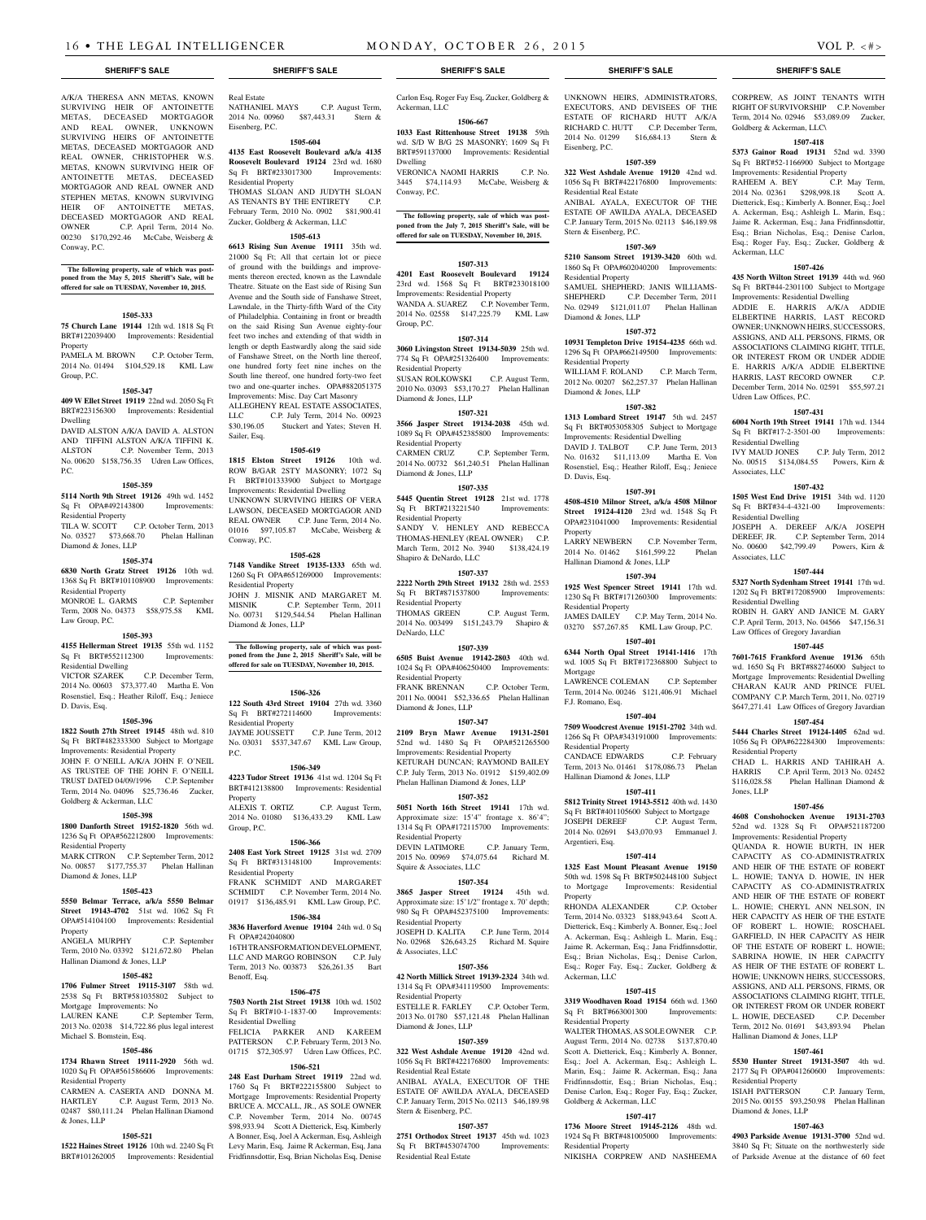A/K/A THERESA ANN METAS, KNOWN SURVIVING HEIR OF ANTOINETTE METAS, DECEASED MORTGAGOR AND REAL OWNER, UNKNOWN SURVIVING HEIRS OF ANTOINETTE METAS, DECEASED MORTGAGOR AND REAL OWNER, CHRISTOPHER W.S. METAS, KNOWN SURVIVING HEIR OF ANTOINETTE METAS, DECEASED MORTGAGOR AND REAL OWNER AND STEPHEN METAS, KNOWN SURVIVING HEIR OF ANTOINETTE METAS, DECEASED MORTGAGOR AND REAL OWNER C.P. April Term, 2014 No. 00230 $170,292.46 McCabe, Weisberg & Conway, P.C.

**The following property, sale of which was postponed from the May 5, 2015 Sheriff's Sale, will be offered for sale on TUESDAY, November 10, 2015.**

**1505-333**

**75 Church Lane 19144** 12th wd. 1818 Sq Ft BRT#122039400 Improvements: Residential Property
PAMELA M. BROWN C.P. October Term, 2014 No. 01494 $104,529.18 KML Law Group, P.C.

**1505-347**

**409 W Ellet Street 19119** 22nd wd. 2050 Sq Ft BRT#223156300 Improvements: Residential Dwelling
DAVID ALSTON A/K/A DAVID A. ALSTON AND TIFFINI ALSTON A/K/A TIFFINI K. ALSTON C.P. November Term, 2013 No. 00620 $158,756.35 Udren Law Offices, P.C.

**1505-359**

**5114 North 9th Street 19126** 49th wd. 1452 Sq Ft OPA#492143800 Improvements: Residential Property
TILA W. SCOTT C.P. October Term, 2013 No. 03527 $73,668.70 Phelan Hallinan Diamond & Jones, LLP

**1505-374**

**6830 North Gratz Street 19126** 10th wd. 1368 Sq Ft BRT#101108900 Improvements: Residential Property
MONROE L. GARMS C.P. September Term, 2008 No. 04373 $58,975.58 KML Law Group, P.C.

**1505-393**

**4155 Hellerman Street 19135** 55th wd. 1152 Sq Ft BRT#552112300 Improvements: Residential Dwelling
VICTOR SZAREK C.P. December Term, 2014 No. 00603 $73,377.40 Martha E. Von Rosenstiel, Esq.; Heather Riloff, Esq.; Jeniece D. Davis, Esq.

**1505-396**

**1822 South 27th Street 19145** 48th wd. 810 Sq Ft BRT#482333300 Subject to Mortgage Improvements: Residential Property
JOHN F. O'NEILL A/K/A JOHN F. O'NEIL AS TRUSTEE OF THE JOHN F. O'NEILL TRUST DATED 04/09/1996 C.P. September Term, 2014 No. 04096 $25,736.46 Zucker, Goldberg & Ackerman, LLC

**1505-398**

**1800 Danforth Street 19152-1820** 56th wd. 1236 Sq Ft OPA#562212800 Improvements: Residential Property
MARK CITRON C.P. September Term, 2012 No. 00857 $177,755.37 Phelan Hallinan Diamond & Jones, LLP

**1505-423**

**5550 Belmar Terrace, a/k/a 5550 Belmar Street 19143-4702** 51st wd. 1062 Sq Ft OPA#514104100 Improvements: Residential Property
ANGELA MURPHY C.P. September Term, 2010 No. 03392 $121,672.80 Phelan Hallinan Diamond & Jones, LLP

**1505-482**

**1706 Fulmer Street 19115-3107** 58th wd. 2538 Sq Ft BRT#581035802 Subject to Mortgage Improvements: No
LAUREN KANE C.P. September Term, 2013 No. 02038 $14,722.86 plus legal interest Michael S. Bornstein, Esq.

**1505-486**

**1734 Rhawn Street 19111-2920** 56th wd. 1020 Sq Ft OPA#561586606 Improvements: Residential Property
CARMEN A. CASERTA AND DONNA M. HARTLEY C.P. August Term, 2013 No. 02487 $80,111.24 Phelan Hallinan Diamond & Jones, LLP

**1505-521**

**1522 Haines Street 19126** 10th wd. 2240 Sq Ft BRT#101262005 Improvements: Residential Real Estate
NATHANIEL MAYS C.P. August Term, 2014 No. 00960 $87,443.31 Stern & Eisenberg, P.C.

**1505-604**

**4135 East Roosevelt Boulevard a/k/a 4135 Roosevelt Boulevard 19124** 23rd wd. 1680 Sq Ft BRT#233017300 Improvements: Residential Property
THOMAS SLOAN AND JUDYTH SLOAN AS TENANTS BY THE ENTIRETY C.P. February Term, 2010 No. 0902 $81,900.41 Zucker, Goldberg & Ackerman, LLC

**1505-613**

**6613 Rising Sun Avenue 19111** 35th wd. 21000 Sq Ft; All that certain lot or piece of ground with the buildings and improvements thereon erected, known as the Lawndale Theatre. Situate on the East side of Rising Sun Avenue and the South side of Fanshawe Street, Lawndale, in the Thirty-fifth Ward of the City of Philadelphia. Containing in front or breadth on the said Rising Sun Avenue eighty-four feet two inches and extending of that width in length or depth Eastwardly along the said side of Fanshawe Street, on the North line thereof, one hundred forty feet nine inches on the South line thereof, one hundred forty-two feet two and one-quarter inches. OPA#882051375 Improvements: Misc. Day Cart Masonry
ALLEGHENY REAL ESTATE ASSOCIATES, LLC C.P. July Term, 2014 No. 00923 $30,196.05 Stuckert and Yates; Steven H. Sailer, Esq.

**1505-619**

**1815 Elston Street 19126** 10th wd. ROW B/GAR 2STY MASONRY; 1072 Sq Ft BRT#101333900 Subject to Mortgage Improvements: Residential Dwelling
UNKNOWN SURVIVING HEIRS OF VERA LAWSON, DECEASED MORTGAGOR AND REAL OWNER C.P. June Term, 2014 No. 01016 $97,105.87 McCabe, Weisberg & Conway, P.C.

**1505-628**

**7148 Vandike Street 19135-1333** 65th wd. 1260 Sq Ft OPA#651269000 Improvements: Residential Property
JOHN J. MISNIK AND MARGARET M. MISNIK C.P. September Term, 2011 No. 00731 $129,544.54 Phelan Hallinan Diamond & Jones, LLP

**The following property, sale of which was postponed from the June 2, 2015 Sheriff's Sale, will be offered for sale on TUESDAY, November 10, 2015.**

**1506-326**

**122 South 43rd Street 19104** 27th wd. 3360 Sq Ft BRT#272114600 Improvements: Residential Property
JAYME JOUSSETT C.P. June Term, 2012 No. 03031 $537,347.67 KML Law Group, P.C.

**1506-349**

**4223 Tudor Street 19136** 41st wd. 1204 Sq Ft BRT#412138800 Improvements: Residential Property
ALEXIS T. ORTIZ C.P. August Term, 2014 No. 01080 $136,433.29 KML Law Group, P.C.

**1506-366**

**2408 East York Street 19125** 31st wd. 2709 Sq Ft BRT#313148100 Improvements: Residential Property
FRANK SCHMIDT AND MARGARET SCHMIDT C.P. November Term, 2014 No. 01917 $136,485.91 KML Law Group, P.C.

**1506-384**

**3836 Haverford Avenue 19104** 24th wd. 0 Sq Ft OPA#242040800
16TH TRANSFORMATION DEVELOPMENT, LLC AND MARGO ROBINSON C.P. July Term, 2013 No. 003873 $26,261.35 Bart Benoff, Esq.

**1506-475**

**7503 North 21st Street 19138** 10th wd. 1502 Sq Ft BRT#10-1-1837-00 Improvements: Residential Dwelling
FELICIA PARKER AND KAREEM PATTERSON C.P. February Term, 2013 No. 01715 $72,305.97 Udren Law Offices, P.C.

**1506-521**

**248 East Durham Street 19119** 22nd wd. 1760 Sq Ft BRT#222155800 Subject to Mortgage Improvements: Residential Property
BRUCE A. MCCALL, JR., AS SOLE OWNER C.P. November Term, 2014 No. 00745 $98,933.94 Scott A Dietterick, Esq, Kimberly A Bonner, Esq, Joel A Ackerman, Esq, Ashleigh Levy Marin, Esq, Jaime R Ackerman, Esq, Jana Fridfinnsdottir, Esq, Brian Nicholas Esq, Denise Carlon Esq, Roger Fay Esq, Zucker, Goldberg & Ackerman, LLC

**1506-667**

**1033 East Rittenhouse Street 19138** 59th wd. S/D W B/G 2S MASONRY; 1609 Sq Ft BRT#591137000 Improvements: Residential Dwelling
VERONICA NAOMI HARRIS C.P. No. 3445 $74,114.93 McCabe, Weisberg & Conway, P.C.

**The following property, sale of which was postponed from the July 7, 2015 Sheriff's Sale, will be offered for sale on TUESDAY, November 10, 2015.**

**1507-313**

**4201 East Roosevelt Boulevard 19124** 23rd wd. 1568 Sq Ft BRT#233018100 Improvements: Residential Property
WANDA A. SUAREZ C.P. November Term, 2014 No. 02558 $147,225.79 KML Law Group, P.C.

**1507-314**

**3060 Livingston Street 19134-5039** 25th wd. 774 Sq Ft OPA#251326400 Improvements: Residential Property
SUSAN ROLKOWSKI C.P. August Term, 2010 No. 03093 $53,170.27 Phelan Hallinan Diamond & Jones, LLP

**1507-321**

**3566 Jasper Street 19134-2038** 45th wd. 1089 Sq Ft OPA#452385800 Improvements: Residential Property
CARMEN CRUZ C.P. September Term, 2014 No. 00732 $61,240.51 Phelan Hallinan Diamond & Jones, LLP

**1507-335**

**5445 Quentin Street 19128** 21st wd. 1778 Sq Ft BRT#213221540 Improvements: Residential Property
SANDY V. HENLEY AND REBECCA THOMAS-HENLEY (REAL OWNER) C.P. March Term, 2012 No. 3940 $138,424.19 Shapiro & DeNardo, LLC

**1507-337**

**2222 North 29th Street 19132** 28th wd. 2553 Sq Ft BRT#871537800 Improvements: Residential Property
THOMAS GREEN C.P. August Term, 2014 No. 003499 $151,243.79 Shapiro & DeNardo, LLC

**1507-339**

**6505 Buist Avenue 19142-2803** 40th wd. 1024 Sq Ft OPA#406250400 Improvements: Residential Property
FRANK BRENNAN C.P. October Term, 2011 No. 00041 $52,336.65 Phelan Hallinan Diamond & Jones, LLP

**1507-347**

**2019 Bryn Mawr Avenue 19131-2501** 52nd wd. 1480 Sq Ft OPA#521265500 Improvements: Residential Property
KETURAH DUNCAN; RAYMOND BAILEY C.P. July Term, 2013 No. 01912 $159,402.09 Phelan Hallinan Diamond & Jones, LLP

**1507-352**

**5051 North 16th Street 19141** 17th wd. Approximate size: 15'4" frontage x. 86'4"; 1314 Sq Ft OPA#172115700 Improvements: Residential Property
DEVIN LATIMORE C.P. January Term, 2015 No. 00969 $74,075.64 Richard M. Squire & Associates, LLC

**1507-354**

**3865 Jasper Street 19124** 45th wd. Approximate size: 15'1/2" frontage x. 70' depth; 980 Sq Ft OPA#452375100 Improvements: Residential Property
JOSEPH D. KALITA C.P. June Term, 2014 No. 02968 $26,643.25 Richard M. Squire & Associates, LLC

**1507-356**

**42 North Millick Street 19139-2324** 34th wd. 1314 Sq Ft OPA#341119500 Improvements: Residential Property
ESTELLE R. FARLEY C.P. October Term, 2013 No. 01780 $57,121.48 Phelan Hallinan Diamond & Jones, LLP

**1507-359**

**322 West Ashdale Avenue 19120** 42nd wd. 1056 Sq Ft BRT#422176800 Improvements: Residential Real Estate
ANIBAL AYALA, EXECUTOR OF THE ESTATE OF AWILDA AYALA, DECEASED C.P. January Term, 2015 No. 02113 $46,189.98 Stern & Eisenberg, P.C.

**1507-357**

**2751 Orthodox Street 19137** 45th wd. 1023 Sq Ft BRT#453074700 Improvements: Residential Real Estate
UNKNOWN HEIRS, ADMINISTRATORS, EXECUTORS, AND DEVISEES OF THE ESTATE OF RICHARD HUTT A/K/A RICHARD C. HUTT C.P. December Term, 2014 No. 01299 $16,684.13 Stern & Eisenberg, P.C.

**1507-359**

**322 West Ashdale Avenue 19120** 42nd wd. 1056 Sq Ft BRT#422176800 Improvements: Residential Real Estate
ANIBAL AYALA, EXECUTOR OF THE ESTATE OF AWILDA AYALA, DECEASED C.P. January Term, 2015 No. 02113 $46,189.98 Stern & Eisenberg, P.C.

**1507-369**

**5210 Sansom Street 19139-3420** 60th wd. 1860 Sq Ft OPA#602040200 Improvements: Residential Property
SAMUEL SHEPHERD; JANIS WILLIAMS-SHEPHERD C.P. December Term, 2011 No. 02949 $121,011.07 Phelan Hallinan Diamond & Jones, LLP

**1507-372**

**10931 Templeton Drive 19154-4235** 66th wd. 1296 Sq Ft OPA#662149500 Improvements: Residential Property
WILLIAM F. ROLAND C.P. March Term, 2012 No. 00207 $62,257.37 Phelan Hallinan Diamond & Jones, LLP

**1507-382**

**1313 Lombard Street 19147** 5th wd. 2457 Sq Ft BRT#053058305 Subject to Mortgage Improvements: Residential Dwelling
DAVID J. TALBOT C.P. June Term, 2013 No. 01632 $11,113.09 Martha E. Von Rosenstiel, Esq.; Heather Riloff, Esq.; Jeniece D. Davis, Esq.

**1507-391**

**4508-4510 Milnor Street, a/k/a 4508 Milnor Street 19124-4120** 23rd wd. 1548 Sq Ft OPA#231041000 Improvements: Residential Property
LARRY NEWBERN C.P. November Term, 2014 No. 01462 $161,599.22 Phelan Hallinan Diamond & Jones, LLP

**1507-394**

**1925 West Spencer Street 19141** 17th wd. 1230 Sq Ft BRT#171260300 Improvements: Residential Property
JAMES DAILEY C.P. May Term, 2014 No. 03270 $57,267.85 KML Law Group, P.C.

**1507-401**

**6344 North Opal Street 19141-1416** 17th wd. 1005 Sq Ft BRT#172368800 Subject to Mortgage
LAWRENCE COLEMAN C.P. September Term, 2014 No. 00246 $121,406.91 Michael F.J. Romano, Esq.

**1507-404**

**7509 Woodcrest Avenue 19151-2702** 34th wd. 1266 Sq Ft OPA#343191000 Improvements: Residential Property
CANDACE EDWARDS C.P. February Term, 2013 No. 01461 $178,086.73 Phelan Hallinan Diamond & Jones, LLP

**1507-411**

**5812 Trinity Street 19143-5512** 40th wd. 1430 Sq Ft BRT#401105600 Subject to Mortgage
JOSEPH DEREEF C.P. August Term, 2014 No. 02691 $43,070.93 Emmanuel J. Argentieri, Esq.

**1507-414**

**1325 East Mount Pleasant Avenue 19150** 50th wd. 1598 Sq Ft BRT#502448100 Subject to Mortgage Improvements: Residential Property
RHONDA ALEXANDER C.P. October Term, 2014 No. 03323 $188,943.64 Scott A. Dietterick, Esq.; Kimberly A. Bonner, Esq.; Joel A. Ackerman, Esq.; Ashleigh L. Marin, Esq.; Jaime R. Ackerman, Esq.; Jana Fridfinnsdottir, Esq.; Brian Nicholas, Esq.; Denise Carlon, Esq.; Roger Fay, Esq.; Zucker, Goldberg & Ackerman, LLC

**1507-415**

**3319 Woodhaven Road 19154** 66th wd. 1360 Sq Ft BRT#663001300 Improvements: Residential Property
WALTER THOMAS, AS SOLE OWNER C.P. August Term, 2014 No. 02738 $137,870.40 Scott A. Dietterick, Esq.; Kimberly A. Bonner, Esq.; Joel A. Ackerman, Esq.; Ashleigh L. Marin, Esq.; Jaime R. Ackerman, Esq.; Jana Fridfinnsdottir, Esq.; Brian Nicholas, Esq.; Denise Carlon, Esq.; Roger Fay, Esq.; Zucker, Goldberg & Ackerman, LLC

**1507-417**

**1736 Moore Street 19145-2126** 48th wd. 1924 Sq Ft BRT#481005000 Improvements: Residential Property
NIKISHA CORPREW AND NASHEEMA CORPREW, AS JOINT TENANTS WITH RIGHT OF SURVIVORSHIP C.P. November Term, 2014 No. 02946 $53,089.09 Zucker, Goldberg & Ackerman, LLC\

**1507-418**

**5373 Gainor Road 19131** 52nd wd. 3390 Sq Ft BRT#52-1166900 Subject to Mortgage Improvements: Residential Property
RAHEEM A. BEY C.P. May Term, 2014 No. 02361 $298,998.18 Scott A. Dietterick, Esq.; Kimberly A. Bonner, Esq.; Joel A. Ackerman, Esq.; Ashleigh L. Marin, Esq.; Jaime R. Ackerman, Esq.; Jana Fridfinnsdottir, Esq.; Brian Nicholas, Esq.; Denise Carlon, Esq.; Roger Fay, Esq.; Zucker, Goldberg & Ackerman, LLC

**1507-426**

**435 North Wilton Street 19139** 44th wd. 960 Sq Ft BRT#44-2301100 Subject to Mortgage Improvements: Residential Dwelling
ADDIE E. HARRIS A/K/A ADDIE ELBERTINE HARRIS, LAST RECORD OWNER; UNKNOWN HEIRS, SUCCESSORS, ASSIGNS, AND ALL PERSONS, FIRMS, OR ASSOCIATIONS CLAIMING RIGHT, TITLE, OR INTEREST FROM OR UNDER ADDIE E. HARRIS A/K/A ADDIE ELBERTINE HARRIS, LAST RECORD OWNER C.P. December Term, 2014 No. 02591 $55,597.21 Udren Law Offices, P.C.

**1507-431**

**6004 North 19th Street 19141** 17th wd. 1344 Sq Ft BRT#17-2-3501-00 Improvements: Residential Dwelling
IVY MAUD JONES C.P. July Term, 2012 No. 00515 $134,084.55 Powers, Kirn & Associates, LLC

**1507-432**

**1505 West End Drive 19151** 34th wd. 1120 Sq Ft BRT#34-4-4321-00 Improvements: Residential Dwelling
JOSEPH A. DEREEF A/K/A JOSEPH DEREEF, JR. C.P. September Term, 2014 No. 00600 $42,799.49 Powers, Kirn & Associates, LLC

**1507-444**

**5327 North Sydenham Street 19141** 17th wd. 1202 Sq Ft BRT#172085900 Improvements: Residential Dwelling
ROBIN H. GARY AND JANICE M. GARY C.P. April Term, 2013, No. 04566 $47,156.31 Law Offices of Gregory Javardian

**1507-445**

**7601-7615 Frankford Avenue 19136** 65th wd. 1650 Sq Ft BRT#882746000 Subject to Mortgage Improvements: Residential Dwelling
CHARAN KAUR AND PRINCE FUEL COMPANY C.P. March Term, 2011, No. 02719 $647,271.41 Law Offices of Gregory Javardian

**1507-454**

**5444 Charles Street 19124-1405** 62nd wd. 1056 Sq Ft OPA#622284300 Improvements: Residential Property
CHAD L. HARRIS AND TAHIRAH A. HARRIS C.P. April Term, 2013 No. 02452 $116,028.58 Phelan Hallinan Diamond & Jones, LLP

**1507-456**

**4608 Conshohocken Avenue 19131-2703** 52nd wd. 1328 Sq Ft OPA#521187200 Improvements: Residential Property
QUANDA R. HOWIE BURTH, IN HER CAPACITY AS CO-ADMINISTRATRIX AND HEIR OF THE ESTATE OF ROBERT L. HOWIE; TANYA D. HOWIE, IN HER CAPACITY AS CO-ADMINISTRATRIX AND HEIR OF THE ESTATE OF ROBERT L. HOWIE; CHERYL ANN NELSON, IN HER CAPACITY AS HEIR OF THE ESTATE OF ROBERT L. HOWIE; ROSCHAEL GARFIELD, IN HER CAPACITY AS HEIR OF THE ESTATE OF ROBERT L. HOWIE; SABRINA HOWIE, IN HER CAPACITY AS HEIR OF THE ESTATE OF ROBERT L. HOWIE; UNKNOWN HEIRS, SUCCESSORS, ASSIGNS, AND ALL PERSONS, FIRMS, OR ASSOCIATIONS CLAIMING RIGHT, TITLE, OR INTEREST FROM OR UNDER ROBERT L. HOWIE, DECEASED C.P. December Term, 2012 No. 01691 $43,893.94 Phelan Hallinan Diamond & Jones, LLP

**1507-461**

**5530 Hunter Street 19131-3507** 4th wd. 2177 Sq Ft OPA#041260600 Improvements: Residential Property
ISIAH PATTERSON C.P. January Term, 2015 No. 00155 $93,250.98 Phelan Hallinan Diamond & Jones, LLP

**1507-463**

**4903 Parkside Avenue 19131-3700** 52nd wd. 3840 Sq Ft; Situate on the northwesterly side of Parkside Avenue at the distance of 60 feet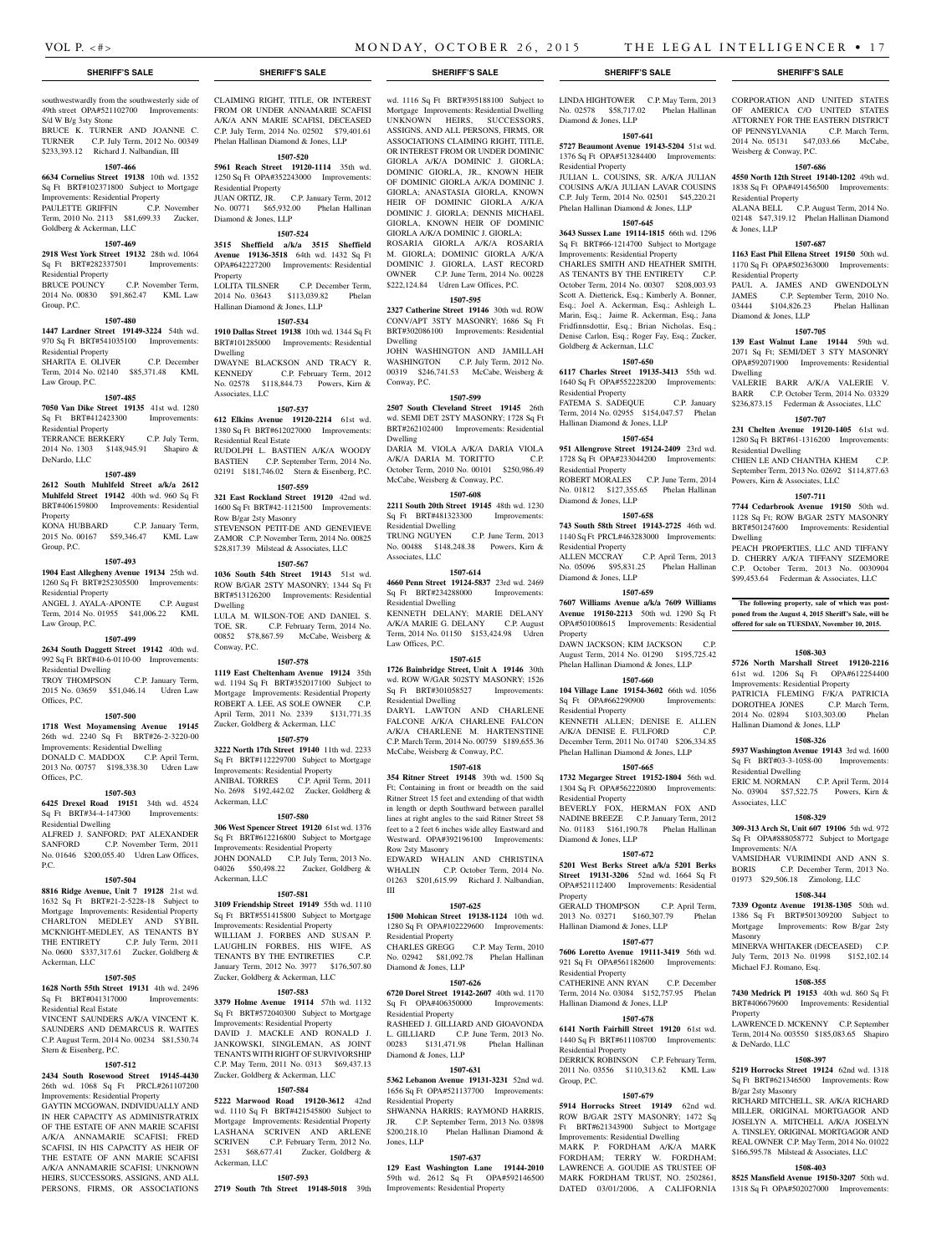southwestwardly from the southwesterly side of 49th street OPA#521102700 Improvements: S/d W B/g 3sty Stone

BRUCE K. TURNER AND JOANNE C. TURNER C.P. July Term, 2012 No. 00349 $233,393.12 Richard J. Nalbandian, III

**1507-466**

**6634 Cornelius Street 19138** 10th wd. 1352 Sq Ft BRT#102371800 Subject to Mortgage Improvements: Residential Property

PAULETTE GRIFFIN C.P. November Term, 2010 No. 2113 $81,699.33 Zucker, Goldberg & Ackerman, LLC

**1507-469**

**2918 West York Street 19132** 28th wd. 1064 Sq Ft BRT#282337501 Improvements: Residential Property

BRUCE POUNCY C.P. November Term, 2014 No. 00830 $91,862.47 KML Law Group, P.C.

**1507-480**

**1447 Lardner Street 19149-3224** 54th wd. 970 Sq Ft BRT#541035100 Improvements: Residential Property

SHARITA E. OLIVER C.P. December Term, 2014 No. 02140 $85,371.48 KML Law Group, P.C.

**1507-485**

**7050 Van Dike Street 19135** 41st wd. 1280 Sq Ft BRT#412423300 Improvements: Residential Property

TERRANCE BERKERY C.P. July Term, 2014 No. 1303 $148,945.91 Shapiro & DeNardo, LLC

**1507-489**

**2612 South Muhlfeld Street a/k/a 2612 Muhlfeld Street 19142** 40th wd. 960 Sq Ft BRT#406159800 Improvements: Residential Property

KONA HUBBARD C.P. January Term, 2015 No. 00167 $59,346.47 KML Law Group, P.C.

**1507-493**

**1904 East Allegheny Avenue 19134** 25th wd. 1260 Sq Ft BRT#252305500 Improvements: Residential Property

ANGEL J. AYALA-APONTE C.P. August Term, 2014 No. 01955 $41,006.22 KML Law Group, P.C.

**1507-499**

**2634 South Daggett Street 19142** 40th wd. 992 Sq Ft BRT#40-6-0110-00 Improvements: Residential Dwelling

TROY THOMPSON C.P. January Term, 2015 No. 03659 $51,046.14 Udren Law Offices, P.C.

**1507-500**

**1718 West Moyamensing Avenue 19145** 26th wd. 2240 Sq Ft BRT#26-2-3220-00 Improvements: Residential Dwelling

DONALD C. MADDOX C.P. April Term, 2013 No. 00757 $198,338.30 Udren Law Offices, P.C.

**1507-503**

**6425 Drexel Road 19151** 34th wd. 4524 Sq Ft BRT#34-4-147300 Improvements: Residential Dwelling

ALFRED J. SANFORD; PAT ALEXANDER SANFORD C.P. November Term, 2011 No. 01646 $200,055.40 Udren Law Offices, P.C.

**1507-504**

**8816 Ridge Avenue, Unit 7 19128** 21st wd. 1632 Sq Ft BRT#21-2-5228-18 Subject to Mortgage Improvements: Residential Property

CHARLTON MEDLEY AND SYBIL MCKNIGHT-MEDLEY, AS TENANTS BY THE ENTIRETY C.P. July Term, 2011 No. 0600 $337,317.61 Zucker, Goldberg & Ackerman, LLC

**1507-505**

**1628 North 55th Street 19131** 4th wd. 2496 Sq Ft BRT#041317000 Improvements: Residential Real Estate

VINCENT SAUNDERS A/K/A VINCENT K. SAUNDERS AND DEMARCUS R. WAITES C.P. August Term, 2014 No. 00234 $81,530.74 Stern & Eisenberg, P.C.

**1507-512**

**2434 South Rosewood Street 19145-4430** 26th wd. 1068 Sq Ft PRCL#261107200 Improvements: Residential Property

GAYTIN MCGOWAN, INDIVIDUALLY AND IN HER CAPACITY AS ADMINISTRATRIX OF THE ESTATE OF ANN MARIE SCAFISI A/K/A ANNAMARIE SCAFISI; FRED SCAFISI, IN HIS CAPACITY AS HEIR OF THE ESTATE OF ANN MARIE SCAFISI A/K/A ANNAMARIE SCAFISI; UNKNOWN HEIRS, SUCCESSORS, ASSIGNS, AND ALL PERSONS, FIRMS, OR ASSOCIATIONS CLAIMING RIGHT, TITLE, OR INTEREST FROM OR UNDER ANNAMARIE SCAFISI A/K/A ANN MARIE SCAFISI, DECEASED C.P. July Term, 2014 No. 02502 $79,401.61 Phelan Hallinan Diamond & Jones, LLP

**1507-520**

**5961 Reach Street 19120-1114** 35th wd. 1250 Sq Ft OPA#352243000 Improvements: Residential Property

JUAN ORTIZ, JR. C.P. January Term, 2012 No. 00771 $65,932.00 Phelan Hallinan Diamond & Jones, LLP

**1507-524**

**3515 Sheffield a/k/a 3515 Sheffield Avenue 19136-3518** 64th wd. 1432 Sq Ft OPA#642227200 Improvements: Residential Property

LOLITA TILSNER C.P. December Term, 2014 No. 03643 $113,039.82 Phelan Hallinan Diamond & Jones, LLP

**1507-534**

**1910 Dallas Street 19138** 10th wd. 1344 Sq Ft BRT#101285000 Improvements: Residential Dwelling

DWAYNE BLACKSON AND TRACY R. KENNEDY C.P. February Term, 2012 No. 02578 $118,844.73 Powers, Kirn & Associates, LLC

**1507-537**

**612 Elkins Avenue 19120-2214** 61st wd. 1380 Sq Ft BRT#612027000 Improvements: Residential Real Estate

RUDOLPH L. BASTIEN A/K/A WOODY BASTIEN C.P. September Term, 2014 No. 02191 $181,746.02 Stern & Eisenberg, P.C.

**1507-559**

**321 East Rockland Street 19120** 42nd wd. 1600 Sq Ft BRT#42-1121500 Improvements: Row B/gar 2sty Masonry

STEVENSON PETIT-DE AND GENEVIEVE ZAMOR C.P. November Term, 2014 No. 00825 $28,817.39 Milstead & Associates, LLC

**1507-567**

**1036 South 54th Street 19143** 51st wd. ROW B/GAR 2STY MASONRY; 1344 Sq Ft BRT#513126200 Improvements: Residential Dwelling

LULA M. WILSON-TOE AND DANIEL S. TOE, SR. C.P. February Term, 2014 No. 00852 $78,867.59 McCabe, Weisberg & Conway, P.C.

**1507-578**

**1119 East Cheltenham Avenue 19124** 35th wd. 1194 Sq Ft BRT#352017100 Subject to Mortgage Improvements: Residential Property

ROBERT A. LEE, AS SOLE OWNER C.P. April Term, 2011 No. 2339 $131,771.35 Zucker, Goldberg & Ackerman, LLC

**1507-579**

**3222 North 17th Street 19140** 11th wd. 2233 Sq Ft BRT#112229700 Subject to Mortgage Improvements: Residential Property

ANIBAL TORRES C.P. April Term, 2011 No. 2698 $192,442.02 Zucker, Goldberg & Ackerman, LLC

**1507-580**

**306 West Spencer Street 19120** 61st wd. 1376 Sq Ft BRT#612216800 Subject to Mortgage Improvements: Residential Property

JOHN DONALD C.P. July Term, 2013 No. 04026 $50,498.22 Zucker, Goldberg & Ackerman, LLC

**1507-581**

**3109 Friendship Street 19149** 55th wd. 1110 Sq Ft BRT#551415800 Subject to Mortgage Improvements: Residential Property

WILLIAM J. FORBES AND SUSAN P. LAUGHLIN FORBES, HIS WIFE, AS TENANTS BY THE ENTIRETIES C.P. January Term, 2012 No. 3977 $176,507.80 Zucker, Goldberg & Ackerman, LLC

**1507-583**

**3379 Holme Avenue 19114** 57th wd. 1132 Sq Ft BRT#572040300 Subject to Mortgage Improvements: Residential Property

DAVID J. MACKLE AND RONALD J. JANKOWSKI, SINGLEMAN, AS JOINT TENANTS WITH RIGHT OF SURVIVORSHIP C.P. May Term, 2011 No. 0313 $69,437.13 Zucker, Goldberg & Ackerman, LLC

**1507-584**

**5222 Marwood Road 19120-3612** 42nd wd. 1110 Sq Ft BRT#421545800 Subject to Mortgage Improvements: Residential Property

LASHANA SCRIVEN AND ARLENE SCRIVEN C.P. February Term, 2012 No. 2531 $68,677.41 Zucker, Goldberg & Ackerman, LLC

**1507-593**

**2719 South 7th Street 19148-5018** 39th wd. 1116 Sq Ft BRT#395188100 Subject to Mortgage Improvements: Residential Dwelling

UNKNOWN HEIRS, SUCCESSORS, ASSIGNS, AND ALL PERSONS, FIRMS, OR ASSOCIATIONS CLAIMING RIGHT, TITLE, OR INTEREST FROM OR UNDER DOMINIC GIORLA A/K/A DOMINIC J. GIORLA; DOMINIC GIORLA, JR., KNOWN HEIR OF DOMINIC GIORLA A/K/A DOMINIC J. GIORLA; ANASTASIA GIORLA, KNOWN HEIR OF DOMINIC GIORLA A/K/A DOMINIC J. GIORLA; DENNIS MICHAEL GIORLA, KNOWN HEIR OF DOMINIC GIORLA A/K/A DOMINIC J. GIORLA; ROSARIA GIORLA A/K/A ROSARIA M. GIORLA; DOMINIC GIORLA A/K/A DOMINIC J. GIORLA, LAST RECORD OWNER C.P. June Term, 2014 No. 00228 $222,124.84 Udren Law Offices, P.C.

**1507-595**

**2327 Catherine Street 19146** 30th wd. ROW CONV/APT 3STY MASONRY; 1686 Sq Ft BRT#302086100 Improvements: Residential Dwelling

JOHN WASHINGTON AND JAMILLAH WASHINGTON C.P. July Term, 2012 No. 00319 $246,741.53 McCabe, Weisberg & Conway, P.C.

**1507-599**

**2507 South Cleveland Street 19145** 26th wd. SEMI DET 2STY MASONRY; 1728 Sq Ft BRT#262102400 Improvements: Residential Dwelling

DARIA M. VIOLA A/K/A DARIA VIOLA A/K/A DARIA M. TORITTO C.P. October Term, 2010 No. 00101 $250,986.49 McCabe, Weisberg & Conway, P.C.

**1507-608**

**2211 South 20th Street 19145** 48th wd. 1230 Sq Ft BRT#481323300 Improvements: Residential Dwelling

TRUNG NGUYEN C.P. June Term, 2013 No. 00488 $148,248.38 Powers, Kirn & Associates, LLC

**1507-614**

**4660 Penn Street 19124-5837** 23rd wd. 2469 Sq Ft BRT#234288000 Improvements: Residential Dwelling

KENNETH DELANY; MARIE DELANY A/K/A MARIE G. DELANY C.P. August Term, 2014 No. 01150 $153,424.98 Udren Law Offices, P.C.

**1507-615**

**1726 Bainbridge Street, Unit A 19146** 30th wd. ROW W/GAR 502STY MASONRY; 1526 Sq Ft BRT#301058527 Improvements: Residential Dwelling

DARYL LAWTON AND CHARLENE FALCONE A/K/A CHARLENE FALCON A/K/A CHARLENE M. HARTENSTINE C.P. March Term, 2014 No. 00759 $189,655.36 McCabe, Weisberg & Conway, P.C.

**1507-618**

**354 Ritner Street 19148** 39th wd. 1500 Sq Ft; Containing in front or breadth on the said Ritner Street 15 feet and extending of that width in length or depth Southward between parallel lines at right angles to the said Ritner Street 58 feet to a 2 feet 6 inches wide alley Eastward and Westward. OPA#392196100 Improvements: Row 2sty Masonry

EDWARD WHALIN AND CHRISTINA WHALIN C.P. October Term, 2014 No. 01263 $201,615.99 Richard J. Nalbandian, III

**1507-625**

**1500 Mohican Street 19138-1124** 10th wd. 1280 Sq Ft OPA#102229600 Improvements: Residential Property

CHARLES GREGG C.P. May Term, 2010 No. 02942 $81,092.78 Phelan Hallinan Diamond & Jones, LLP

**1507-626**

**6720 Dorel Street 19142-2607** 40th wd. 1170 Sq Ft OPA#406350000 Improvements: Residential Property

RASHEED J. GILLIARD AND GIOAVONDA L. GILLIARD C.P. June Term, 2013 No. 00283 $131,471.98 Phelan Hallinan Diamond & Jones, LLP

**1507-631**

**5362 Lebanon Avenue 19131-3231** 52nd wd. 1656 Sq Ft OPA#521137700 Improvements: Residential Property

SHWANNA HARRIS; RAYMOND HARRIS, JR. C.P. September Term, 2013 No. 03898 $200,218.10 Phelan Hallinan Diamond & Jones, LLP

**1507-637**

**129 East Washington Lane 19144-2010** 59th wd. 2612 Sq Ft OPA#592146500 Improvements: Residential Property

LINDA HIGHTOWER C.P. May Term, 2013 No. 02578 $58,717.02 Phelan Hallinan Diamond & Jones, LLP

**1507-641**

**5727 Beaumont Avenue 19143-5204** 51st wd. 1376 Sq Ft OPA#513284400 Improvements: Residential Property

JULIAN L. COUSINS, SR. A/K/A JULIAN COUSINS A/K/A JULIAN LAVAR COUSINS C.P. July Term, 2014 No. 02501 $45,220.21 Phelan Hallinan Diamond & Jones, LLP

**1507-645**

**3643 Sussex Lane 19114-1815** 66th wd. 1296 Sq Ft BRT#66-1214700 Subject to Mortgage Improvements: Residential Property

CHARLES SMITH AND HEATHER SMITH, AS TENANTS BY THE ENTIRETY C.P. October Term, 2014 No. 00307 $208,003.93 Scott A. Dietterick, Esq.; Kimberly A. Bonner, Esq.; Joel A. Ackerman, Esq.; Ashleigh L. Marin, Esq.; Jaime R. Ackerman, Esq.; Jana Fridfinnsdottir, Esq.; Brian Nicholas, Esq.; Denise Carlon, Esq.; Roger Fay, Esq.; Zucker, Goldberg & Ackerman, LLC

**1507-650**

**6117 Charles Street 19135-3413** 55th wd. 1640 Sq Ft OPA#552228200 Improvements: Residential Property

FATEMA S. SADEQUE C.P. January Term, 2014 No. 02955 $154,047.57 Phelan Hallinan Diamond & Jones, LLP

**1507-654**

**951 Allengrove Street 19124-2409** 23rd wd. 1728 Sq Ft OPA#233044200 Improvements: Residential Property

ROBERT MORALES C.P. June Term, 2014 No. 01812 $127,355.65 Phelan Hallinan Diamond & Jones, LLP

**1507-658**

**743 South 58th Street 19143-2725** 46th wd. 1140 Sq Ft PRCL#463283000 Improvements: Residential Property

ALLEN MCCRAY C.P. April Term, 2013 No. 05096 $95,831.25 Phelan Hallinan Diamond & Jones, LLP

**1507-659**

**7607 Williams Avenue a/k/a 7609 Williams Avenue 19150-2213** 50th wd. 1290 Sq Ft OPA#501008615 Improvements: Residential Property

DAWN JACKSON; KIM JACKSON C.P. August Term, 2014 No. 01290 $195,725.42 Phelan Hallinan Diamond & Jones, LLP

**1507-660**

**104 Village Lane 19154-3602** 66th wd. 1056 Sq Ft OPA#662290900 Improvements: Residential Property

KENNETH ALLEN; DENISE E. ALLEN A/K/A DENISE E. FULFORD C.P. December Term, 2011 No. 01740 $206,334.85 Phelan Hallinan Diamond & Jones, LLP

**1507-665**

**1732 Megargee Street 19152-1804** 56th wd. 1304 Sq Ft OPA#562220800 Improvements: Residential Property

BEVERLY FOX, HERMAN FOX AND NADINE BREEZE C.P. January Term, 2012 No. 01183 $161,190.78 Phelan Hallinan Diamond & Jones, LLP

**1507-672**

**5201 West Berks Street a/k/a 5201 Berks Street 19131-3206** 52nd wd. 1664 Sq Ft OPA#521112400 Improvements: Residential Property

GERALD THOMPSON C.P. April Term, 2013 No. 03271 $160,307.79 Phelan Hallinan Diamond & Jones, LLP

**1507-677**

**7606 Loretto Avenue 19111-3419** 56th wd. 921 Sq Ft OPA#561182600 Improvements: Residential Property

CATHERINE ANN RYAN C.P. December Term, 2014 No. 03084 $152,757.95 Phelan Hallinan Diamond & Jones, LLP

**1507-678**

**6141 North Fairhill Street 19120** 61st wd. 1440 Sq Ft BRT#611108700 Improvements: Residential Property

DERRICK ROBINSON C.P. February Term, 2011 No. 03556 $110,313.62 KML Law Group, P.C.

**1507-679**

**5914 Horrocks Street 19149** 62nd wd. ROW B/GAR 2STY MASONRY; 1472 Sq Ft BRT#621343900 Subject to Mortgage Improvements: Residential Dwelling

MARK P. FORDHAM A/K/A MARK FORDHAM; TERRY W. FORDHAM; LAWRENCE A. GOUDIE AS TRUSTEE OF MARK FORDHAM TRUST, NO. 2502861, DATED 03/01/2006, A CALIFORNIA CORPORATION AND UNITED STATES OF AMERICA C/O UNITED STATES ATTORNEY FOR THE EASTERN DISTRICT OF PENNSYLVANIA C.P. March Term, 2014 No. 05131 $47,033.66 McCabe, Weisberg & Conway, P.C.

**1507-686**

**4550 North 12th Street 19140-1202** 49th wd. 1838 Sq Ft OPA#491456500 Improvements: Residential Property

ALANA BELL C.P. August Term, 2014 No. 02148 $47,319.12 Phelan Hallinan Diamond & Jones, LLP

**1507-687**

**1163 East Phil Ellena Street 19150** 50th wd. 1170 Sq Ft OPA#502363000 Improvements: Residential Property

PAUL A. JAMES AND GWENDOLYN JAMES C.P. September Term, 2010 No. 03444 $104,826.23 Phelan Hallinan Diamond & Jones, LLP

**1507-705**

**139 East Walnut Lane 19144** 59th wd. 2071 Sq Ft; SEMI/DET 3 STY MASONRY OPA#592071900 Improvements: Residential Dwelling

VALERIE BARR A/K/A VALERIE V. BARR C.P. October Term, 2014 No. 03329 $236,873.15 Federman & Associates, LLC

**1507-707**

**231 Chelten Avenue 19120-1405** 61st wd. 1280 Sq Ft BRT#61-1316200 Improvements: Residential Dwelling

CHIEN LE AND CHANTHA KHEM C.P. September Term, 2013 No. 02692 $114,877.63 Powers, Kirn & Associates, LLC

**1507-711**

**7744 Cedarbrook Avenue 19150** 50th wd. 1128 Sq Ft; ROW B/GAR 2STY MASONRY BRT#501247600 Improvements: Residential Dwelling

PEACH PROPERTIES, LLC AND TIFFANY D. CHERRY A/K/A TIFFANY SIZEMORE C.P. October Term, 2013 No. 0030904 $99,453.64 Federman & Associates, LLC

**The following property, sale of which was postponed from the August 4, 2015 Sheriff's Sale, will be offered for sale on TUESDAY, November 10, 2015.**

**1508-303**

**5726 North Marshall Street 19120-2216** 61st wd. 1206 Sq Ft OPA#612254400 Improvements: Residential Property

PATRICIA FLEMING F/K/A PATRICIA DOROTHEA JONES C.P. March Term, 2014 No. 02894 $103,303.00 Phelan Hallinan Diamond & Jones, LLP

**1508-326**

**5937 Washington Avenue 19143** 3rd wd. 1600 Sq Ft BRT#03-3-1058-00 Improvements: Residential Dwelling

ERIC M. NORMAN C.P. April Term, 2014 No. 03904 $57,522.75 Powers, Kirn & Associates, LLC

**1508-329**

**309-313 Arch St, Unit 607 19106** 5th wd. 972 Sq Ft OPA#888058772 Subject to Mortgage Improvements: N/A

VAMSIDHAR VURIMINDI AND ANN S. BORIS C.P. December Term, 2013 No. 01973 $29,506.18 Zimolong, LLC

**1508-344**

**7339 Ogontz Avenue 19138-1305** 50th wd. 1386 Sq Ft BRT#501309200 Subject to Mortgage Improvements: Row B/gar 2sty Masonry

MINERVA WHITAKER (DECEASED) C.P. July Term, 2013 No. 01998 $152,102.14 Michael F.J. Romano, Esq.

**1508-355**

**7430 Medrick Pl 19153** 40th wd. 860 Sq Ft BRT#406679600 Improvements: Residential Property

LAWRENCE D. MCKENNY C.P. September Term, 2014 No. 003550 $185,083.65 Shapiro & DeNardo, LLC

**1508-397**

**5219 Horrocks Street 19124** 62nd wd. 1318 Sq Ft BRT#621346500 Improvements: Row B/gar 2sty Masonry

RICHARD MITCHELL, SR. A/K/A RICHARD MILLER, ORIGINAL MORTGAGOR AND JOSELYN A. MITCHELL A/K/A JOSELYN A. TINSLEY, ORIGINAL MORTGAGOR AND REAL OWNER C.P. May Term, 2014 No. 01022 $166,595.78 Milstead & Associates, LLC

**1508-403**

**8525 Mansfield Avenue 19150-3207** 50th wd. 1318 Sq Ft OPA#502027000 Improvements: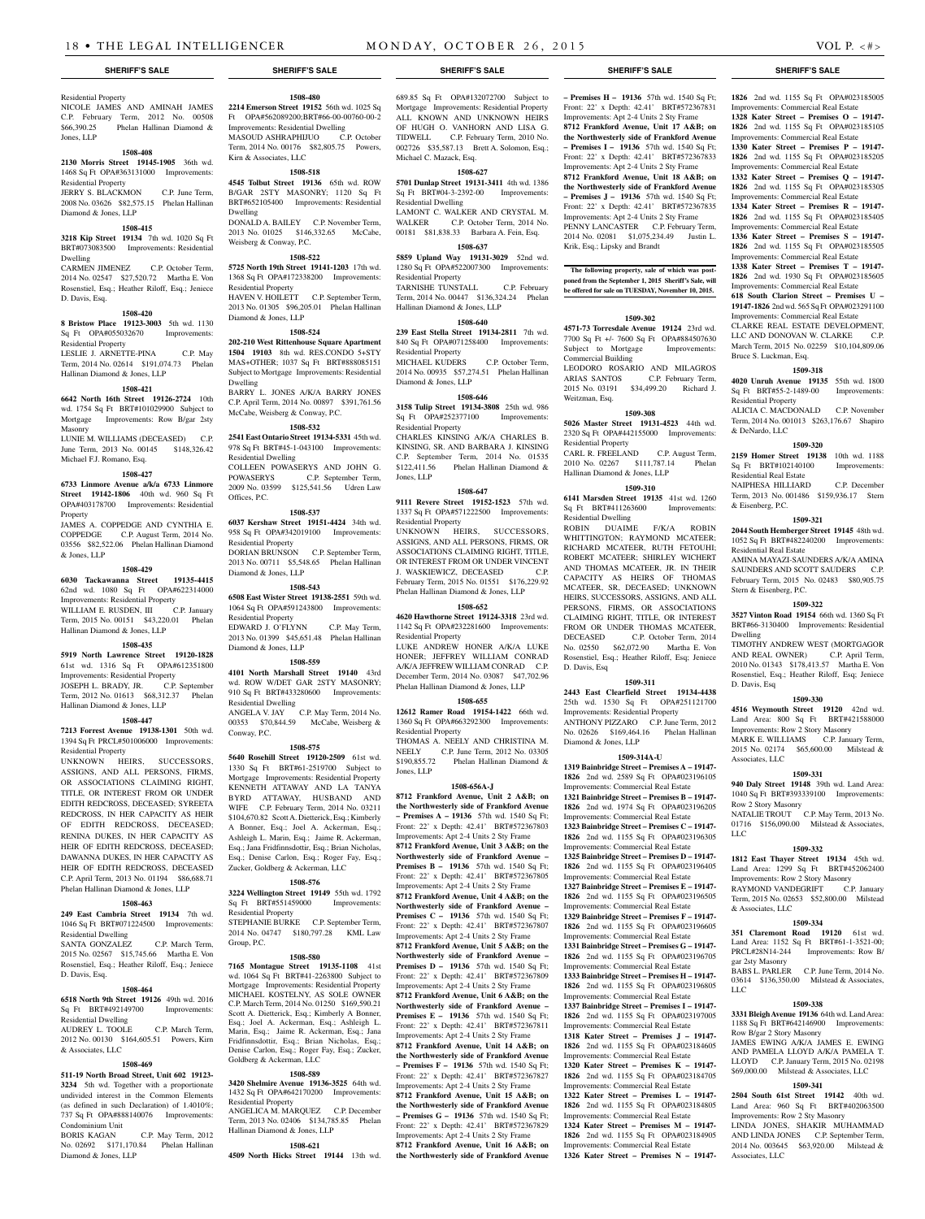Residential Property

NICOLE JAMES AND AMINAH JAMES C.P. February Term, 2012 No. 00508 $66,390.25 Phelan Hallinan Diamond & Jones, LLP

**1508-408**

**2130 Morris Street 19145-1905** 36th wd. 1468 Sq Ft OPA#363131000 Improvements: Residential Property

JERRY S. BLACKMON C.P. June Term, 2008 No. 03626 $82,575.15 Phelan Hallinan Diamond & Jones, LLP

**1508-415**

**3218 Kip Street 19134** 7th wd. 1020 Sq Ft BRT#073083500 Improvements: Residential Dwelling

CARMEN JIMENEZ C.P. October Term, 2014 No. 02547 $27,520.72 Martha E. Von Rosenstiel, Esq.; Heather Riloff, Esq.; Jeniece D. Davis, Esq.

**1508-420**

**8 Bristow Place 19123-3003** 5th wd. 1130 Sq Ft OPA#055032670 Improvements: Residential Property

LESLIE J. ARNETTE-PINA C.P. May Term, 2014 No. 02614 $191,074.73 Phelan Hallinan Diamond & Jones, LLP

**1508-421**

**6642 North 16th Street 19126-2724** 10th wd. 1754 Sq Ft BRT#101029900 Subject to Mortgage Improvements: Row B/gar 2sty Masonry

LUNIE M. WILLIAMS (DECEASED) C.P. June Term, 2013 No. 00145 $148,326.42 Michael F.J. Romano, Esq.

**1508-427**

**6733 Linmore Avenue a/k/a 6733 Linmore Street 19142-1806** 40th wd. 960 Sq Ft OPA#403178700 Improvements: Residential Property

JAMES A. COPPEDGE AND CYNTHIA E. COPPEDGE C.P. August Term, 2014 No. 03556 $82,522.06 Phelan Hallinan Diamond & Jones, LLP

**1508-429**

**6030 Tackawanna Street 19135-4415** 62nd wd. 1080 Sq Ft OPA#622314000 Improvements: Residential Property

WILLIAM E. RUSDEN, III C.P. January Term, 2015 No. 00151 $43,220.01 Phelan Hallinan Diamond & Jones, LLP

**1508-435**

**5919 North Lawrence Street 19120-1828** 61st wd. 1316 Sq Ft OPA#612351800 Improvements: Residential Property

JOSEPH L. BRADY, JR. C.P. September Term, 2012 No. 01613 $68,312.37 Phelan Hallinan Diamond & Jones, LLP

**1508-447**

**7213 Forrest Avenue 19138-1301** 50th wd. 1394 Sq Ft PRCL#501006000 Improvements: Residential Property

UNKNOWN HEIRS, SUCCESSORS, ASSIGNS, AND ALL PERSONS, FIRMS, OR ASSOCIATIONS CLAIMING RIGHT, TITLE, OR INTEREST FROM OR UNDER EDITH REDCROSS, DECEASED; SYREETA REDCROSS, IN HER CAPACITY AS HEIR OF EDITH REDCROSS, DECEASED; RENINA DUKES, IN HER CAPACITY AS HEIR OF EDITH REDCROSS, DECEASED; DAWANNA DUKES, IN HER CAPACITY AS HEIR OF EDITH REDCROSS, DECEASED C.P. April Term, 2013 No. 01194 $86,688.71 Phelan Hallinan Diamond & Jones, LLP

**1508-463**

**249 East Cambria Street 19134** 7th wd. 1046 Sq Ft BRT#071224500 Improvements: Residential Dwelling

SANTA GONZALEZ C.P. March Term, 2015 No. 02567 $15,745.66 Martha E. Von Rosenstiel, Esq.; Heather Riloff, Esq.; Jeniece D. Davis, Esq.

**1508-464**

**6518 North 9th Street 19126** 49th wd. 2016 Sq Ft BRT#492149700 Improvements: Residential Dwelling

AUDREY L. TOOLE C.P. March Term, 2012 No. 00130 $164,605.51 Powers, Kirn & Associates, LLC

**1508-469**

**511-19 North Broad Street, Unit 602 19123-3234** 5th wd. Together with a proportionate undivided interest in the Common Elements (as defined in such Declaration) of 1.4010%; 737 Sq Ft OPA#888140076 Improvements: Condominium Unit

BORIS KAGAN C.P. May Term, 2012 No. 02692 $171,170.84 Phelan Hallinan Diamond & Jones, LLP

**1508-480**

**2214 Emerson Street 19152** 56th wd. 1025 Sq Ft OPA#562089200;BRT#66-00-00760-00-2 Improvements: Residential Dwelling

MASOUD ASHRAPHIJUO C.P. October Term, 2014 No. 00176 $82,805.75 Powers, Kirn & Associates, LLC

**1508-518**

**4545 Tolbut Street 19136** 65th wd. ROW B/GAR 2STY MASONRY; 1120 Sq Ft BRT#652105400 Improvements: Residential Dwelling

DONALD A. BAILEY C.P. November Term, 2013 No. 01025 $146,332.65 McCabe, Weisberg & Conway, P.C.

**1508-522**

**5725 North 19th Street 19141-1203** 17th wd. 1368 Sq Ft OPA#172338200 Improvements: Residential Property

HAVEN V. HOILETT C.P. September Term, 2013 No. 01305 $96,205.01 Phelan Hallinan Diamond & Jones, LLP

**1508-524**

**202-210 West Rittenhouse Square Apartment 1504 19103** 8th wd. RES.CONDO 5+STY MAS+OTHER; 1037 Sq Ft BRT#888085151 Subject to Mortgage Improvements: Residential Dwelling

BARRY L. JONES A/K/A BARRY JONES C.P. April Term, 2014 No. 00897 $391,761.56 McCabe, Weisberg & Conway, P.C.

**1508-532**

**2541 East Ontario Street 19134-5331** 45th wd. 978 Sq Ft BRT#45-1-043100 Improvements: Residential Dwelling

COLLEEN POWASERYS AND JOHN G. POWASERYS C.P. September Term, 2009 No. 03599 $125,541.56 Udren Law Offices, P.C.

**1508-537**

**6037 Kershaw Street 19151-4424** 34th wd. 958 Sq Ft OPA#342019100 Improvements: Residential Property

DORIAN BRUNSON C.P. September Term, 2013 No. 00711 $5,548.65 Phelan Hallinan Diamond & Jones, LLP

**1508-543**

**6508 East Wister Street 19138-2551** 59th wd. 1064 Sq Ft OPA#591243800 Improvements: Residential Property

EDWARD J. O'FLYNN C.P. May Term, 2013 No. 01399 $45,651.48 Phelan Hallinan Diamond & Jones, LLP

**1508-559**

**4101 North Marshall Street 19140** 43rd wd. ROW W/DET GAR 2STY MASONRY; 910 Sq Ft BRT#433280600 Improvements: Residential Dwelling

ANGELA V. JAY C.P. May Term, 2014 No. 00353 $70,844.59 McCabe, Weisberg & Conway, P.C.

**1508-575**

**5640 Rosehill Street 19120-2509** 61st wd. 1330 Sq Ft BRT#61-2519700 Subject to Mortgage Improvements: Residential Property

KENNETH ATTAWAY AND LA TANYA BYRD ATTAWAY, HUSBAND AND WIFE C.P. February Term, 2014 No. 03211 $104,670.82 Scott A. Dietterick, Esq.; Kimberly A Bonner, Esq.; Joel A. Ackerman, Esq.; Ashleigh L. Marin, Esq.; Jaime R. Ackerman, Esq.; Jana Fridfinnsdottir, Esq.; Brian Nicholas, Esq.; Denise Carlon, Esq.; Roger Fay, Esq.; Zucker, Goldberg & Ackerman, LLC

**1508-576**

**3224 Wellington Street 19149** 55th wd. 1792 Sq Ft BRT#551459000 Improvements: Residential Property

STEPHANIE BURKE C.P. September Term, 2014 No. 04747 $180,797.28 KML Law Group, P.C.

**1508-580**

**7165 Montague Street 19135-1108** 41st wd. 1064 Sq Ft BRT#41-2263800 Subject to Mortgage Improvements: Residential Property

MICHAEL KOSTELNY, AS SOLE OWNER C.P. March Term, 2014 No. 01250 $169,590.21 Scott A. Dietterick, Esq.; Kimberly A. Bonner, Esq.; Joel A. Ackerman, Esq.; Ashleigh L. Marin, Esq.; Jaime R. Ackerman, Esq.; Jana Fridfinnsdottir, Esq.; Brian Nicholas, Esq.; Denise Carlon, Esq.; Roger Fay, Esq.; Zucker, Goldberg & Ackerman, LLC

**1508-589**

**3420 Shelmire Avenue 19136-3525** 64th wd. 1432 Sq Ft OPA#642170200 Improvements: Residential Property

ANGELICA M. MARQUEZ C.P. December Term, 2013 No. 02406 $134,785.85 Phelan Hallinan Diamond & Jones, LLP

**1508-621**

**4509 North Hicks Street 19144** 13th wd. 689.85 Sq Ft OPA#132072700 Subject to Mortgage Improvements: Residential Property

ALL KNOWN AND UNKNOWN HEIRS OF HUGH O. VANHORN AND LISA G. TIDWELL C.P. February Term, 2010 No. 002726 $35,587.13 Brett A. Solomon, Esq.; Michael C. Mazack, Esq.

**1508-627**

**5701 Dunlap Street 19131-3411** 4th wd. 1386 Sq Ft BRT#04-3-2392-00 Improvements: Residential Dwelling

LAMONT C. WALKER AND CRYSTAL M. WALKER C.P. October Term, 2014 No. 00181 $81,838.33 Barbara A. Fein, Esq.

**1508-637**

**5859 Upland Way 19131-3029** 52nd wd. 1280 Sq Ft OPA#522007300 Improvements: Residential Property

TARNISHE TUNSTALL C.P. February Term, 2014 No. 00447 $136,324.24 Phelan Hallinan Diamond & Jones, LLP

**1508-640**

**239 East Stella Street 19134-2811** 7th wd. 840 Sq Ft OPA#071258400 Improvements: Residential Property

MICHAEL KUDERS C.P. October Term, 2014 No. 00935 $57,274.51 Phelan Hallinan Diamond & Jones, LLP

**1508-646**

**3158 Tulip Street 19134-3808** 25th wd. 986 Sq Ft OPA#252377100 Improvements: Residential Property

CHARLES KINSING A/K/A CHARLES B. KINSING, SR. AND BARBARA J. KINSING C.P. September Term, 2014 No. 01535 $122,411.56 Phelan Hallinan Diamond & Jones, LLP

**1508-647**

**9111 Revere Street 19152-1523** 57th wd. 1337 Sq Ft OPA#571222500 Improvements: Residential Property

UNKNOWN HEIRS, SUCCESSORS, ASSIGNS, AND ALL PERSONS, FIRMS, OR ASSOCIATIONS CLAIMING RIGHT, TITLE, OR INTEREST FROM OR UNDER VINCENT J. WASKIEWICZ, DECEASED C.P. February Term, 2015 No. 01551 $176,229.92 Phelan Hallinan Diamond & Jones, LLP

**1508-652**

**4620 Hawthorne Street 19124-3318** 23rd wd. 1142 Sq Ft OPA#232281600 Improvements: Residential Property

LUKE ANDREW HONER A/K/A LUKE HONER; JEFFREY WILLIAM CONRAD A/K/A JEFFREW WILLIAM CONRAD C.P. December Term, 2014 No. 03087 $47,702.96 Phelan Hallinan Diamond & Jones, LLP

**1508-655**

**12612 Ramer Road 19154-1422** 66th wd. 1360 Sq Ft OPA#663292300 Improvements: Residential Property

THOMAS A. NEELY AND CHRISTINA M. NEELY C.P. June Term, 2012 No. 03305 $190,855.72 Phelan Hallinan Diamond & Jones, LLP

**1508-656A-J**

**8712 Frankford Avenue, Unit 2 A&B; on the Northwesterly side of Frankford Avenue – Premises A – 19136** 57th wd. 1540 Sq Ft; Front: 22' x Depth: 42.41' BRT#572367803 Improvements: Apt 2-4 Units 2 Sty Frame

**8712 Frankford Avenue, Unit 3 A&B; on the Northwesterly side of Frankford Avenue – Premises B – 19136** 57th wd. 1540 Sq Ft; Front: 22' x Depth: 42.41' BRT#572367805 Improvements: Apt 2-4 Units 2 Sty Frame

**8712 Frankford Avenue, Unit 4 A&B; on the Northwesterly side of Frankford Avenue – Premises C – 19136** 57th wd. 1540 Sq Ft; Front: 22' x Depth: 42.41' BRT#572367807 Improvements: Apt 2-4 Units 2 Sty Frame

**8712 Frankford Avenue, Unit 5 A&B; on the Northwesterly side of Frankford Avenue – Premises D – 19136** 57th wd. 1540 Sq Ft; Front: 22' x Depth: 42.41' BRT#572367809 Improvements: Apt 2-4 Units 2 Sty Frame

**8712 Frankford Avenue, Unit 6 A&B; on the Northwesterly side of Frankford Avenue – Premises E – 19136** 57th wd. 1540 Sq Ft; Front: 22' x Depth: 42.41' BRT#572367811 Improvements: Apt 2-4 Units 2 Sty Frame

**8712 Frankford Avenue, Unit 14 A&B; on the Northwesterly side of Frankford Avenue – Premises F – 19136** 57th wd. 1540 Sq Ft; Front: 22' x Depth: 42.41' BRT#572367827 Improvements: Apt 2-4 Units 2 Sty Frame

**8712 Frankford Avenue, Unit 15 A&B; on the Northwesterly side of Frankford Avenue – Premises G – 19136** 57th wd. 1540 Sq Ft; Front: 22' x Depth: 42.41' BRT#572367829 Improvements: Apt 2-4 Units 2 Sty Frame

**8712 Frankford Avenue, Unit 16 A&B; on the Northwesterly side of Frankford Avenue – Premises H – 19136** 57th wd. 1540 Sq Ft; Front: 22' x Depth: 42.41' BRT#572367831 Improvements: Apt 2-4 Units 2 Sty Frame

**8712 Frankford Avenue, Unit 17 A&B; on the Northwesterly side of Frankford Avenue – Premises I – 19136** 57th wd. 1540 Sq Ft; Front: 22' x Depth: 42.41' BRT#572367833 Improvements: Apt 2-4 Units 2 Sty Frame

**8712 Frankford Avenue, Unit 18 A&B; on the Northwesterly side of Frankford Avenue – Premises J – 19136** 57th wd. 1540 Sq Ft; Front: 22' x Depth: 42.41' BRT#572367835 Improvements: Apt 2-4 Units 2 Sty Frame

PENNY LANCASTER C.P. February Term, 2014 No. 02081 $1,075,234.49 Justin L. Krik, Esq.; Lipsky and Brandt

**The following property, sale of which was postponed from the September 1, 2015 Sheriff's Sale, will be offered for sale on TUESDAY, November 10, 2015.**

**1509-302**

**4571-73 Torresdale Avenue 19124** 23rd wd. 7700 Sq Ft +/- 7600 Sq Ft OPA#884507630 Subject to Mortgage Improvements: Commercial Building

LEODORO ROSARIO AND MILAGROS ARIAS SANTOS C.P. February Term, 2015 No. 03191 $34,499.20 Richard J. Weitzman, Esq.

**1509-308**

**5026 Master Street 19131-4523** 44th wd. 2320 Sq Ft OPA#442155000 Improvements: Residential Property

CARL R. FREELAND C.P. August Term, 2010 No. 02267 $111,787.14 Phelan Hallinan Diamond & Jones, LLP

**1509-310**

**6141 Marsden Street 19135** 41st wd. 1260 Sq Ft BRT#411263600 Improvements: Residential Dwelling

ROBIN DUAIME F/K/A ROBIN WHITTINGTON; RAYMOND MCATEER; RICHARD MCATEER, RUTH FETOUHI; ROBERT MCATEER; SHIRLEY WICHERT AND THOMAS MCATEER, JR. IN THEIR CAPACITY AS HEIRS OF THOMAS MCATEER, SR, DECEASED; UNKNOWN HEIRS, SUCCESSORS, ASSIGNS, AND ALL PERSONS, FIRMS, OR ASSOCIATIONS CLAIMING RIGHT, TITLE, OR INTEREST FROM OR UNDER THOMAS MCATEER, DECEASED C.P. October Term, 2014 No. 02550 $62,072.90 Martha E. Von Rosenstiel, Esq.; Heather Riloff, Esq.; Jeniece D. Davis, Esq

**1509-311**

**2443 East Clearfield Street 19134-4438** 25th wd. 1530 Sq Ft OPA#251121700 Improvements: Residential Property

ANTHONY PIZZARO C.P. June Term, 2012 No. 02626 $169,464.16 Phelan Hallinan Diamond & Jones, LLP

**1509-314A-U**

**1319 Bainbridge Street – Premises A – 19147-1826** 2nd wd. 2589 Sq Ft OPA#023196105 Improvements: Commercial Real Estate

**1321 Bainbridge Street – Premises B – 19147-1826** 2nd wd. 1974 Sq Ft OPA#023196205 Improvements: Commercial Real Estate

**1323 Bainbridge Street – Premises C – 19147-1826** 2nd wd. 1155 Sq Ft OPA#023196305 Improvements: Commercial Real Estate

**1325 Bainbridge Street – Premises D – 19147-1826** 2nd wd. 1155 Sq Ft OPA#023196405 Improvements: Commercial Real Estate

**1327 Bainbridge Street – Premises E – 19147-1826** 2nd wd. 1155 Sq Ft OPA#023196505 Improvements: Commercial Real Estate

**1329 Bainbridge Street – Premises F – 19147-1826** 2nd wd. 1155 Sq Ft OPA#023196605 Improvements: Commercial Real Estate

**1331 Bainbridge Street – Premises G – 19147-1826** 2nd wd. 1155 Sq Ft OPA#023196705 Improvements: Commercial Real Estate

**1333 Bainbridge Street – Premises H – 19147-1826** 2nd wd. 1155 Sq Ft OPA#023196805 Improvements: Commercial Real Estate

**1337 Bainbridge Street – Premises I – 19147-1826** 2nd wd. 1155 Sq Ft OPA#023197005 Improvements: Commercial Real Estate

**1318 Kater Street – Premises J – 19147-1826** 2nd wd. 1155 Sq Ft OPA#023184605 Improvements: Commercial Real Estate

**1320 Kater Street – Premises K – 19147-1826** 2nd wd. 1155 Sq Ft OPA#023184705 Improvements: Commercial Real Estate

**1322 Kater Street – Premises L – 19147-1826** 2nd wd. 1155 Sq Ft OPA#023184805 Improvements: Commercial Real Estate

**1324 Kater Street – Premises M – 19147-1826** 2nd wd. 1155 Sq Ft OPA#023184905 Improvements: Commercial Real Estate

**1326 Kater Street – Premises N – 19147-1826** 2nd wd. 1155 Sq Ft OPA#023185005 Improvements: Commercial Real Estate

**1328 Kater Street – Premises O – 19147-1826** 2nd wd. 1155 Sq Ft OPA#023185105 Improvements: Commercial Real Estate

**1330 Kater Street – Premises P – 19147-1826** 2nd wd. 1155 Sq Ft OPA#023185205 Improvements: Commercial Real Estate

**1332 Kater Street – Premises Q – 19147-1826** 2nd wd. 1155 Sq Ft OPA#023185305 Improvements: Commercial Real Estate

**1334 Kater Street – Premises R – 19147-1826** 2nd wd. 1155 Sq Ft OPA#023185405 Improvements: Commercial Real Estate

**1336 Kater Street – Premises S – 19147-1826** 2nd wd. 1155 Sq Ft OPA#023185505 Improvements: Commercial Real Estate

**1338 Kater Street – Premises T – 19147-1826** 2nd wd. 1930 Sq Ft OPA#023185605 Improvements: Commercial Real Estate

**618 South Clarion Street – Premises U – 19147-1826** 2nd wd. 565 Sq Ft OPA#023291100 Improvements: Commercial Real Estate

CLARKE REAL ESTATE DEVELOPMENT, LLC AND DONOVAN W. CLARKE C.P. March Term, 2015 No. 02259 $10,104,809.06 Bruce S. Luckman, Esq.

**1509-318**

**4020 Unruh Avenue 19135** 55th wd. 1800 Sq Ft BRT#55-2-1489-00 Improvements: Residential Property

ALICIA C. MACDONALD C.P. November Term, 2014 No. 001013 $263,176.67 Shapiro & DeNardo, LLC

**1509-320**

**2159 Homer Street 19138** 10th wd. 1188 Sq Ft BRT#102140100 Improvements: Residential Real Estate

NAIPHESA HILLIARD C.P. December Term, 2013 No. 001486 $159,936.17 Stern & Eisenberg, P.C.

**1509-321**

**2044 South Hemberger Street 19145** 48th wd. 1052 Sq Ft BRT#482240200 Improvements: Residential Real Estate

AMINA MAYAZI-SAUNDERS A/K/A AMINA SAUNDERS AND SCOTT SAUDERS C.P. February Term, 2015 No. 02483 $80,905.75 Stern & Eisenberg, P.C.

**1509-322**

**3527 Vinton Road 19154** 66th wd. 1360 Sq Ft BRT#66-3130400 Improvements: Residential Dwelling

TIMOTHY ANDREW WEST (MORTGAGOR AND REAL OWNER) C.P. April Term, 2010 No. 01343 $178,413.57 Martha E. Von Rosenstiel, Esq.; Heather Riloff, Esq.; Jeniece D. Davis, Esq

**1509-330**

**4516 Weymouth Street 19120** 42nd wd. Land Area: 800 Sq Ft BRT#421588000 Improvements: Row 2 Story Masonry

MARK E. WILLIAMS C.P. January Term, 2015 No. 02174 $65,600.00 Milstead & Associates, LLC

**1509-331**

**940 Daly Street 19148** 39th wd. Land Area: 1040 Sq Ft BRT#393339100 Improvements: Row 2 Story Masonry

NATALIE TROUT C.P. May Term, 2013 No. 01716 $156,090.00 Milstead & Associates, LLC

**1509-332**

**1812 East Thayer Street 19134** 45th wd. Land Area: 1299 Sq Ft BRT#452062400 Improvements: Row 2 Story Masonry

RAYMOND VANDEGRIFT C.P. January Term, 2015 No. 02653 $52,800.00 Milstead & Associates, LLC

**1509-334**

**351 Claremont Road 19120** 61st wd. Land Area: 1152 Sq Ft BRT#61-1-3521-00; PRCL#28N14-244 Improvements: Row B/gar 2sty Masonry

BABS L. PARLER C.P. June Term, 2014 No. 03614 $136,350.00 Milstead & Associates, LLC

**1509-338**

**3331 Bleigh Avenue 19136** 64th wd. Land Area: 1188 Sq Ft BRT#642146900 Improvements: Row B/gar 2 Story Masonry

JAMES EWING A/K/A JAMES E. EWING AND PAMELA LLOYD A/K/A PAMELA T. LLOYD C.P. January Term, 2015 No. 02198 $69,000.00 Milstead & Associates, LLC

**1509-341**

**2504 South 61st Street 19142** 40th wd. Land Area: 960 Sq Ft BRT#402063500 Improvements: Row 2 Sty Masonry

LINDA JONES, SHAKIR MUHAMMAD AND LINDA JONES C.P. September Term, 2014 No. 003645 $63,920.00 Milstead & Associates, LLC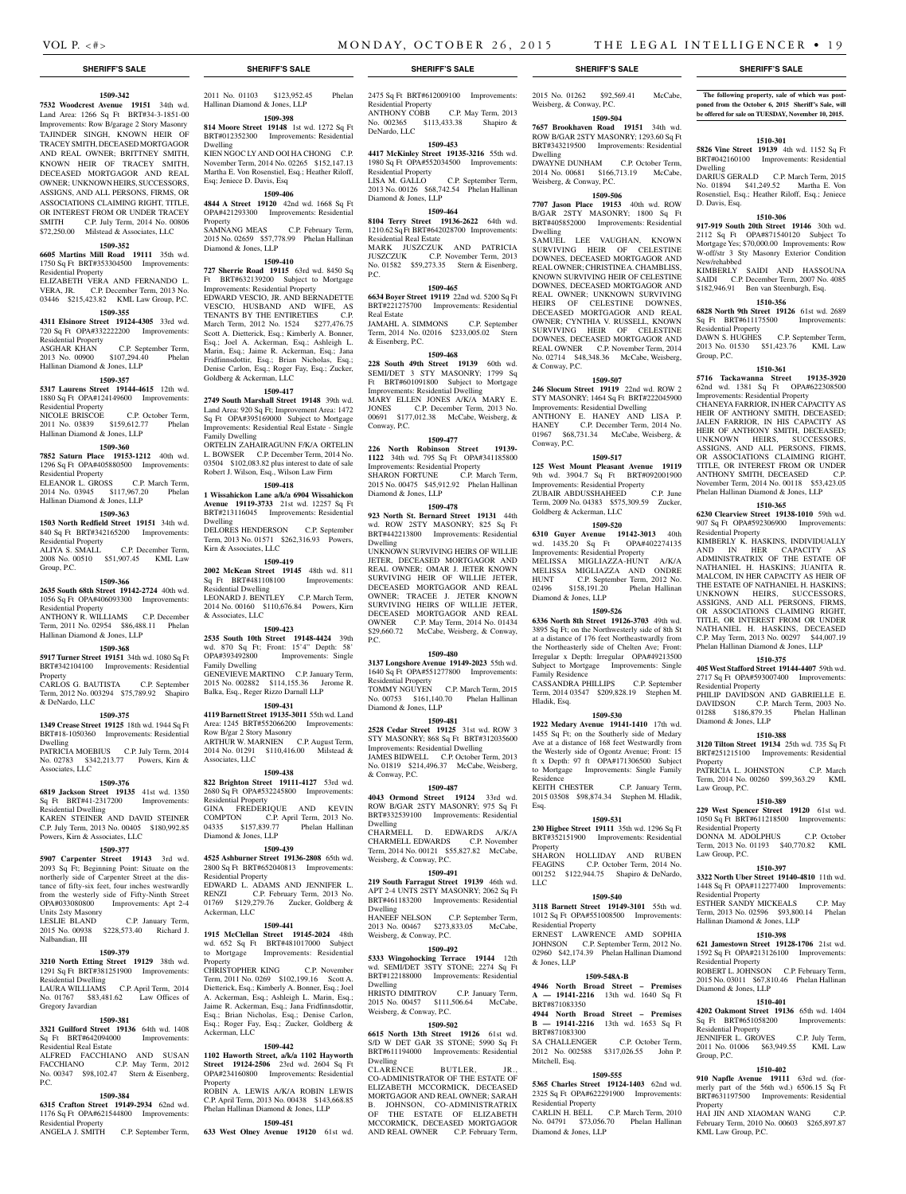**SHERIFF'S SALE**

**1509-342**

**7532 Woodcrest Avenue 19151** 34th wd. Land Area: 1266 Sq Ft BRT#34-3-1851-00 Improvements: Row B/garage 2 Story Masonry TAJINDER SINGH, KNOWN HEIR OF TRACEY SMITH, DECEASED MORTGAGOR AND REAL OWNER; BRITTNEY SMITH, KNOWN HEIR OF TRACEY SMITH, DECEASED MORTGAGOR AND REAL OWNER; UNKNOWN HEIRS, SUCCESSORS, ASSIGNS, AND ALL PERSONS, FIRMS, OR ASSOCIATIONS CLAIMING RIGHT, TITLE, OR INTEREST FROM OR UNDER TRACEY SMITH C.P. July Term, 2014 No. 00806 $72,250.00 Milstead & Associates, LLC

**1509-352**

**6605 Martins Mill Road 19111** 35th wd. 1750 Sq Ft BRT#353304500 Improvements: Residential Property
ELIZABETH VERA AND FERNANDO L. VERA, JR. C.P. December Term, 2013 No. 03446 $215,423.82 KML Law Group, P.C.

**1509-355**

**4311 Elsinore Street 19124-4305** 33rd wd. 720 Sq Ft OPA#332222200 Improvements: Residential Property
ASGHAR KHAN C.P. September Term, 2013 No. 00900 $107,294.40 Phelan Hallinan Diamond & Jones, LLP

**1509-357**

**5317 Laurens Street 19144-4615** 12th wd. 1880 Sq Ft OPA#124149600 Improvements: Residential Property
NICOLE BRISCOE C.P. October Term, 2011 No. 03839 $159,612.77 Phelan Hallinan Diamond & Jones, LLP

**1509-360**

**7852 Saturn Place 19153-1212** 40th wd. 1296 Sq Ft OPA#405880500 Improvements: Residential Property
ELEANOR L. GROSS C.P. March Term, 2014 No. 03945 $117,967.20 Phelan Hallinan Diamond & Jones, LLP

**1509-363**

**1503 North Redfield Street 19151** 34th wd. 840 Sq Ft BRT#342165200 Improvements: Residential Property
ALIYA S. SMALL C.P. December Term, 2008 No. 00510 $51,907.45 KML Law Group, P.C.

**1509-366**

**2635 South 68th Street 19142-2724** 40th wd. 1056 Sq Ft OPA#406093300 Improvements: Residential Property
ANTHONY R. WILLIAMS C.P. December Term, 2011 No. 02954 $86,488.11 Phelan Hallinan Diamond & Jones, LLP

**1509-368**

**5917 Turner Street 19151** 34th wd. 1080 Sq Ft BRT#342104100 Improvements: Residential Property
CARLOS G. BAUTISTA C.P. September Term, 2012 No. 003294 $75,789.92 Shapiro & DeNardo, LLC

**1509-375**

**1349 Crease Street 19125** 18th wd. 1944 Sq Ft BRT#18-1050360 Improvements: Residential Dwelling
PATRICIA MOEBIUS C.P. July Term, 2014 No. 02783 $342,213.77 Powers, Kirn & Associates, LLC

**1509-376**

**6819 Jackson Street 19135** 41st wd. 1350 Sq Ft BRT#41-2317200 Improvements: Residential Dwelling
KAREN STEINER AND DAVID STEINER C.P. July Term, 2013 No. 00405 $180,992.85 Powers, Kirn & Associates, LLC

**1509-377**

**5907 Carpenter Street 19143** 3rd wd. 2093 Sq Ft; Beginning Point: Situate on the northerly side of Carpenter Street at the distance of fifty-six feet, four inches westwardly from the westerly side of Fifty-Ninth Street OPA#033080800 Improvements: Apt 2-4 Units 2sty Masonry
LESLIE BLAND C.P. January Term, 2015 No. 00938 $228,573.40 Richard J. Nalbandian, III

**1509-379**

**3210 North Etting Street 19129** 38th wd. 1291 Sq Ft BRT#381251900 Improvements: Residential Dwelling
LAURA WILLIAMS C.P. April Term, 2014 No. 01767 $83,481.62 Law Offices of Gregory Javardian

**1509-381**

**3321 Guilford Street 19136** 64th wd. 1408 Sq Ft BRT#642094000 Improvements: Residential Real Estate
ALFRED FACCHIANO AND SUSAN FACCHIANO C.P. May Term, 2012 No. 00347 $98,102.47 Stern & Eisenberg, P.C.

**1509-384**

**6315 Crafton Street 19149-2934** 62nd wd. 1176 Sq Ft OPA#621544800 Improvements: Residential Property
ANGELA J. SMITH C.P. September Term, 2011 No. 01103 $123,952.45 Phelan Hallinan Diamond & Jones, LLP

**1509-398**

**814 Moore Street 19148** 1st wd. 1272 Sq Ft BRT#012352300 Improvements: Residential Dwelling
KIEN NGOC LY AND OOI HA CHONG C.P. November Term, 2014 No. 02265 $152,147.13 Martha E. Von Rosenstiel, Esq.; Heather Riloff, Esq; Jeniece D. Davis, Esq

**1509-406**

**4844 A Street 19120** 42nd wd. 1668 Sq Ft OPA#421293300 Improvements: Residential Property
SAMNANG MEAS C.P. February Term, 2015 No. 02659 $77,778.99 Phelan Hallinan Diamond & Jones, LLP

**1509-410**

**727 Sherrie Road 19115** 63rd wd. 8450 Sq Ft BRT#632139200 Subject to Mortgage Improvements: Residential Property
EDWARD VESCIO, JR. AND BERNADETTE VESCIO, HUSBAND AND WIFE, AS TENANTS BY THE ENTIRETIES C.P. March Term, 2012 No. 1524 $277,476.75 Scott A. Dietterick, Esq.; Kimberly A. Bonner, Esq.; Joel A. Ackerman, Esq.; Ashleigh L. Marin, Esq.; Jaime R. Ackerman, Esq.; Jana Fridfinnsdottir, Esq.; Brian Nicholas, Esq.; Denise Carlon, Esq.; Roger Fay, Esq.; Zucker, Goldberg & Ackerman, LLC

**1509-417**

**2749 South Marshall Street 19148** 39th wd. Land Area: 920 Sq Ft; Improvement Area: 1472 Sq Ft OPA#395169000 Subject to Mortgage Improvements: Residential Real Estate - Single Family Dwelling
ORTELIN ZAHAIRAGUNN F/K/A ORTELIN L. BOWSER C.P. December Term, 2014 No. 03504 $102,083.82 plus interest to date of sale Robert J. Wilson, Esq., Wilson Law Firm

**1509-418**

**1 Wissahickon Lane a/k/a 6904 Wissahickon Avenue 19119-3733** 21st wd. 12257 Sq Ft BRT#213116045 Improvements: Residential Dwelling
DELORES HENDERSON C.P. September Term, 2013 No. 01571 $262,316.93 Powers, Kirn & Associates, LLC

**1509-419**

**2002 McKean Street 19145** 48th wd. 811 Sq Ft BRT#481108100 Improvements: Residential Dwelling
LEONARD J. BENTLEY C.P. March Term, 2014 No. 00160 $110,676.84 Powers, Kirn & Associates, LLC

**1509-423**

**2535 South 10th Street 19148-4424** 39th wd. 870 Sq Ft; Front: 15'4" Depth: 58' OPA#393492800 Improvements: Single Family Dwelling
GENEVIEVE MARTINO C.P. January Term, 2015 No. 002882 $114,155.36 Jerome R. Balka, Esq., Reger Rizzo Darnall LLP

**1509-431**

**4119 Barnett Street 19135-3011** 55th wd. Land Area: 1245 BRT#552066200 Improvements: Row B/gar 2 Story Masonry
ARTHUR W. MARNIEN C.P. August Term, 2014 No. 01291 $110,416.00 Milstead & Associates, LLC

**1509-438**

**822 Brighton Street 19111-4127** 53rd wd. 2680 Sq Ft OPA#532245800 Improvements: Residential Property
GINA FREDERIQUE AND KEVIN COMPTON C.P. April Term, 2013 No. 04335 $157,839.77 Phelan Hallinan Diamond & Jones, LLP

**1509-439**

**4525 Ashburner Street 19136-2808** 65th wd. 2800 Sq Ft BRT#652040813 Improvements: Residential Property
EDWARD L. ADAMS AND JENNIFER L. RENZI C.P. February Term, 2013 No. 01769 $129,279.76 Zucker, Goldberg & Ackerman, LLC

**1509-441**

**1915 McClellan Street 19145-2024** 48th wd. 652 Sq Ft BRT#481017000 Subject to Mortgage Improvements: Residential Property
CHRISTOPHER KING C.P. November Term, 2011 No. 0269 $102,199.16 Scott A. Dietterick, Esq.; Kimberly A. Bonner, Esq.; Joel A. Ackerman, Esq.; Ashleigh L. Marin, Esq.; Jaime R. Ackerman, Esq.; Jana Fridfinnsdottir, Esq.; Brian Nicholas, Esq.; Denise Carlon, Esq.; Roger Fay, Esq.; Zucker, Goldberg & Ackerman, LLC

**1509-442**

**1102 Haworth Street, a/k/a 1102 Hayworth Street 19124-2506** 23rd wd. 2604 Sq Ft OPA#234160800 Improvements: Residential Property
ROBIN A. LEWIS A/K/A ROBIN LEWIS C.P. April Term, 2013 No. 00438 $143,668.85 Phelan Hallinan Diamond & Jones, LLP

**1509-451**

**633 West Olney Avenue 19120** 61st wd. 2475 Sq Ft BRT#612009100 Improvements: Residential Property
ANTHONY COBB C.P. May Term, 2013 No. 002365 $113,433.38 Shapiro & DeNardo, LLC

**1509-453**

**4417 McKinley Street 19135-3216** 55th wd. 1980 Sq Ft OPA#552034500 Improvements: Residential Property
LISA M. GALLO C.P. September Term, 2013 No. 00126 $68,742.54 Phelan Hallinan Diamond & Jones, LLP

**1509-464**

**8104 Terry Street 19136-2622** 64th wd. 1210.62 Sq Ft BRT#642028700 Improvements: Residential Real Estate
MARK JUSZCZUK AND PATRICIA JUSZCZUK C.P. November Term, 2013 No. 01582 $59,273.35 Stern & Eisenberg, P.C.

**1509-465**

**6634 Boyer Street 19119** 22nd wd. 5200 Sq Ft BRT#221275700 Improvements: Residential Real Estate
JAMAHL A. SIMMONS C.P. September Term, 2014 No. 02016 $233,005.02 Stern & Eisenberg, P.C.

**1509-468**

**228 South 49th Street 19139** 60th wd. SEMI/DET 3 STY MASONRY; 1799 Sq Ft BRT#601091800 Subject to Mortgage Improvements: Residential Dwelling
MARY ELLEN JONES A/K/A MARY E. JONES C.P. December Term, 2013 No. 00691 $177,012.38 McCabe, Weisberg & Conway, P.C.

**1509-477**

**226 North Robinson Street 19139-1122** 34th wd. 795 Sq Ft OPA#341185800 Improvements: Residential Property
SHARON FORTUNE C.P. March Term, 2015 No. 00475 $45,912.92 Phelan Hallinan Diamond & Jones, LLP

**1509-478**

**923 North St. Bernard Street 19131** 44th wd. ROW 2STY MASONRY; 825 Sq Ft BRT#442213800 Improvements: Residential Dwelling
UNKNOWN SURVIVING HEIRS OF WILLIE JETER, DECEASED MORTGAGOR AND REAL OWNER; OMAR J. JETER KNOWN SURVIVING HEIR OF WILLIE JETER, DECEASED MORTGAGOR AND REAL OWNER; TRACEE J. JETER KNOWN SURVIVING HEIRS OF WILLIE JETER, DECEASED MORTGAGOR AND REAL OWNER C.P. May Term, 2014 No. 01434 $29,660.72 McCabe, Weisberg & Conway, P.C.

**1509-480**

**3137 Longshore Avenue 19149-2023** 55th wd. 1640 Sq Ft OPA#551277800 Improvements: Residential Property
TOMMY NGUYEN C.P. March Term, 2015 No. 00753 $161,140.70 Phelan Hallinan Diamond & Jones, LLP

**1509-481**

**2528 Cedar Street 19125** 31st wd. ROW 3 STY MASONRY; 868 Sq Ft BRT#312035600 Improvements: Residential Dwelling
JAMES BIDWELL C.P. October Term, 2013 No. 01819 $214,496.37 McCabe, Weisberg, & Conway, P.C.

**1509-487**

**4043 Ormond Street 19124** 33rd wd. ROW B/GAR 2STY MASONRY; 975 Sq Ft BRT#332539100 Improvements: Residential Dwelling
CHARMELL D. EDWARDS A/K/A CHARMELL EDWARDS C.P. November Term, 2014 No. 00121 $55,827.82 McCabe, Weisberg & Conway, P.C.

**1509-491**

**219 South Farragut Street 19139** 46th wd. APT 2-4 UNTS 2STY MASONRY; 2062 Sq Ft BRT#461183200 Improvements: Residential Dwelling
HANEEF NELSON C.P. September Term, 2013 No. 00467 $273,833.05 McCabe, Weisberg, & Conway, P.C.

**1509-492**

**5333 Wingohocking Terrace 19144** 12th wd. SEMI/DET 3STY STONE; 2274 Sq Ft BRT#122188000 Improvements: Residential Dwelling
HRISTO DIMITROV C.P. January Term, 2015 No. 00457 $111,506.64 McCabe, Weisberg, & Conway, P.C.

**1509-502**

**6615 North 13th Street 19126** 61st wd. S/D W DET GAR 3S STONE; 5990 Sq Ft BRT#611194000 Improvements: Residential Dwelling
CLARENCE BUTLER, JR., CO-ADMINISTRATOR OF THE ESTATE OF ELIZABETH MCCORMICK, DECEASED MORTGAGOR AND REAL OWNER; SARAH B. JOHNSON, CO-ADMINISTRATRIX OF THE ESTATE OF ELIZABETH MCCORMICK, DECEASED MORTGAGOR AND REAL OWNER C.P. February Term, 2015 No. 01262 $92,569.41 McCabe, Weisberg, & Conway, P.C.

**1509-504**

**7657 Brookhaven Road 19151** 34th wd. ROW B/GAR 2STY MASONRY; 1293.60 Sq Ft BRT#343219500 Improvements: Residential Dwelling
DWAYNE DUNHAM C.P. October Term, 2014 No. 00681 $166,713.19 McCabe, Weisberg, & Conway, P.C.

**1509-506**

**7707 Jason Place 19153** 40th wd. ROW B/GAR 2STY MASONRY; 1800 Sq Ft BRT#405852000 Improvements: Residential Dwelling
SAMUEL LEE VAUGHAN, KNOWN SURVIVING HEIR OF CELESTINE DOWNES, DECEASED MORTGAGOR AND REAL OWNER; CHRISTINE A. CHAMBLISS, KNOWN SURVIVING HEIR OF CELESTINE DOWNES, DECEASED MORTGAGOR AND REAL OWNER; UNKNOWN SURVIVING HEIRS OF CELESTINE DOWNES, DECEASED MORTGAGOR AND REAL OWNER; CYNTHIA V. RUSSELL, KNOWN SURVIVING HEIR OF CELESTINE DOWNES, DECEASED MORTGAGOR AND REAL OWNER C.P. November Term, 2014 No. 02714 $48,348.36 McCabe, Weisberg, & Conway, P.C.

**1509-507**

**246 Slocum Street 19119** 22nd wd. ROW 2 STY MASONRY; 1464 Sq Ft BRT#222045900 Improvements: Residential Dwelling
ANTHONY E. HANEY AND LISA P. HANEY C.P. December Term, 2014 No. 01967 $68,731.34 McCabe, Weisberg, & Conway, P.C.

**1509-517**

**125 West Mount Pleasant Avenue 19119** 9th wd. 3904.7 Sq Ft BRT#092001900 Improvements: Residential Property
ZUBAIR ABDUSSHAHEED C.P. June Term, 2009 No. 04383 $575,309.59 Zucker, Goldberg & Ackerman, LLC

**1509-520**

**6310 Guyer Avenue 19142-3013** 40th wd. 1435.20 Sq Ft OPA#402274135 Improvements: Residential Property
MELISSA MIGLIAZZA-HUNT A/K/A MELISSA MIGLIAZZA AND ONDRE HUNT C.P. September Term, 2012 No. 02496 $158,191.20 Phelan Hallinan Diamond & Jones, LLP

**1509-526**

**6336 North 8th Street 19126-3703** 49th wd. 3895 Sq Ft; on the Northwesterly side of 8th St at a distance of 176 feet Northeastwardly from the Northeasterly side of Chelten Ave; Front: Irregular x Depth: Irregular OPA#49213500 Subject to Mortgage Improvements: Single Family Residence
CASSANDRA PHILLIPS C.P. September Term, 2014 03547 $209,828.19 Stephen M. Hladik, Esq.

**1509-530**

**1922 Medary Avenue 19141-1410** 17th wd. 1455 Sq Ft; on the Southerly side of Medary Ave at a distance of 168 feet Westwardly from the Westerly side of Ogontz Avenue; Front: 15 ft x Depth: 97 ft OPA#171306500 Subject to Mortgage Improvements: Single Family Residence
KEITH CHESTER C.P. January Term, 2015 03508 $98,874.34 Stephen M. Hladik, Esq.

**1509-531**

**230 Higbee Street 19111** 35th wd. 1296 Sq Ft BRT#352151900 Improvements: Residential Property
SHARON HOLLIDAY AND RUBEN FEAGINS C.P. October Term, 2014 No. 001252 $122,944.75 Shapiro & DeNardo, LLC

**1509-540**

**3118 Barnett Street 19149-3101** 55th wd. 1012 Sq Ft OPA#551008500 Improvements: Residential Property
ERNEST LAWRENCE AMD SOPHIA JOHNSON C.P. September Term, 2012 No. 02960 $42,174.39 Phelan Hallinan Diamond & Jones, LLP

**1509-548A-B**

**4946 North Broad Street – Premises A — 19141-2216** 13th wd. 1640 Sq Ft BRT#871083350
**4944 North Broad Street – Premises B — 19141-2216** 13th wd. 1653 Sq Ft BRT#871083300
SA CHALLENGER C.P. October Term, 2012 No. 002588 $317,026.55 John P. Mitchell, Esq.

**1509-555**

**5365 Charles Street 19124-1403** 62nd wd. 2325 Sq Ft OPA#622291900 Improvements: Residential Property
CARLIN H. BELL C.P. March Term, 2010 No. 04791 $73,056.70 Phelan Hallinan Diamond & Jones, LLP

**The following property, sale of which was postponed from the October 6, 2015 Sheriff's Sale, will be offered for sale on TUESDAY, November 10, 2015.**

**1510-301**

**5826 Vine Street 19139** 4th wd. 1152 Sq Ft BRT#042160100 Improvements: Residential Dwelling
DARIUS GERALD C.P. March Term, 2015 No. 01894 $41,249.52 Martha E. Von Rosenstiel, Esq.; Heather Riloff, Esq.; Jeniece D. Davis, Esq.

**1510-306**

**917-919 South 20th Street 19146** 30th wd. 2112 Sq Ft OPA#871540120 Subject To Mortgage Yes; $70,000.00 Improvements: Row W-off/str 3 Sty Masonry Exterior Condition New/rehabbed
KIMBERLY SAIDI AND HASSOUNA SAIDI C.P. December Term, 2007 No. 4085 $182,946.91 Ben van Steenburgh, Esq.

**1510-356**

**6828 North 9th Street 19126** 61st wd. 2689 Sq Ft BRT#611175500 Improvements: Residential Property
DAWN S. HUGHES C.P. September Term, 2013 No. 01530 $51,423.76 KML Law Group, P.C.

**1510-361**

**5716 Tackawanna Street 19135-3920** 62nd wd. 1381 Sq Ft OPA#622308500 Improvements: Residential Property
CHANEYA FARRIOR, IN HER CAPACITY AS HEIR OF ANTHONY SMITH, DECEASED; JALEN FARRIOR, IN HIS CAPACITY AS HEIR OF ANTHONY SMITH, DECEASED; UNKNOWN HEIRS, SUCCESSORS, ASSIGNS, AND ALL PERSONS, FIRMS, OR ASSOCIATIONS CLAIMING RIGHT, TITLE, OR INTEREST FROM OR UNDER ANTHONY SMITH, DECEASED C.P. November Term, 2014 No. 00118 $53,423.05 Phelan Hallinan Diamond & Jones, LLP

**1510-365**

**6230 Clearview Street 19138-1010** 59th wd. 907 Sq Ft OPA#592306900 Improvements: Residential Property
KIMBERLY K. HASKINS, INDIVIDUALLY AND IN HER CAPACITY AS ADMINISTRATRIX OF THE ESTATE OF NATHANIEL H. HASKINS; JUANITA R. MALCOM, IN HER CAPACITY AS HEIR OF THE ESTATE OF NATHANIEL H. HASKINS; UNKNOWN HEIRS, SUCCESSORS, ASSIGNS, AND ALL PERSONS, FIRMS, OR ASSOCIATIONS CLAIMING RIGHT, TITLE, OR INTEREST FROM OR UNDER NATHANIEL H. HASKINS, DECEASED C.P. May Term, 2013 No. 00297 $44,007.19 Phelan Hallinan Diamond & Jones, LLP

**1510-375**

**405 West Stafford Street 19144-4407** 59th wd. 2717 Sq Ft OPA#593007400 Improvements: Residential Property
PHILIP DAVIDSON AND GABRIELLE E. DAVIDSON C.P. March Term, 2003 No. 01288 $186,879.35 Phelan Hallinan Diamond & Jones, LLP

**1510-388**

**3120 Tilton Street 19134** 25th wd. 735 Sq Ft BRT#251215100 Improvements: Residential Property
PATRICIA L. JOHNSTON C.P. March Term, 2014 No. 00260 $99,363.29 KML Law Group, P.C.

**1510-389**

**229 West Spencer Street 19120** 61st wd. 1050 Sq Ft BRT#611218500 Improvements: Residential Property
DONNA M. ADOLPHUS C.P. October Term, 2013 No. 01193 $40,770.82 KML Law Group, P.C.

**1510-397**

**3322 North Uber Street 19140-4810** 11th wd. 1448 Sq Ft OPA#112277400 Improvements: Residential Property
ESTHER SANDY MICKEALS C.P. May Term, 2013 No. 02596 $93,800.14 Phelan Hallinan Diamond & Jones, LLP

**1510-398**

**621 Jamestown Street 19128-1706** 21st wd. 1592 Sq Ft OPA#213126100 Improvements: Residential Property
ROBERT L. JOHNSON C.P. February Term, 2015 No. 03011 $67,810.46 Phelan Hallinan Diamond & Jones, LLP

**1510-401**

**4202 Oakmont Street 19136** 65th wd. 1404 Sq Ft BRT#651058200 Improvements: Residential Property
JENNIFER L. GROVES C.P. July Term, 2011 No. 01006 $63,949.55 KML Law Group, P.C.

**1510-402**

**910 Napfle Avenue 19111** 63rd wd. (formerly part of the 56th wd.) 6506.15 Sq Ft BRT#631197500 Improvements: Residential Property
HAI JIN AND XIAOMAN WANG C.P. February Term, 2010 No. 00603 $265,897.87 KML Law Group, P.C.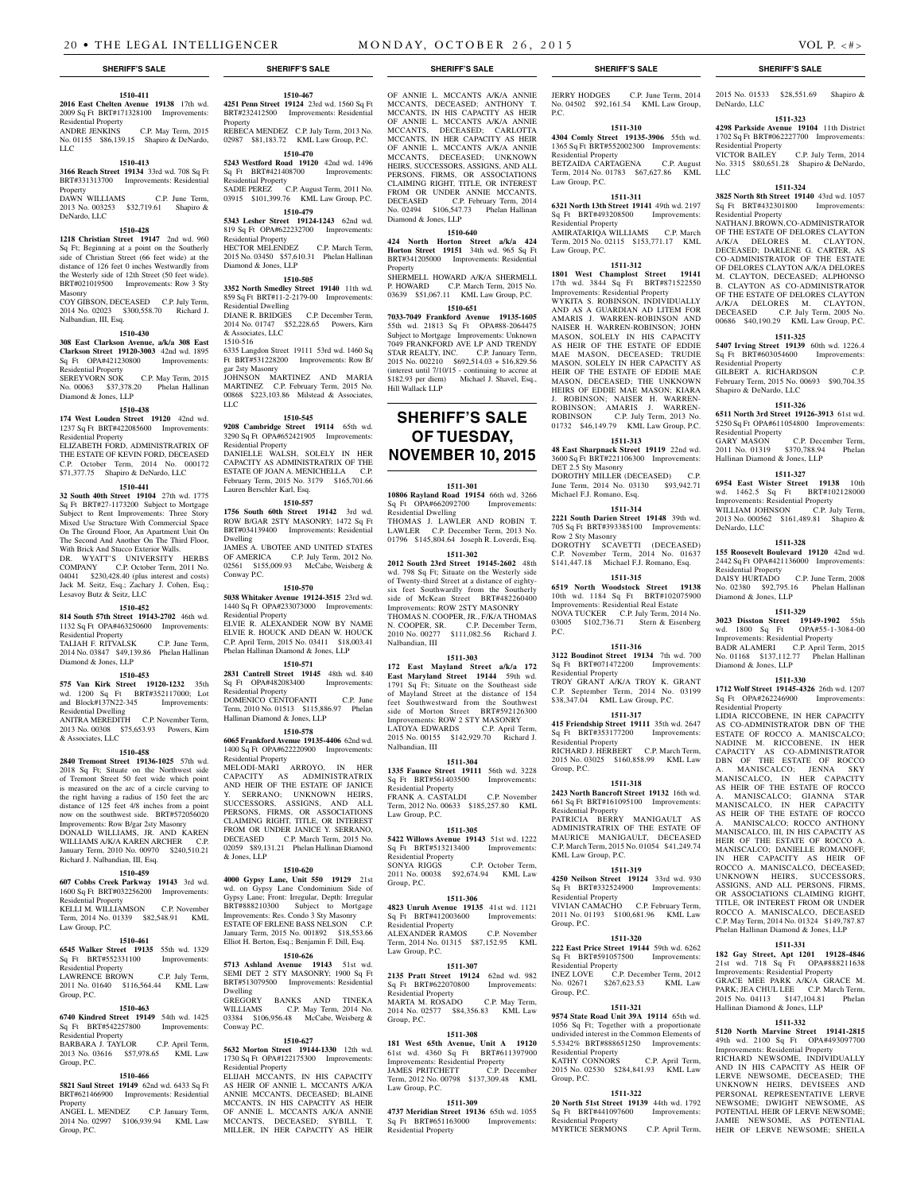**SHERIFF'S SALE**

**1510-411**

**2016 East Chelten Avenue 19138** 17th wd. 2009 Sq Ft BRT#171328100 Improvements: Residential Property

ANDRE JENKINS C.P. May Term, 2015 No. 01155 $86,139.15 Shapiro & DeNardo, LLC

**1510-413**

**3166 Reach Street 19134** 33rd wd. 708 Sq Ft BRT#331313700 Improvements: Residential Property

DAWN WILLIAMS C.P. June Term, 2013 No. 003253 $32,719.61 Shapiro & DeNardo, LLC

**1510-428**

**1218 Christian Street 19147** 2nd wd. 960 Sq Ft; Beginning at a point on the Southerly side of Christian Street (66 feet wide) at the distance of 126 feet 0 inches Westwardly from the Westerly side of 12th Street (50 feet wide). BRT#021019500 Improvements: Row 3 Sty Masonry

COY GIBSON, DECEASED C.P. July Term, 2014 No. 02023 $300,558.70 Richard J. Nalbandian, III, Esq.

**1510-430**

**308 East Clarkson Avenue, a/k/a 308 East Clarkson Street 19120-3003** 42nd wd. 1895 Sq Ft OPA#421230800 Improvements: Residential Property

SEREYVORN SOK C.P. May Term, 2015 No. 00063 $37,378.20 Phelan Hallinan Diamond & Jones, LLP

**1510-438**

**174 West Louden Street 19120** 42nd wd. 1237 Sq Ft BRT#422085600 Improvements: Residential Property

ELIZABETH FORD, ADMINISTRATRIX OF THE ESTATE OF KEVIN FORD, DECEASED C.P. October Term, 2014 No. 000172 $71,377.75 Shapiro & DeNardo, LLC

**1510-441**

**32 South 40th Street 19104** 27th wd. 1775 Sq Ft BRT#27-1173200 Subject to Mortgage Subject to Rent Improvements: Three Story Mixed Use Structure With Commercial Space On The Ground Floor, An Apartment Unit On The Second And Another On The Third Floor, With Brick And Stucco Exterior Walls.

DR. WYATT'S UNIVERSITY HERBS COMPANY C.P. October Term, 2011 No. 04041 $230,428.40 (plus interest and costs) Jack M. Seitz, Esq.; Zachary J. Cohen, Esq.; Lesavoy Butz & Seitz, LLC

**1510-452**

**814 South 57th Street 19143-2702** 46th wd. 1132 Sq Ft OPA#463250600 Improvements: Residential Property

TALIAH F. RITVALSK C.P. June Term, 2014 No. 03847 $49,139.86 Phelan Hallinan Diamond & Jones, LLP

**1510-453**

**575 Van Kirk Street 19120-1232** 35th wd. 1200 Sq Ft BRT#352117000; Lot and Block#137N22-345 Improvements: Residential Dwelling

ANITRA MEREDITH C.P. November Term, 2013 No. 00308 $75,653.93 Powers, Kirn & Associates, LLC

**1510-458**

**2840 Tremont Street 19136-1025** 57th wd. 2018 Sq Ft; Situate on the Northwest side of Tremont Street 50 feet wide which point is measured on the arc of a circle curving to the right having a radius of 150 feet the arc distance of 125 feet 4/8 inches from a point now on the southwest side. BRT#572056020 Improvements: Row B/gar 2sty Masonry

DONALD WILLIAMS, JR. AND KAREN WILLIAMS A/K/A KAREN ARCHER C.P. January Term, 2010 No. 00970 $240,510.21 Richard J. Nalbandian, III, Esq.

**1510-459**

**607 Cobbs Creek Parkway 19143** 3rd wd. 1600 Sq Ft BRT#032256200 Improvements: Residential Property

KELLI M. WILLIAMSON C.P. November Term, 2014 No. 01339 $82,548.91 KML Law Group, P.C.

**1510-461**

**6545 Walker Street 19135** 55th wd. 1329 Sq Ft BRT#552331100 Improvements: Residential Property

LAWRENCE BROWN C.P. July Term, 2011 No. 01640 $116,564.44 KML Law Group, P.C.

**1510-463**

**6740 Kindred Street 19149** 54th wd. 1425 Sq Ft BRT#542257800 Improvements: Residential Property

BARBARA J. TAYLOR C.P. April Term, 2013 No. 03616 $57,978.65 KML Law Group, P.C.

**1510-466**

**5821 Saul Street 19149** 62nd wd. 6433 Sq Ft BRT#621466900 Improvements: Residential Property

ANGEL L. MENDEZ C.P. January Term, 2014 No. 02997 $106,939.94 KML Law Group, P.C.

**1510-467**

**4251 Penn Street 19124** 23rd wd. 1560 Sq Ft BRT#232412500 Improvements: Residential Property

REBECA MENDEZ C.P. July Term, 2013 No. 02987 $81,183.72 KML Law Group, P.C.

**1510-470**

**5243 Westford Road 19120** 42nd wd. 1496 Sq Ft BRT#421408700 Improvements: Residential Property

SADIE PEREZ C.P. August Term, 2011 No. 03915 $101,399.76 KML Law Group, P.C.

**1510-479**

**5343 Lesher Street 19124-1243** 62nd wd. 819 Sq Ft OPA#622232700 Improvements: Residential Property

HECTOR MELENDEZ C.P. March Term, 2015 No. 03450 $57,610.31 Phelan Hallinan Diamond & Jones, LLP

**1510-505**

**3352 North Smedley Street 19140** 11th wd. 859 Sq Ft BRT#11-2-2179-00 Improvements: Residential Dwelling

DIANE R. BRIDGES C.P. December Term, 2014 No. 01747 $52,228.65 Powers, Kirn & Associates, LLC

1510-516

6335 Langdon Street 19111 53rd wd. 1460 Sq Ft BRT#531228200 Improvements: Row B/gar 2sty Masonry

JOHNSON MARTINEZ AND MARIA MARTINEZ C.P. February Term, 2015 No. 00868 $223,103.86 Milstead & Associates, LLC

**1510-545**

**9208 Cambridge Street 19114** 65th wd. 3290 Sq Ft OPA#652421905 Improvements: Residential Property

DANIELLE WALSH, SOLELY IN HER CAPACITY AS ADMINISTRATRIX OF THE ESTATE OF JOAN A. MENICHELLA C.P. February Term, 2015 No. 3179 $165,701.66 Lauren Berschler Karl, Esq.

**1510-557**

**1756 South 60th Street 19142** 3rd wd. ROW B/GAR 2STY MASONRY; 1472 Sq Ft BRT#034139400 Improvements: Residential Dwelling

JAMES A. UBOTEE AND UNITED STATES OF AMERICA C.P. July Term, 2012 No. 02561 $155,009.93 McCabe, Weisberg & Conway P.C.

**1510-570**

**5038 Whitaker Avenue 19124-3515** 23rd wd. 1440 Sq Ft OPA#233073000 Improvements: Residential Property

ELVIE R. ALEXANDER NOW BY NAME ELVIE R. HOUCK AND DEAN W. HOUCK C.P. April Term, 2015 No. 03411 $18,003.41 Phelan Hallinan Diamond & Jones, LLP

**1510-571**

**2831 Cantrell Street 19145** 48th wd. 840 Sq Ft OPA#482083400 Improvements: Residential Property

DOMENICO CENTOFANTI C.P. June Term, 2010 No. 01513 $115,886.97 Phelan Hallinan Diamond & Jones, LLP

**1510-578**

**6065 Frankford Avenue 19135-4406** 62nd wd. 1400 Sq Ft OPA#622220900 Improvements: Residential Property

MELODI-MARI ARROYO, IN HER CAPACITY AS ADMINISTRATRIX AND HEIR OF THE ESTATE OF JANICE Y. SERRANO; UNKNOWN HEIRS, SUCCESSORS, ASSIGNS, AND ALL PERSONS, FIRMS, OR ASSOCIATIONS CLAIMING RIGHT, TITLE, OR INTEREST FROM OR UNDER JANICE Y. SERRANO, DECEASED C.P. March Term, 2015 No. 02059 $89,131.21 Phelan Hallinan Diamond & Jones, LLP

**1510-620**

**4000 Gypsy Lane, Unit 550 19129** 21st wd. on Gypsy Lane Condominium Side of Gypsy Lane; Front: Irregular, Depth: Irregular BRT#888210300 Subject to Mortgage Improvements: Res. Condo 3 Sty Masonry

ESTATE OF ERLENE BASS NELSON C.P. January Term, 2015 No. 001892 $18,553.66 Elliot H. Berton, Esq.; Benjamin F. Dill, Esq.

**1510-626**

**5713 Ashland Avenue 19143** 51st wd. SEMI DET 2 STY MASONRY; 1900 Sq Ft BRT#513079500 Improvements: Residential Dwelling

GREGORY BANKS AND TINEKA WILLIAMS C.P. May Term, 2014 No. 03384 $106,956.48 McCabe, Weisberg & Conway P.C.

**1510-627**

**5632 Morton Street 19144-1330** 12th wd. 1730 Sq Ft OPA#122175300 Improvements: Residential Property

ELIJAH MCCANTS, IN HIS CAPACITY AS HEIR OF ANNIE L. MCCANTS A/K/A ANNIE MCCANTS, DECEASED; BLAINE MCCANTS, IN HIS CAPACITY AS HEIR OF ANNIE L. MCCANTS A/K/A ANNIE MCCANTS, DECEASED; SYBILL T. MILLER, IN HER CAPACITY AS HEIR OF ANNIE L. MCCANTS A/K/A ANNIE MCCANTS, DECEASED; ANTHONY T. MCCANTS, IN HIS CAPACITY AS HEIR OF ANNIE L. MCCANTS A/K/A ANNIE MCCANTS, DECEASED; CARLOTTA MCCANTS, IN HER CAPACITY AS HEIR OF ANNIE L. MCCANTS A/K/A ANNIE MCCANTS, DECEASED; UNKNOWN HEIRS, SUCCESSORS, ASSIGNS, AND ALL PERSONS, FIRMS, OR ASSOCIATIONS CLAIMING RIGHT, TITLE, OR INTEREST FROM OR UNDER ANNIE MCCANTS, DECEASED C.P. February Term, 2014 No. 02494 $106,547.73 Phelan Hallinan Diamond & Jones, LLP

**1510-640**

**424 North Horton Street a/k/a 424 Horton Street 19151** 34th wd. 965 Sq Ft BRT#341205000 Improvements: Residential Property

SHERMELL HOWARD A/K/A SHERMELL P. HOWARD C.P. March Term, 2015 No. 03639 $51,067.11 KML Law Group, P.C.

**1510-651**

**7033-7049 Frankford Avenue 19135-1605** 55th wd. 21813 Sq Ft OPA#88-2064475 Subject to Mortgage Improvements: Unknown 7049 FRANKFORD AVE LP AND TRENDY STAR REALTY, INC. C.P. January Term, 2015 No. 002210 $692,514.03 + $16,829.56 (interest until 7/10/15 - continuing to accrue at $182.93 per diem) Michael J. Shavel, Esq., Hill Wallack LLP

# SHERIFF'S SALE OF TUESDAY, NOVEMBER 10, 2015

**1511-301**

**10806 Rayland Road 19154** 66th wd. 3266 Sq Ft OPA#662092700 Improvements: Residential Dwelling

THOMAS J. LAWLER AND ROBIN T. LAWLER C.P. December Term, 2013 No. 01796 $145,804.64 Joseph R. Loverdi, Esq.

**1511-302**

**2012 South 23rd Street 19145-2602** 48th wd. 798 Sq Ft; Situate on the Westerly side of Twenty-third Street at a distance of eighty-six feet Southwardly from the Southerly side of McKean Street BRT#482260400 Improvements: ROW 2STY MASONRY

THOMAS N. COOPER, JR., F/K/A THOMAS N. COOPER, SR. C.P. December Term, 2010 No. 00277 $111,082.56 Richard J. Nalbandian, III

**1511-303**

**172 East Mayland Street a/k/a 172 East Maryland Street 19144** 59th wd. 1791 Sq Ft; Situate on the Southeast side of Mayland Street at the distance of 154 feet Southwestward from the Southwest side of Morton Street BRT#592126300 Improvements: ROW 2 STY MASONRY

LATOYA EDWARDS C.P. April Term, 2015 No. 00155 $142,929.70 Richard J. Nalbandian, III

**1511-304**

**1335 Faunce Street 19111** 56th wd. 3228 Sq Ft BRT#561403500 Improvements: Residential Property

FRANK A. CASTALDI C.P. November Term, 2012 No. 00633 $185,257.80 KML Law Group, P.C.

**1511-305**

**5422 Willows Avenue 19143** 51st wd. 1222 Sq Ft BRT#513213400 Improvements: Residential Property

SONYA RIGGS C.P. October Term, 2011 No. 00038 $92,674.94 KML Law Group, P.C.

**1511-306**

**4823 Unruh Avenue 19135** 41st wd. 1121 Sq Ft BRT#412003600 Improvements: Residential Property

ALEXANDER RAMOS C.P. November Term, 2014 No. 01315 $87,152.95 KML Law Group, P.C.

**1511-307**

**2135 Pratt Street 19124** 62nd wd. 982 Sq Ft BRT#622070800 Improvements: Residential Property

MARTA M. ROSADO C.P. May Term, 2014 No. 02577 $84,356.83 KML Law Group, P.C.

**1511-308**

**181 West 65th Avenue, Unit A 19120** 61st wd. 4360 Sq Ft BRT#611397900 Improvements: Residential Property

JAMES PRITCHETT C.P. December Term, 2012 No. 00798 $137,309.48 KML Law Group, P.C.

**1511-309**

**4737 Meridian Street 19136** 65th wd. 1055 Sq Ft BRT#651163000 Improvements: Residential Property

JERRY HODGES C.P. June Term, 2014 No. 04502 $92,161.54 KML Law Group, P.C.

**1511-310**

**4304 Comly Street 19135-3906** 55th wd. 1365 Sq Ft BRT#552002300 Improvements: Residential Property

BETZAIDA CARTAGENA C.P. August Term, 2014 No. 01783 $67,627.86 KML Law Group, P.C.

**1511-311**

**6321 North 13th Street 19141** 49th wd. 2197 Sq Ft BRT#493208500 Improvements: Residential Property

AMIRATARIQA WILLIAMS C.P. March Term, 2015 No. 02115 $153,771.17 KML Law Group, P.C.

**1511-312**

**1801 West Champlost Street 19141** 17th wd. 3844 Sq Ft BRT#871522550 Improvements: Residential Property

WYKITA S. ROBINSON, INDIVIDUALLY AND AS A GUARDIAN AD LITEM FOR AMARIS J. WARREN-ROBINSON AND NAISER H. WARREN-ROBINSON; JOHN MASON, SOLELY IN HIS CAPACITY AS HEIR OF THE ESTATE OF EDDIE MAE MASON, DECEASED; TRUDIE MASON, SOLELY IN HER CAPACITY AS HEIR OF THE ESTATE OF EDDIE MAE MASON, DECEASED; THE UNKNOWN HEIRS OF EDDIE MAE MASON; KIARA J. ROBINSON; NAISER H. WARREN-ROBINSON; AMARIS J. WARREN-ROBINSON C.P. July Term, 2013 No. 01732 $46,149.79 KML Law Group, P.C.

**1511-313**

**48 East Sharpnack Street 19119** 22nd wd. 3600 Sq Ft BRT#221106300 Improvements: DET 2.5 Sty Masonry

DOROTHY MILLER (DECEASED) C.P. June Term, 2014 No. 03130 $93,942.71 Michael F.J. Romano, Esq.

**1511-314**

**2221 South Darien Street 19148** 39th wd. 705 Sq Ft BRT#393385100 Improvements: Row 2 Sty Masonry

DOROTHY SCAVETTI (DECEASED) C.P. November Term, 2014 No. 01637 $141,447.18 Michael F.J. Romano, Esq.

**1511-315**

**6519 North Woodstock Street 19138** 10th wd. 1184 Sq Ft BRT#102075900 Improvements: Residential Real Estate

NOVA TUCKER C.P. July Term, 2014 No. 03005 $102,736.71 Stern & Eisenberg P.C.

**1511-316**

**3122 Boudinot Street 19134** 7th wd. 700 Sq Ft BRT#071472200 Improvements: Residential Property

TROY GRANT A/K/A TROY K. GRANT C.P. September Term, 2014 No. 03199 $38,347.04 KML Law Group, P.C.

**1511-317**

**415 Friendship Street 19111** 35th wd. 2647 Sq Ft BRT#353177200 Improvements: Residential Property

RICHARD J. HERBERT C.P. March Term, 2015 No. 03025 $160,858.99 KML Law Group, P.C.

**1511-318**

**2423 North Bancroft Street 19132** 16th wd. 661 Sq Ft BRT#161095100 Improvements: Residential Property

PATRICIA BERRY MANIGAULT AS ADMINISTRATRIX OF THE ESTATE OF MAURICE MANIGAULT, DECEASED C.P. March Term, 2015 No. 01054 $41,249.74 KML Law Group, P.C.

**1511-319**

**4250 Neilson Street 19124** 33rd wd. 930 Sq Ft BRT#332524900 Improvements: Residential Property

VIVIAN CAMACHO C.P. February Term, 2011 No. 01193 $100,681.96 KML Law Group, P.C.

**1511-320**

**222 East Price Street 19144** 59th wd. 6262 Sq Ft BRT#591057500 Improvements: Residential Property

INEZ LOVE C.P. December Term, 2012 No. 02671 $267,623.53 KML Law Group, P.C.

**1511-321**

**9574 State Road Unit 39A 19114** 65th wd. 1056 Sq Ft; Together with a proportionate undivided interest in the Common Elements of 5.5342% BRT#888651250 Improvements: Residential Property

KATHY CONNORS C.P. April Term, 2015 No. 02530 $284,841.93 KML Law Group, P.C.

**1511-322**

**20 North 51st Street 19139** 44th wd. 1792 Sq Ft BRT#441097600 Improvements: Residential Property

MYRTICE SERMONS C.P. April Term, 2015 No. 01533 $28,551.69 Shapiro & DeNardo, LLC

**1511-323**

**4298 Parkside Avenue 19104** 11th District 1702 Sq Ft BRT#062227700 Improvements: Residential Property

VICTOR BAILEY C.P. July Term, 2014 No. 3315 $80,651.28 Shapiro & DeNardo, LLC

**1511-324**

**3825 North 8th Street 19140** 43rd wd. 1057 Sq Ft BRT#432301800 Improvements: Residential Property

NATHAN J. BROWN, CO-ADMINISTRATOR OF THE ESTATE OF DELORES CLAYTON A/K/A DELORES M. CLAYTON, DECEASED; DARLENE G. CARTER, AS CO-ADMINISTRATOR OF THE ESTATE OF DELORES CLAYTON A/K/A DELORES M. CLAYTON, DECEASED; ALPHONSO B. CLAYTON AS CO-ADMINISTRATOR OF THE ESTATE OF DELORES CLAYTON A/K/A DELORES M. CLAYTON, DECEASED C.P. July Term, 2005 No. 00686 $40,190.29 KML Law Group, P.C.

**1511-325**

**5407 Irving Street 19139** 60th wd. 1226.4 Sq Ft BRT#603054600 Improvements: Residential Property

GILBERT A. RICHARDSON C.P. February Term, 2015 No. 00693 $90,704.35 Shapiro & DeNardo, LLC

**1511-326**

**6511 North 3rd Street 19126-3913** 61st wd. 5250 Sq Ft OPA#611054800 Improvements: Residential Property

GARY MASON C.P. December Term, 2011 No. 01319 $370,788.94 Phelan Hallinan Diamond & Jones, LLP

**1511-327**

**6954 East Wister Street 19138** 10th wd. 1462.5 Sq Ft BRT#102128000 Improvements: Residential Property

WILLIAM JOHNSON C.P. July Term, 2013 No. 000562 $161,489.81 Shapiro & DeNardo, LLC

**1511-328**

**155 Roosevelt Boulevard 19120** 42nd wd. 2442 Sq Ft OPA#421136000 Improvements: Residential Property

DAISY HURTADO C.P. June Term, 2008 No. 02380 $92,795.16 Phelan Hallinan Diamond & Jones, LLP

**1511-329**

**3023 Disston Street 19149-1902** 55th wd. 1800 Sq Ft OPA#55-1-3084-00 Improvements: Residential Property

BADR ALAMERI C.P. April Term, 2015 No. 01168 $137,112.77 Phelan Hallinan Diamond & Jones, LLP

**1511-330**

**1712 Wolf Street 19145-4326** 26th wd. 1207 Sq Ft OPA#262246900 Improvements: Residential Property

LIDIA RICCOBENE, IN HER CAPACITY AS CO-ADMINISTRATOR DBN OF THE ESTATE OF ROCCO A. MANISCALCO; NADINE M. RICCOBENE, IN HER CAPACITY AS CO-ADMINISTRATOR DBN OF THE ESTATE OF ROCCO A. MANISCALCO; JENNA SKY MANISCALCO, IN HER CAPACITY AS HEIR OF THE ESTATE OF ROCCO A. MANISCALCO; GIANNA STAR MANISCALCO, IN HER CAPACITY AS HEIR OF THE ESTATE OF ROCCO A. MANISCALCO; ROCCO ANTHONY MANISCALCO, III, IN HIS CAPACITY AS HEIR OF THE ESTATE OF ROCCO A. MANISCALCO; DANIELLE ROMANOFF, IN HER CAPACITY AS HEIR OF ROCCO A. MANISCALCO, DECEASED; UNKNOWN HEIRS, SUCCESSORS, ASSIGNS, AND ALL PERSONS, FIRMS, OR ASSOCIATIONS CLAIMING RIGHT, TITLE, OR INTEREST FROM OR UNDER ROCCO A. MANISCALCO, DECEASED C.P. May Term, 2014 No. 01324 $149,787.87 Phelan Hallinan Diamond & Jones, LLP

**1511-331**

**182 Gay Street, Apt 1201 19128-4846** 21st wd. 718 Sq Ft OPA#888211638 Improvements: Residential Property

GRACE MEE PARK A/K/A GRACE M. PARK; JEA CHUL LEE C.P. March Term, 2015 No. 04113 $147,104.81 Phelan Hallinan Diamond & Jones, LLP

**1511-332**

**5120 North Marvine Street 19141-2815** 49th wd. 2100 Sq Ft OPA#493097700 Improvements: Residential Property

RICHARD NEWSOME, INDIVIDUALLY AND IN HIS CAPACITY AS HEIR OF LERVE NEWSOME, DECEASED; THE UNKNOWN HEIRS, DEVISEES AND PERSONAL REPRESENTATIVE LERVE NEWSOME; DWIGHT NEWSOME, AS POTENTIAL HEIR OF LERVE NEWSOME; JAMIE NEWSOME, AS POTENTIAL HEIR OF LERVE NEWSOME; SHEILA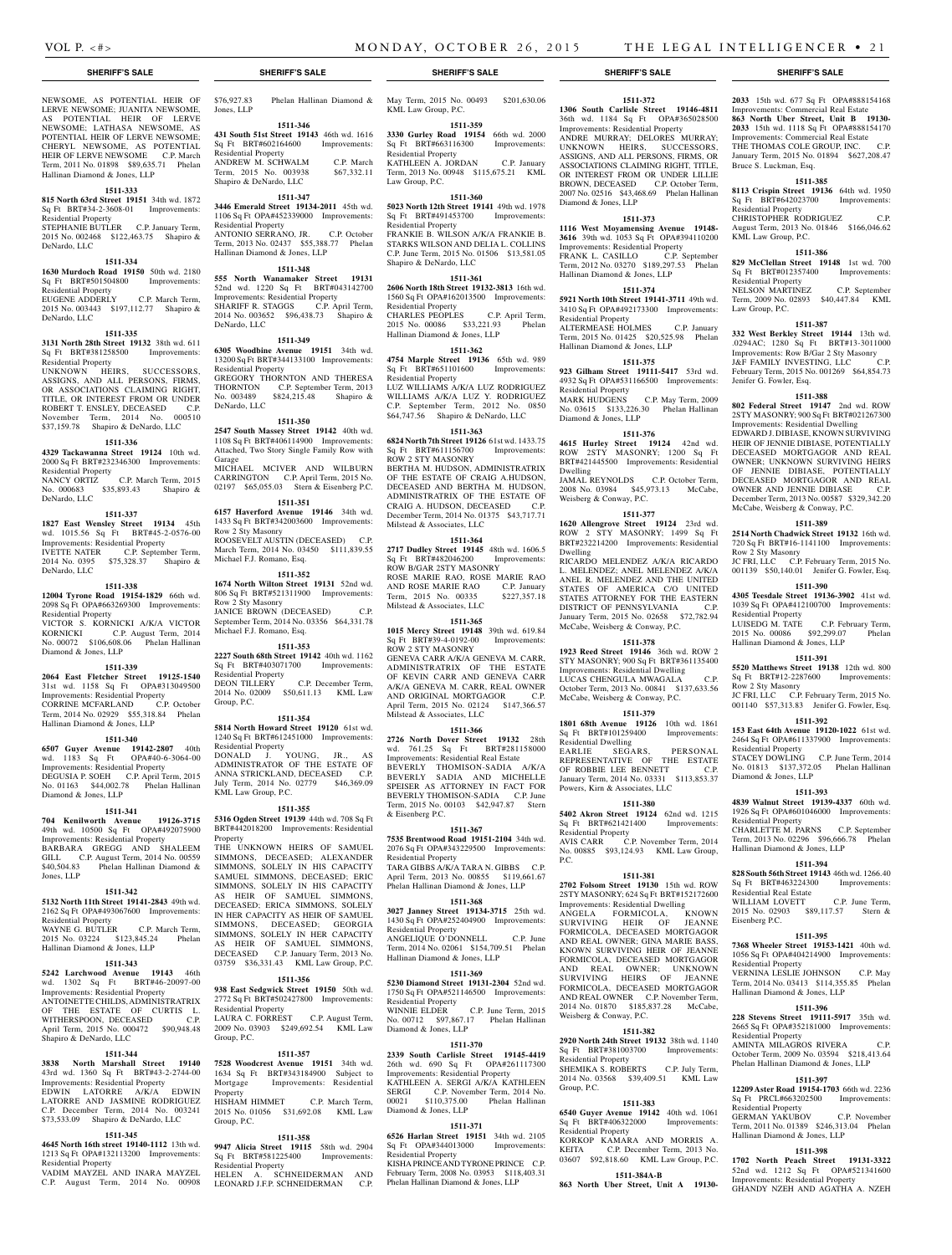NEWSOME, AS POTENTIAL HEIR OF LERVE NEWSOME; JUANITA NEWSOME, AS POTENTIAL HEIR OF LERVE NEWSOME; LATHASA NEWSOME, AS POTENTIAL HEIR OF LERVE NEWSOME; CHERYL NEWSOME, AS POTENTIAL HEIR OF LERVE NEWSOME C.P. March Term, 2011 No. 01898 $89,635.71 Phelan Hallinan Diamond & Jones, LLP

**1511-333**

**815 North 63rd Street 19151** 34th wd. 1872 Sq Ft BRT#34-2-3608-01 Improvements: Residential Property
STEPHANIE BUTLER C.P. January Term, 2015 No. 002468 $122,463.75 Shapiro & DeNardo, LLC

**1511-334**

**1630 Murdoch Road 19150** 50th wd. 2180 Sq Ft BRT#501504800 Improvements: Residential Property
EUGENE ADDERLY C.P. March Term, 2015 No. 003443 $197,112.77 Shapiro & DeNardo, LLC

**1511-335**

**3131 North 28th Street 19132** 38th wd. 611 Sq Ft BRT#381258500 Improvements: Residential Property
UNKNOWN HEIRS, SUCCESSORS, ASSIGNS, AND ALL PERSONS, FIRMS, OR ASSOCIATIONS CLAIMING RIGHT, TITLE, OR INTEREST FROM OR UNDER ROBERT T. ENSLEY, DECEASED C.P. November Term, 2014 No. 000510 $37,159.78 Shapiro & DeNardo, LLC

**1511-336**

**4329 Tackawanna Street 19124** 10th wd. 2000 Sq Ft BRT#232346300 Improvements: Residential Property
NANCY ORTIZ C.P. March Term, 2015 No. 000683 $35,893.43 Shapiro & DeNardo, LLC

**1511-337**

**1827 East Wensley Street 19134** 45th wd. 1015.56 Sq Ft BRT#45-2-0576-00 Improvements: Residential Property
IVETTE NATER C.P. September Term, 2014 No. 0395 $75,328.37 Shapiro & DeNardo, LLC

**1511-338**

**12004 Tyrone Road 19154-1829** 66th wd. 2098 Sq Ft OPA#663269300 Improvements: Residential Property
VICTOR S. KORNICKI A/K/A VICTOR KORNICKI C.P. August Term, 2014 No. 00072 $106,608.06 Phelan Hallinan Diamond & Jones, LLP

**1511-339**

**2064 East Fletcher Street 19125-1540** 31st wd. 1158 Sq Ft OPA#313049500 Improvements: Residential Property
CORRINE MCFARLAND C.P. October Term, 2014 No. 02929 $55,318.84 Phelan Hallinan Diamond & Jones, LLP

**1511-340**

**6507 Guyer Avenue 19142-2807** 40th wd. 1183 Sq Ft OPA#40-6-3064-00 Improvements: Residential Property
DEGUSIA P. SOEH C.P. April Term, 2015 No. 01163 $44,002.78 Phelan Hallinan Diamond & Jones, LLP

**1511-341**

**704 Kenilworth Avenue 19126-3715** 49th wd. 10500 Sq Ft OPA#492075900 Improvements: Residential Property
BARBARA GREGG AND SHALEEM GILL C.P. August Term, 2014 No. 00559 $40,504.83 Phelan Hallinan Diamond & Jones, LLP

**1511-342**

**5132 North 11th Street 19141-2843** 49th wd. 2162 Sq Ft OPA#493067600 Improvements: Residential Property
WAYNE G. BUTLER C.P. March Term, 2015 No. 03224 $123,845.24 Phelan Hallinan Diamond & Jones, LLP

**1511-343**

**5242 Larchwood Avenue 19143** 46th wd. 1302 Sq Ft BRT#46-20097-00 Improvements: Residential Property
ANTOINETTE CHILDS, ADMINISTRATRIX OF THE ESTATE OF CURTIS L. WITHERSPOON, DECEASED C.P. April Term, 2015 No. 000472 $90,948.48 Shapiro & DeNardo, LLC

**1511-344**

**3838 North Marshall Street 19140** 43rd wd. 1360 Sq Ft BRT#43-2-2744-00 Improvements: Residential Property
EDWIN LATORRE A/K/A EDWIN LATORRE AND JASMINE RODRIGUEZ C.P. December Term, 2014 No. 003241 $73,533.09 Shapiro & DeNardo, LLC

**1511-345**

**4645 North 16th street 19140-1112** 13th wd. 1213 Sq Ft OPA#132113200 Improvements: Residential Property
VADIM MAYZEL AND INARA MAYZEL C.P. August Term, 2014 No. 00908 $76,927.83 Phelan Hallinan Diamond & Jones, LLP

**1511-346**

**431 South 51st Street 19143** 46th wd. 1616 Sq Ft BRT#602164600 Improvements: Residential Property
ANDREW M. SCHWALM C.P. March Term, 2015 No. 003938 $67,332.11 Shapiro & DeNardo, LLC

**1511-347**

**3446 Emerald Street 19134-2011** 45th wd. 1106 Sq Ft OPA#452339000 Improvements: Residential Property
ANTONIO SERRANO, JR. C.P. October Term, 2013 No. 02437 $55,388.77 Phelan Hallinan Diamond & Jones, LLP

**1511-348**

**555 North Wanamaker Street 19131** 52nd wd. 1220 Sq Ft BRT#043142700 Improvements: Residential Property
SHARIFF R. STAGGS C.P. April Term, 2014 No. 003652 $96,438.73 Shapiro & DeNardo, LLC

**1511-349**

**6305 Woodbine Avenue 19151** 34th wd. 13200 Sq Ft BRT#344133100 Improvements: Residential Property
GREGORY THORNTON AND THERESA THORNTON C.P. September Term, 2013 No. 003489 $824,215.48 Shapiro & DeNardo, LLC

**1511-350**

**2547 South Massey Street 19142** 40th wd. 1108 Sq Ft BRT#406114900 Improvements: Attached, Two Story Single Family Row with Garage
MICHAEL MCIVER AND WILBURN CARRINGTON C.P. April Term, 2015 No. 02197 $65,055.03 Stern & Eisenberg P.C.

**1511-351**

**6157 Haverford Avenue 19146** 34th wd. 1433 Sq Ft BRT#342003600 Improvements: Row 2 Sty Masonry
ROOSEVELT AUSTIN (DECEASED) C.P. March Term, 2014 No. 03450 $111,839.55 Michael F.J. Romano, Esq.

**1511-352**

**1674 North Wilton Street 19131** 52nd wd. 806 Sq Ft BRT#521311900 Improvements: Row 2 Sty Masonry
JANICE BROWN (DECEASED) C.P. September Term, 2014 No. 03356 $64,331.78 Michael F.J. Romano, Esq.

**1511-353**

**2227 South 68th Street 19142** 40th wd. 1162 Sq Ft BRT#403071700 Improvements: Residential Property
DEON TILLERY C.P. December Term, 2014 No. 02009 $50,611.13 KML Law Group, P.C.

**1511-354**

**5814 North Howard Street 19120** 61st wd. 1240 Sq Ft BRT#612451000 Improvements: Residential Property
DONALD J. YOUNG, JR., AS ADMINISTRATOR OF THE ESTATE OF ANNA STRICKLAND, DECEASED C.P. July Term, 2014 No. 02779 $46,369.09 KML Law Group, P.C.

**1511-355**

**5316 Ogden Street 19139** 44th wd. 708 Sq Ft BRT#442018200 Improvements: Residential Property
THE UNKNOWN HEIRS OF SAMUEL SIMMONS, DECEASED; ALEXANDER SIMMONS, SOLELY IN HIS CAPACITY SAMUEL SIMMONS, DECEASED; ERIC SIMMONS, SOLELY IN HIS CAPACITY AS HEIR OF SAMUEL SIMMONS, DECEASED; ERICA SIMMONS, SOLELY IN HER CAPACITY AS HEIR OF SAMUEL SIMMONS, DECEASED; GEORGIA SIMMONS, SOLELY IN HER CAPACITY AS HEIR OF SAMUEL SIMMONS, DECEASED C.P. January Term, 2013 No. 03759 $36,331.43 KML Law Group, P.C.

**1511-356**

**938 East Sedgwick Street 19150** 50th wd. 2772 Sq Ft BRT#502427800 Improvements: Residential Property
LAURA C. FORREST C.P. August Term, 2009 No. 03903 $249,692.54 KML Law Group, P.C.

**1511-357**

**7528 Woodcrest Avenue 19151** 34th wd. 1634 Sq Ft BRT#343184900 Subject to Mortgage Improvements: Residential Property
HISHAM HIMMET C.P. March Term, 2015 No. 01056 $31,692.08 KML Law Group, P.C.

**1511-358**

**9947 Alicia Street 19115** 58th wd. 2904 Sq Ft BRT#581225400 Improvements: Residential Property
HELEN A. SCHNEIDERMAN AND LEONARD J.F.P. SCHNEIDERMAN C.P. May Term, 2015 No. 00493 $201,630.06 KML Law Group, P.C.

**1511-359**

**3330 Gurley Road 19154** 66th wd. 2000 Sq Ft BRT#663116300 Improvements: Residential Property
KATHLEEN A. JORDAN C.P. January Term, 2013 No. 00948 $115,675.21 KML Law Group, P.C.

**1511-360**

**5023 North 12th Street 19141** 49th wd. 1978 Sq Ft BRT#491453700 Improvements: Residential Property
FRANKIE B. WILSON A/K/A FRANKIE B. STARKS WILSON AND DELIA L. COLLINS C.P. June Term, 2015 No. 01506 $13,581.05 Shapiro & DeNardo, LLC

**1511-361**

**2606 North 18th Street 19132-3813** 16th wd. 1560 Sq Ft OPA#162013500 Improvements: Residential Property
CHARLES PEOPLES C.P. April Term, 2015 No. 00086 $33,221.93 Phelan Hallinan Diamond & Jones, LLP

**1511-362**

**4754 Marple Street 19136** 65th wd. 989 Sq Ft BRT#651101600 Improvements: Residential Property
LUZ WILLIAMS A/K/A LUZ RODRIGUEZ WILLIAMS A/K/A LUZ Y. RODRIGUEZ C.P. September Term, 2012 No. 0850 $64,747.56 Shapiro & DeNardo, LLC

**1511-363**

**6824 North 7th Street 19126** 61st wd. 1433.75 Sq Ft BRT#611156700 Improvements: ROW 2 STY MASONRY
BERTHA M. HUDSON, ADMINISTRATRIX OF THE ESTATE OF CRAIG A.HUDSON, DECEASED AND BERTHA M. HUDSON, ADMINISTRATRIX OF THE ESTATE OF CRAIG A. HUDSON, DECEASED C.P. December Term, 2014 No. 01375 $43,717.71 Milstead & Associates, LLC

**1511-364**

**2717 Dudley Street 19145** 48th wd. 1606.5 Sq Ft BRT#482046200 Improvements: ROW B/GAR 2STY MASONRY
ROSE MARIE RAO, ROSE MARIE RAO AND ROSE MARIE RAO C.P. January Term, 2015 No. 00335 $227,357.18 Milstead & Associates, LLC

**1511-365**

**1015 Mercy Street 19148** 39th wd. 619.84 Sq Ft BRT#39-4-0192-00 Improvements: ROW 2 STY MASONRY
GENEVA CARR A/K/A GENEVA M. CARR, ADMINISTRATRIX OF THE ESTATE OF KEVIN CARR AND GENEVA CARR A/K/A GENEVA M. CARR, REAL OWNER AND ORIGINAL MORTGAGOR C.P. April Term, 2015 No. 02124 $147,366.57 Milstead & Associates, LLC

**1511-366**

**2726 North Dover Street 19132** 28th wd. 761.25 Sq Ft BRT#281158000 Improvements: Residential Real Estate
BEVERLY THOMISON-SADIA A/K/A BEVERLY SADIA AND MICHELLE SPEISER AS ATTORNEY IN FACT FOR BEVERLY THOMISON-SADIA C.P. June Term, 2015 No. 00103 $42,947.87 Stern & Eisenberg P.C.

**1511-367**

**7535 Brentwood Road 19151-2104** 34th wd. 2076 Sq Ft OPA#343229500 Improvements: Residential Property
TARA GIBBS A/K/A TARA N. GIBBS C.P. April Term, 2013 No. 00855 $119,661.67 Phelan Hallinan Diamond & Jones, LLP

**1511-368**

**3027 Janney Street 19134-3715** 25th wd. 1430 Sq Ft OPA#252404900 Improvements: Residential Property
ANGELIQUE O'DONNELL C.P. June Term, 2014 No. 02061 $154,709.51 Phelan Hallinan Diamond & Jones, LLP

**1511-369**

**5230 Diamond Street 19131-2304** 52nd wd. 1750 Sq Ft OPA#521146500 Improvements: Residential Property
WINNIE ELDER C.P. June Term, 2015 No. 00712 $97,867.17 Phelan Hallinan Diamond & Jones, LLP

**1511-370**

**2339 South Carlisle Street 19145-4419** 26th wd. 690 Sq Ft OPA#261117300 Improvements: Residential Property
KATHLEEN A. SERGI A/K/A KATHLEEN SERGI C.P. November Term, 2014 No. 00021 $110,375.00 Phelan Hallinan Diamond & Jones, LLP

**1511-371**

**6526 Harlan Street 19151** 34th wd. 2105 Sq Ft OPA#344013000 Improvements: Residential Property
KISHA PRINCE AND TYRONE PRINCE C.P. February Term, 2008 No. 03953 $118,403.31 Phelan Hallinan Diamond & Jones, LLP

**1511-372**

**1306 South Carlisle Street 19146-4811** 36th wd. 1184 Sq Ft OPA#365028500 Improvements: Residential Property
ANDRE MURRAY; DELORES MURRAY; UNKNOWN HEIRS, SUCCESSORS, ASSIGNS, AND ALL PERSONS, FIRMS, OR ASSOCIATIONS CLAIMING RIGHT, TITLE, OR INTEREST FROM OR UNDER LILLIE BROWN, DECEASED C.P. October Term, 2007 No. 02516 $43,468.69 Phelan Hallinan Diamond & Jones, LLP

**1511-373**

**1116 West Moyamensing Avenue 19148-3616** 39th wd. 1053 Sq Ft OPA#394110200 Improvements: Residential Property
FRANK L. CASILLO C.P. September Term, 2012 No. 03270 $189,297.53 Phelan Hallinan Diamond & Jones, LLP

**1511-374**

**5921 North 10th Street 19141-3711** 49th wd. 3410 Sq Ft OPA#492173300 Improvements: Residential Property
ALTERMEASE HOLMES C.P. January Term, 2015 No. 01425 $20,525.98 Phelan Hallinan Diamond & Jones, LLP

**1511-375**

**923 Gilham Street 19111-5417** 53rd wd. 4932 Sq Ft OPA#531166500 Improvements: Residential Property
MARK HUDGENS C.P. May Term, 2009 No. 03615 $133,226.30 Phelan Hallinan Diamond & Jones, LLP

**1511-376**

**4615 Hurley Street 19124** 42nd wd. ROW 2STY MASONRY; 1200 Sq Ft BRT#421445500 Improvements: Residential Dwelling
JAMAL REYNOLDS C.P. October Term, 2008 No. 03984 $45,973.13 McCabe, Weisberg & Conway, P.C.

**1511-377**

**1620 Allengrove Street 19124** 23rd wd. ROW 2 STY MASONRY; 1499 Sq Ft BRT#232214200 Improvements: Residential Dwelling
RICARDO MELENDEZ A/K/A RICARDO L. MELENDEZ; ANEL MELENDEZ A/K/A ANEL R. MELENDEZ AND THE UNITED STATES OF AMERICA C/O UNITED STATES ATTORNEY FOR THE EASTERN DISTRICT OF PENNSYLVANIA C.P. January Term, 2015 No. 02658 $72,782.94 McCabe, Weisberg & Conway, P.C.

**1511-378**

**1923 Reed Street 19146** 36th wd. ROW 2 STY MASONRY; 900 Sq Ft BRT#361135400 Improvements: Residential Dwelling
LUCAS CHENGULA MWAGALA C.P. October Term, 2013 No. 00841 $137,633.56 McCabe, Weisberg & Conway, P.C.

**1511-379**

**1801 68th Avenue 19126** 10th wd. 1861 Sq Ft BRT#101259400 Improvements: Residential Dwelling
EARLIE SEGARS, PERSONAL REPRESENTATIVE OF THE ESTATE OF ROBBIE LEE BENNETT C.P. January Term, 2014 No. 03331 $113,853.37 Powers, Kirn & Associates, LLC

**1511-380**

**5402 Akron Street 19124** 62nd wd. 1215 Sq Ft BRT#621421400 Improvements: Residential Property
AVIS CARR C.P. November Term, 2014 No. 00885 $93,124.93 KML Law Group, P.C.

**1511-381**

**2702 Folsom Street 19130** 15th wd. ROW 2STY MASONRY; 624 Sq Ft BRT#152172600 Improvements: Residential Dwelling
ANGELA FORMICOLA, KNOWN SURVIVING HEIR OF JEANNE FORMICOLA, DECEASED MORTGAGOR AND REAL OWNER; GINA MARIE BASS, KNOWN SURVIVING HEIR OF JEANNE FORMICOLA, DECEASED MORTGAGOR AND REAL OWNER; UNKNOWN SURVIVING HEIRS OF JEANNE FORMICOLA, DECEASED MORTGAGOR AND REAL OWNER C.P. November Term, 2014 No. 01870 $185,837.28 McCabe, Weisberg & Conway, P.C.

**1511-382**

**2920 North 24th Street 19132** 38th wd. 1140 Sq Ft BRT#381003700 Improvements: Residential Property
SHEMIKA S. ROBERTS C.P. July Term, 2014 No. 03568 $39,409.51 KML Law Group, P.C.

**1511-383**

**6540 Guyer Avenue 19142** 40th wd. 1061 Sq Ft BRT#406322000 Improvements: Residential Property
KORKOP KAMARA AND MORRIS A. KEITA C.P. December Term, 2013 No. 03607 $92,818.60 KML Law Group, P.C.

**1511-384A-B**

**863 North Uber Street, Unit A 19130-2033** 15th wd. 677 Sq Ft OPA#888154168 Improvements: Commercial Real Estate
**863 North Uber Street, Unit B 19130-2033** 15th wd. 1118 Sq Ft OPA#888154170 Improvements: Commercial Real Estate
THE THOMAS COLE GROUP, INC. C.P. January Term, 2015 No. 01894 $627,208.47 Bruce S. Luckman, Esq.

**1511-385**

**8113 Crispin Street 19136** 64th wd. 1950 Sq Ft BRT#642023700 Improvements: Residential Property
CHRISTOPHER RODRIGUEZ C.P. August Term, 2013 No. 01846 $166,046.62 KML Law Group, P.C.

**1511-386**

**829 McClellan Street 19148** 1st wd. 700 Sq Ft BRT#012357400 Improvements: Residential Property
NELSON MARTINEZ C.P. September Term, 2009 No. 02893 $40,447.84 KML Law Group, P.C.

**1511-387**

**332 West Berkley Street 19144** 13th wd. .0294AC; 1280 Sq Ft BRT#13-3011000 Improvements: Row B/Gar 2 Sty Masonry
J&F FAMILY INVESTING, LLC C.P. February Term, 2015 No. 001269 $64,854.73 Jenifer G. Fowler, Esq.

**1511-388**

**802 Federal Street 19147** 2nd wd. ROW 2STY MASONRY; 900 Sq Ft BRT#021267300 Improvements: Residential Dwelling
EDWARD J. DIBIASE, KNOWN SURVIVING HEIR OF JENNIE DIBIASE, POTENTIALLY DECEASED MORTGAGOR AND REAL OWNER; UNKNOWN SURVIVING HEIRS OF JENNIE DIBIASE, POTENTIALLY DECEASED MORTGAGOR AND REAL OWNER AND JENNIE DIBIASE C.P. December Term, 2013 No. 00587 $329,342.20 McCabe, Weisberg & Conway, P.C.

**1511-389**

**2514 North Chadwick Street 19132** 16th wd. 720 Sq Ft BRT#16-1141100 Improvements: Row 2 Sty Masonry
JC FRI, LLC C.P. February Term, 2015 No. 001139 $50,140.01 Jenifer G. Fowler, Esq.

**1511-390**

**4305 Teesdale Street 19136-3902** 41st wd. 1039 Sq Ft OPA#412100700 Improvements: Residential Property
LUISEDG M. TATE C.P. February Term, 2015 No. 00086 $92,299.07 Phelan Hallinan Diamond & Jones, LLP

**1511-391**

**5520 Matthews Street 19138** 12th wd. 800 Sq Ft BRT#12-2287600 Improvements: Row 2 Sty Masonry
JC FRI, LLC C.P. February Term, 2015 No. 001140 $57,313.83 Jenifer G. Fowler, Esq.

**1511-392**

**153 East 64th Avenue 19120-1022** 61st wd. 2464 Sq Ft OPA#611337900 Improvements: Residential Property
STACEY DOWLING C.P. June Term, 2014 No. 01813 $137,372.05 Phelan Hallinan Diamond & Jones, LLP

**1511-393**

**4839 Walnut Street 19139-4337** 60th wd. 1926 Sq Ft OPA#601046000 Improvements: Residential Property
CHARLETTE M. PARNS C.P. September Term, 2013 No. 02296 $96,666.78 Phelan Hallinan Diamond & Jones, LLP

**1511-394**

**828 South 56th Street 19143** 46th wd. 1266.40 Sq Ft BRT#463224300 Improvements: Residential Real Estate
WILLIAM LOVETT C.P. June Term, 2015 No. 02903 $89,117.57 Stern & Eisenberg P.C.

**1511-395**

**7368 Wheeler Street 19153-1421** 40th wd. 1056 Sq Ft OPA#404214900 Improvements: Residential Property
VERNINA LESLIE JOHNSON C.P. May Term, 2014 No. 03413 $114,355.85 Phelan Hallinan Diamond & Jones, LLP

**1511-396**

**228 Stevens Street 19111-5917** 35th wd. 2665 Sq Ft OPA#352181000 Improvements: Residential Property
AMINTA MILAGROS RIVERA C.P. October Term, 2009 No. 03594 $218,413.64 Phelan Hallinan Diamond & Jones, LLP

**1511-397**

**12209 Aster Road 19154-1703** 66th wd. 2236 Sq Ft PRCL#663202500 Improvements: Residential Property
GERMAN YAKUBOV C.P. November Term, 2011 No. 01389 $246,313.04 Phelan Hallinan Diamond & Jones, LLP

**1511-398**

**1702 North Peach Street 19131-3322** 52nd wd. 1212 Sq Ft OPA#521341600 Improvements: Residential Property
GHANDY NZEH AND AGATHA A. NZEH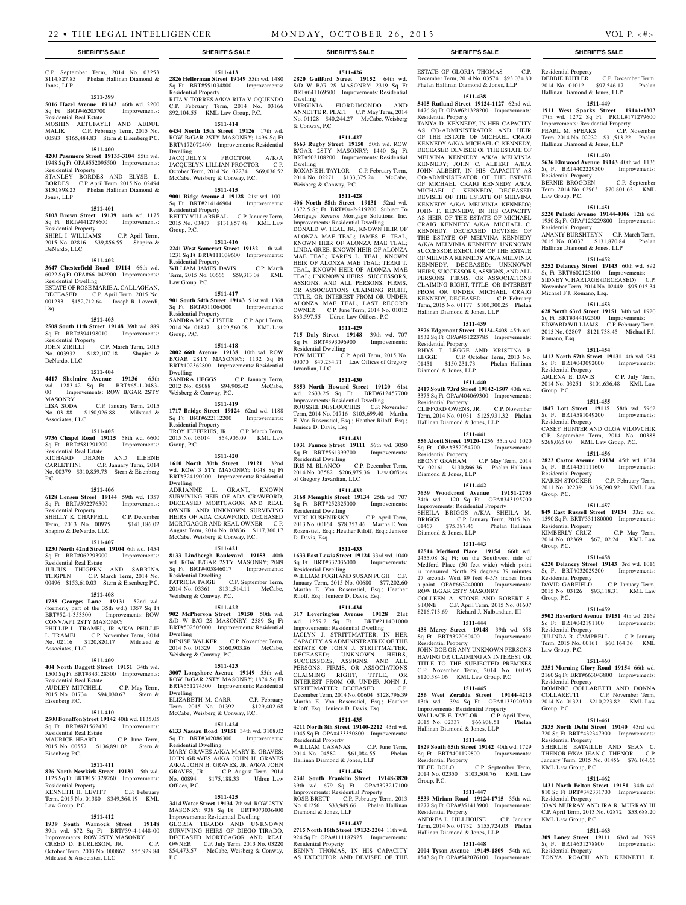C.P. September Term, 2014 No. 03253 $114,827.85 Phelan Hallinan Diamond & Jones, LLP

**1511-399**

**5016 Hazel Avenue 19143** 46th wd. 2200 Sq Ft BRT#46205700 Improvements: Residential Real Estate

MOSHIN ALTUFAYLI AND ABDUL MALIK C.P. February Term, 2015 No. 00583 $165,484.83 Stern & Eisenberg P.C.

**1511-400**

**4200 Passmore Street 19135-3104** 55th wd. 1948 Sq Ft OPA#552095500 Improvements: Residential Property

STANLEY BORDES AND ELYSE L. BORDES C.P. April Term, 2015 No. 02494 $130,898.23 Phelan Hallinan Diamond & Jones, LLP

**1511-401**

**5103 Brown Street 19139** 44th wd. 1175 Sq Ft BRT#441278600 Improvements: Residential Property

SHIRL I. WILLIAMS C.P. April Term, 2015 No. 02816 $39,856.55 Shapiro & DeNardo, LLC

**1511-402**

**3647 Chesterfield Road 19114** 66th wd. 6022 Sq Ft OPA#661042900 Improvements: Residential Dwelling

ESTATE OF ROSE MARIE A. CALLAGHAN, DECEASED C.P. April Term, 2015 No. 001233 $152,712.64 Joseph R. Loverdi, Esq.

**1511-403**

**2508 South 11th Street 19148** 39th wd. 889 Sq Ft BRT#394198010 Improvements: Residential Property

JOHN ZIRILLI C.P. March Term, 2015 No. 003932 $182,107.18 Shapiro & DeNardo, LLC

**1511-404**

**4417 Shelmire Avenue 19136** 65th wd. 1283.42 Sq Ft BRT#65-1-0483-00 Improvements: ROW B/GAR 2STY MASONRY

LISA SODA C.P. January Term, 2015 No. 03188 $150,926.88 Milstead & Associates, LLC

**1511-405**

**9736 Chapel Road 19115** 58th wd. 6600 Sq Ft BRT#581291200 Improvements: Residential Real Estate

RICHARD DEANE AND ILEENE CARLETTINI C.P. January Term, 2014 No. 00379 $310,859.73 Stern & Eisenberg P.C.

**1511-406**

**6128 Lensen Street 19144** 59th wd. 1357 Sq Ft BRT#592276500 Improvements: Residential Property

SHELLY K. CHAPPELL C.P. December Term, 2013 No. 00975 $141,186.02 Shapiro & DeNardo, LLC

**1511-407**

**1230 North 42nd Street 19104** 6th wd. 1454 Sq Ft BRT#062293900 Improvements: Residential Real Estate

JULIUS THIGPEN AND SABRINA THIGPEN C.P. March Term, 2014 No. 00496 $153,610.03 Stern & Eisenberg P.C.

**1511-408**

**1738 Georges Lane 19131** 52nd wd. (formerly part of the 35th wd.) 1357 Sq Ft BRT#52-1-353300 Improvements: ROW CONV/APT 2STY MASONRY

PHILLIP L. TRAMEL, JR A/K/A PHILLIP L. TRAMEL C.P. November Term, 2014 No. 02116 $120,820.17 Milstead & Associates, LLC

**1511-409**

**404 North Daggett Street 19151** 34th wd. 1500 Sq Ft BRT#343128300 Improvements: Residential Real Estate

AUDLEY MITCHELL C.P. May Term, 2015 No. 01734 $94,030.67 Stern & Eisenberg P.C.

**1511-410**

**2500 Bonaffon Street 19142** 40th wd. 1135.05 Sq Ft BRT#871562430 Improvements: Residential Real Estate

MAURICE HEARD C.P. June Term, 2015 No. 00557 $136,891.02 Stern & Eisenberg P.C.

**1511-411**

**826 North Newkirk Street 19130** 15th wd. 1125 Sq Ft BRT#151329260 Improvements: Residential Property

KENNETH H. LEVITT C.P. February Term, 2015 No. 01380 $349,364.19 KML Law Group, P.C.

**1511-412**

**1939 South Warnock Street 19148** 39th wd. 672 Sq Ft BRT#39-4-1448-00 Improvements: ROW 2STY MASONRY

CREED D. BURLESON, JR. C.P. October Term, 2003 No. 000862 $55,929.84 Milstead & Associates, LLC

**1511-413**

**2826 Hellerman Street 19149** 55th wd. 1480 Sq Ft BRT#551034800 Improvements: Residential Property

RITA V. TORRES A/K/A RITA V. OQUENDO C.P. February Term, 2014 No. 03166 $92,104.55 KML Law Group, P.C.

**1511-414**

**6434 North 15th Street 19126** 17th wd. ROW B/GAR 2STY MASONRY; 1496 Sq Ft BRT#172072400 Improvements: Residential Dwelling

JACQUELYN PROCTOR A/K/A JACQUELYN LILLIAN PROCTOR C.P. October Term, 2014 No. 02234 $69,036.52 McCabe, Weisberg & Conway, P.C.

**1511-415**

**9001 Ridge Avenue 4 19128** 21st wd. 1001 Sq Ft BRT#214146904 Improvements: Residential Property

BETTY VILLARREAL C.P. January Term, 2015 No. 03407 $131,857.48 KML Law Group, P.C.

**1511-416**

**2241 West Somerset Street 19132** 11th wd. 1231 Sq Ft BRT#111039600 Improvements: Residential Property

WILLIAM JAMES DAVIS C.P. March Term, 2015 No. 00666 $59,313.08 KML Law Group, P.C.

**1511-417**

**901 South 54th Street 19143** 51st wd. 1368 Sq Ft BRT#511064500 Improvements: Residential Property

SANDRA MCALLISTER C.P. April Term, 2014 No. 01847 $129,560.08 KML Law Group, P.C.

**1511-418**

**2002 66th Avenue 19138** 10th wd. ROW B/GAR 2STY MASONRY; 1132 Sq Ft BRT#102362800 Improvements: Residential Dwelling

SANDRA HEGGS C.P. January Term, 2012 No. 05088 $94,905.42 McCabe, Weisberg & Conway, P.C.

**1511-419**

**1717 Bridge Street 19124** 62nd wd. 1188 Sq Ft BRT#622112200 Improvements: Residential Property

TROY JEFFERIES, JR. C.P. March Term, 2015 No. 03014 $54,906.09 KML Law Group, P.C.

**1511-420**

**1610 North 30th Street 19121** 32nd wd. ROW 3 STY MASONRY; 1048 Sq Ft BRT#324190200 Improvements: Residential Dwelling

ADRIANNE L. GRANT, KNOWN SURVIVING HEIR OF ADA CRAWFORD, DECEASED MORTGAGOR AND REAL OWNER AND UNKNOWN SURVIVING HEIRS OF ADA CRAWFORD, DECEASED MORTGAGOR AND REAL OWNER C.P. August Term, 2014 No. 03836 $117,360.17 McCabe, Weisberg & Conway, P.C.

**1511-421**

**8133 Lindbergh Boulevard 19153** 40th wd. ROW B/GAR 2STY MASONRY; 2049 Sq Ft BRT#405846017 Improvements: Residential Dwelling

PATRICIA PAIGE C.P. September Term, 2014 No. 03361 $131,514.11 McCabe, Weisberg & Conway, P.C.

**1511-422**

**902 McPherson Street 19150** 50th wd. S/D W B/G 2S MASONRY; 2589 Sq Ft BRT#502505000 Improvements: Residential Dwelling

DENISE WALKER C.P. November Term, 2014 No. 01329 $160,903.86 McCabe, Weisberg & Conway, P.C.

**1511-423**

**3007 Longshore Avenue 19149** 55th wd. ROW B/GAR 2STY MASONRY; 1874 Sq Ft BRT#551274500 Improvements: Residential Dwelling

ELIZABETH M. CARR C.P. February Term, 2015 No. 01392 $129,402.68 McCabe, Weisberg & Conway, P.C.

**1511-424**

**6133 Nassau Road 19151** 34th wd. 3108.02 Sq Ft BRT#342086300 Improvements: Residential Dwelling

MARY GRAVES A/K/A MARY E. GRAVES; JOHN GRAVES A/K/A JOHN H. GRAVES A/K/A JOHN H. GRAVES, JR. A/K/A JOHN GRAVES, JR. C.P. August Term, 2014 No. 00894 $175,188.33 Udren Law Offices, P.C.

**1511-425**

**3414 Water Street 19134** 7th wd. ROW 2STY MASONRY; 938 Sq Ft BRT#073036400 Improvements: Residential Dwelling

GLORIA TIRADO AND UNKNOWN SURVIVING HEIRS OF DIEGO TIRADO, DECEASED MORTGAGOR AND REAL OWNER C.P. July Term, 2013 No. 03220 $54,473.57 McCabe, Weisberg & Conway, P.C.

**1511-426**

**2820 Guilford Street 19152** 64th wd. S/D W B/G 2S MASONRY; 2319 Sq Ft BRT#641169500 Improvements: Residential Dwelling

VIRGINIA FIORDIMONDO AND ANNETTE R. PLATI C.P. May Term, 2014 No. 01128 $40,244.27 McCabe, Weisberg & Conway, P.C.

**1511-427**

**8663 Rugby Street 19150** 50th wd. ROW B/GAR 2STY MASONRY; 1440 Sq Ft BRT#502108200 Improvements: Residential Dwelling

ROXANE H. TAYLOR C.P. February Term, 2014 No. 02271 $133,375.24 McCabe, Weisberg & Conway, P.C.

**1511-428**

**406 North 58th Street 19131** 52nd wd. 1372.5 Sq Ft BRT#04-2-219200 Subject To Mortgage Reverse Mortgage Solutions, Inc. Improvements: Residential Dwelling

DONALD W. TEAL, JR., KNOWN HEIR OF ALONZA MAE TEAL; JAMES E. TEAL, KNOWN HEIR OF ALONZA MAE TEAL; LINDA GREE, KNOWN HEIR OF ALONZA MAE TEAL; KAREN L. TEAL, KNOWN HEIR OF ALONZA MAE TEAL; TERRI T. TEAL, KNOWN HEIR OF ALONZA MAE TEAL; UNKNOWN HEIRS, SUCCESSORS, ASSIGNS, AND ALL PERSONS, FIRMS, OR ASSOCIATIONS CLAIMING RIGHT, TITLE, OR INTEREST FROM OR UNDER ALONZA MAE TEAL, LAST RECORD OWNER C.P. June Term, 2014 No. 01012 $63,597.55 Udren Law Offices, P.C.

**1511-429**

**715 Daly Street 19148** 39th wd. 707 Sq Ft BRT#393096900 Improvements: Residential Dwelling

POV MUTH C.P. April Term, 2015 No. 00070 $47,234.71 Law Offices of Gregory Javardian, LLC

**1511-430**

**5853 North Howard Street 19120** 61st wd. 2633.25 Sq Ft BRT#612457700 Improvements: Residential Dwelling

ROUSSEL DESLOUCHES C.P. November Term, 2014 No. 01716 $103,699.40 Martha E. Von Rosenstiel, Esq.; Heather Riloff, Esq.; Jeniece D. Davis, Esq.

**1511-431**

**1031 Faunce Street 19111** 56th wd. 3050 Sq Ft BRT#561399700 Improvements: Residential Dwelling

IRIS M. BLANCO C.P. December Term, 2014 No. 03582 $206,975.36 Law Offices of Gregory Javardian, LLC

**1511-432**

**3168 Memphis Street 19134** 25th wd. 707 Sq Ft BRT#252325000 Improvements: Residential Dwelling

YURI KUSHNIRSKY C.P. April Term, 2013 No. 00164 $78,353.46 Martha E. Von Rosenstiel, Esq.; Heather Riloff, Esq.; Jeniece D. Davis, Esq.

**1511-433**

**1633 East Lewis Street 19124** 33rd wd. 1040 Sq Ft BRT#332036000 Improvements: Residential Dwelling

WILLIAM PUGH AND SUSAN PUGH C.P. January Term, 2015 No. 00680 $77,202.60 Martha E. Von Rosenstiel, Esq.; Heather Riloff, Esq.; Jeniece D. Davis, Esq.

**1511-434**

**317 Leverington Avenue 19128** 21st wd. 1259.2 Sq Ft BRT#211401000 Improvements: Residential Dwelling

JACLYN J. STRITTMATTER, IN HER CAPACITY AS ADMINISTRATRIX OF THE ESTATE OF JOHN J. STRITTMATTER, DECEASED; UNKNOWN HEIRS, SUCCESSORS, ASSIGNS, AND ALL PERSONS, FIRMS, OR ASSOCIATIONS CLAIMING RIGHT, TITLE, OR INTEREST FROM OR UNDER JOHN J. STRITTMATTER, DECEASED C.P. December Term, 2014 No. 00604 $128,796.39 Martha E. Von Rosenstiel, Esq.; Heather Riloff, Esq.; Jeniece D. Davis, Esq.

**1511-435**

**4211 North 8th Street 19140-2212** 43rd wd. 1045 Sq Ft OPA#433350800 Improvements: Residential Property

WILLIAM CASANAS C.P. June Term, 2014 No. 04582 $61,084.55 Phelan Hallinan Diamond & Jones, LLP

**1511-436**

**2341 South Franklin Street 19148-3820** 39th wd. 679 Sq Ft OPA#393217100 Improvements: Residential Property

ROSE BRETT C.P. February Term, 2013 No. 01256 $33,949.66 Phelan Hallinan Diamond & Jones, LLP

**1511-437**

**2715 North 16th Street 19132-2204** 11th wd. 924 Sq Ft OPA#111187925 Improvements: Residential Property

BENNY THOMAS, IN HIS CAPACITY AS EXECUTOR AND DEVISEE OF THE ESTATE OF GLORIA THOMAS C.P. December Term, 2014 No. 03574 $93,034.80 Phelan Hallinan Diamond & Jones, LLP

**1511-438**

**5405 Rutland Street 19124-1127** 62nd wd. 1476 Sq Ft OPA#621328200 Improvements: Residential Property

TANYA D. KENNEDY, IN HER CAPACITY AS CO-ADMINISTRATOR AND HEIR OF THE ESTATE OF MICHAEL CRAIG KENNEDY A/K/A MICHAEL C. KENNEDY, DECEASED DEVISEE OF THE ESTATE OF MELVINA KENNEDY A/K/A MELVINIA KENNEDY; JOHN C. ALBERT A/K/A JOHN ALBERT, IN HIS CAPACITY AS CO-ADMINISTRATOR OF THE ESTATE OF MICHAEL CRAIG KENNEDY A/K/A MICHAEL C. KENNEDY, DECEASED DEVISEE OF THE ESTATE OF MELVINA KENNEDY A/K/A MELVINIA KENNEDY; JOHN F. KENNEDY, IN HIS CAPACITY AS HEIR OF THE ESTATE OF MICHAEL CRAIG KENNEDY A/K/A MICHAEL C. KENNEDY, DECEASED DEVISEE OF THE ESTATE OF MELVINA KENNEDY A/K/A MELVINIA KENNEDY; UNKNOWN SUCCESSOR EXECUTOR OF THE ESTATE OF MELVINA KENNEDY A/K/A MELVINIA KENNEDY, DECEASED; UNKNOWN HEIRS, SUCCESSORS, ASSIGNS, AND ALL PERSONS, FIRMS, OR ASSOCIATIONS CLAIMING RIGHT, TITLE, OR INTEREST FROM OR UNDER MICHAEL CRAIG KENNEDY, DECEASED C.P. February Term, 2015 No. 01177 $100,300.25 Phelan Hallinan Diamond & Jones, LLP

**1511-439**

**3576 Edgemont Street 19134-5408** 45th wd. 1532 Sq Ft OPA#451223785 Improvements: Residential Property

RHYS T. LEGGE AND KRISTINA P. LEGGE C.P. October Term, 2013 No. 01451 $150,231.73 Phelan Hallinan Diamond & Jones, LLP

**1511-440**

**2417 South 73rd Street 19142-1507** 40th wd. 3375 Sq Ft OPA#404069300 Improvements: Residential Property

CLIFFORD OWENS, JR. C.P. November Term, 2014 No. 01031 $125,931.32 Phelan Hallinan Diamond & Jones, LLP

**1511-441**

**556 Alcott Street 19120-1236** 35th wd. 1020 Sq Ft OPA#352054700 Improvements: Residential Property

EBONY GRAHAM C.P. May Term, 2014 No. 02161 $130,866.36 Phelan Hallinan Diamond & Jones, LLP

**1511-442**

**7639 Woodcrest Avenue 19151-2703** 34th wd. 1120 Sq Ft OPA#343195700 Improvements: Residential Property

SHEILA BRIGGS A/K/A SHEILA M. BRIGGS C.P. January Term, 2015 No. 01467 $75,387.46 Phelan Hallinan Diamond & Jones, LLP

**1511-443**

**12514 Medford Place 19154** 66th wd. 2455.08 Sq Ft; on the Southwest side of Medford Place (50 feet wide) which point is measured North 29 degrees 39 minutes 27 seconds West 89 feet 4-5/8 inches from a point. OPA#663240000 Improvements: ROW B/GAR 2STY MASONRY

COLLEEN A. STONE AND ROBERT S. STONE C.P. April Term, 2015 No. 01607 $216,713.69 Richard J. Nalbandian, III

**1511-444**

**438 Mercy Street 19148** 39th wd. 658 Sq Ft BRT#392060400 Improvements: Residential Property

JOHN DOE OR ANY UNKNOWN PERSONS HAVING OR CLAIMING AN INTEREST OR TITLE TO THE SUBJECTED PREMISES C.P. November Term, 2014 No. 00195 $120,584.06 KML Law Group, P.C.

**1511-445**

**256 West Zeralda Street 19144-4213** 13th wd. 1394 Sq Ft OPA#133020500 Improvements: Residential Property

WALLACE E. TAYLOR C.P. April Term, 2015 No. 02337 $66,938.51 Phelan Hallinan Diamond & Jones, LLP

**1511-446**

**1829 South 65th Street 19142** 40th wd. 1729 Sq Ft BRT#401199800 Improvements: Residential Property

TILEE DOLO C.P. September Term, 2014 No. 02350 $103,504.76 KML Law Group, P.C.

**1511-447**

**5539 Miriam Road 19124-1715** 35th wd. 1277 Sq Ft OPA#351413900 Improvements: Residential Property

ANDREA L. HILLHOUSE C.P. January Term, 2014 No. 01732 $155,724.03 Phelan Hallinan Diamond & Jones, LLP

**1511-448**

**2004 Tyson Avenue 19149-1809** 54th wd. 1543 Sq Ft OPA#542076100 Improvements: Residential Property

DEBBIE BUTLER C.P. December Term, 2014 No. 01012 $97,546.17 Phelan Hallinan Diamond & Jones, LLP

**1511-449**

**1911 West Sparks Street 19141-1303** 17th wd. 1272 Sq Ft PRCL#171279600 Improvements: Residential Property

PEARL M. SPEAKS C.P. November Term, 2014 No. 02232 $31,513.22 Phelan Hallinan Diamond & Jones, LLP

**1511-450**

**5636 Elmwood Avenue 19143** 40th wd. 1136 Sq Ft BRT#402229500 Improvements: Residential Property

BERNIE BROGDEN C.P. September Term, 2014 No. 02963 $70,801.62 KML Law Group, P.C.

**1511-451**

**5220 Pulaski Avenue 19144-4006** 12th wd. 1950 Sq Ft OPA#123229800 Improvements: Residential Property

ANANIY BURSHTEYN C.P. March Term, 2015 No. 03037 $131,870.84 Phelan Hallinan Diamond & Jones, LLP

**1511-452**

**5252 Delancey Street 19143** 60th wd. 892 Sq Ft BRT#602123100 Improvements:

SIDNEY V. HARTAGE (DECEASED) C.P. November Term, 2014 No. 02449 $95,015.34 Michael F.J. Romano, Esq.

**1511-453**

**628 North 63rd Street 19151** 34th wd. 1920 Sq Ft BRT#344192500 Improvements:

EDWARD WILLIAMS C.P. February Term, 2015 No. 02807 $121,738.45 Michael F.J. Romano, Esq.

**1511-454**

**1413 North 57th Street 19131** 4th wd. 984 Sq Ft BRT#043092000 Improvements: Residential Property

ARLENA E. DAVIS C.P. July Term, 2014 No. 03251 $101,636.48 KML Law Group, P.C.

**1511-455**

**1847 Lott Street 19115** 58th wd. 5962 Sq Ft BRT#581049200 Improvements: Residential Property

CASEY HUNTER AND OLGA VILOVCHIK C.P. September Term, 2014 No. 00388 $268,065.00 KML Law Group, P.C.

**1511-456**

**2823 Castor Avenue 19134** 45th wd. 1074 Sq Ft BRT#451111600 Improvements: Residential Property

KAREN STOCKER C.P. February Term, 2011 No. 02239 $136,390.92 KML Law Group, P.C.

**1511-457**

**849 East Russell Street 19134** 33rd wd. 1590 Sq Ft BRT#331180000 Improvements: Residential Property

KIMBERLY CRUZ C.P. May Term, 2014 No. 02369 $67,102.24 KML Law Group, P.C.

**1511-458**

**6220 Delancey Street 19143** 3rd wd. 1016 Sq Ft BRT#032029200 Improvements: Residential Property

DAVID GARFIELD C.P. January Term, 2015 No. 03126 $93,118.31 KML Law Group, P.C.

**1511-459**

**5902 Haverford Avenue 19151** 4th wd. 2169 Sq Ft BRT#042191100 Improvements: Residential Property

JULINDA R. CAMPBELL C.P. January Term, 2015 No. 00161 $60,164.36 KML Law Group, P.C.

**1511-460**

**3351 Morning Glory Road 19154** 66th wd. 2160 Sq Ft BRT#663043800 Improvements: Residential Property

DOMINIC COLLARETTI AND DONNA COLLARETTI C.P. November Term, 2014 No. 01321 $210,223.82 KML Law Group, P.C.

**1511-461**

**3835 North Delhi Street 19140** 43rd wd. 720 Sq Ft BRT#432347900 Improvements: Residential Property

SHERLIE BATAILLE AND SEAN C. THENOR F/K/A JEAN C. THENOR C.P. January Term, 2015 No. 01456 $76,164.66 KML Law Group, P.C.

**1511-462**

**1431 North Felton Street 19151** 34th wd. 810 Sq Ft BRT#342331700 Improvements: Residential Property

JOAN MURRAY AND IRA R. MURRAY III C.P. April Term, 2013 No. 02872 $53,688.20 KML Law Group, P.C.

**1511-463**

**309 Loney Street 19111** 63rd wd. 3998 Sq Ft BRT#631278800 Improvements: Residential Property

TONYA ROACH AND KENNETH E.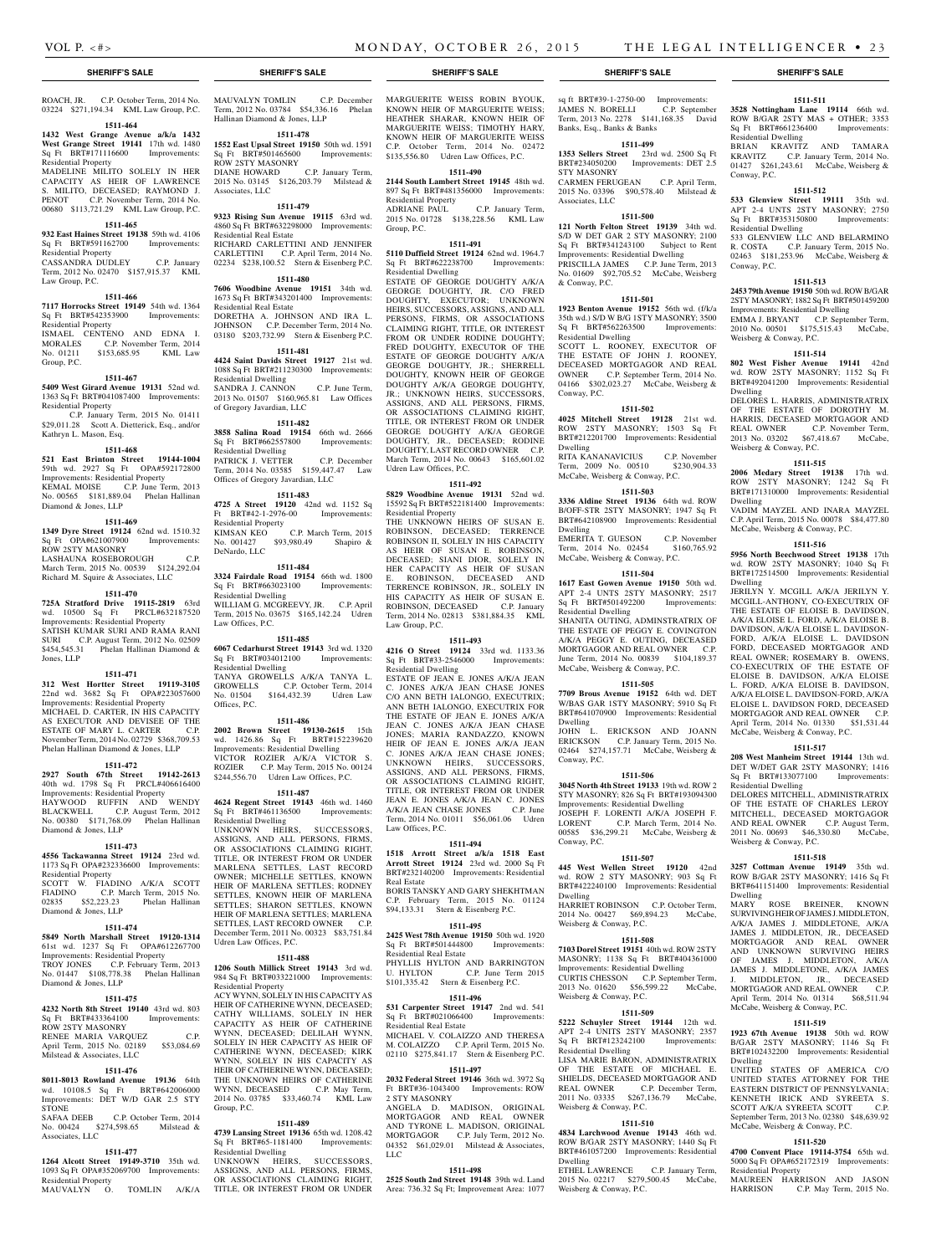ROACH, JR. C.P. October Term, 2014 No. 03224 $271,194.34 KML Law Group, P.C.

**1511-464**

**1432 West Grange Avenue a/k/a 1432 West Grange Street 19141** 17th wd. 1480 Sq Ft BRT#171116600 Improvements: Residential Property

MADELINE MILITO SOLELY IN HER CAPACITY AS HEIR OF LAWRENCE S. MILITO, DECEASED; RAYMOND J. PENOT C.P. November Term, 2014 No. 00680 $113,721.29 KML Law Group, P.C.

**1511-465**

**932 East Haines Street 19138** 59th wd. 4106 Sq Ft BRT#591162700 Improvements: Residential Property

CASSANDRA DUDLEY C.P. January Term, 2012 No. 02470 $157,915.37 KML Law Group, P.C.

**1511-466**

**7117 Horrocks Street 19149** 54th wd. 1364 Sq Ft BRT#542353900 Improvements: Residential Property

ISMAEL CENTENO AND EDNA I. MORALES C.P. November Term, 2014 No. 01211 $153,685.95 KML Law Group, P.C.

**1511-467**

**5409 West Girard Avenue 19131** 52nd wd. 1363 Sq Ft BRT#041087400 Improvements: Residential Property

C.P. January Term, 2015 No. 01411 $29,011.28 Scott A. Dietterick, Esq., and/or Kathryn L. Mason, Esq.

**1511-468**

**521 East Brinton Street 19144-1004** 59th wd. 2927 Sq Ft OPA#592172800 Improvements: Residential Property

KEMAL MOISE C.P. June Term, 2013 No. 00565 $181,889.04 Phelan Hallinan Diamond & Jones, LLP

**1511-469**

**1349 Dyre Street 19124** 62nd wd. 1510.32 Sq Ft OPA#621007900 Improvements: ROW 2STY MASONRY

LASHAUNA ROSEBOROUGH C.P. March Term, 2015 No. 00539 $124,292.04 Richard M. Squire & Associates, LLC

**1511-470**

**725A Stratford Drive 19115-2819** 63rd wd. 10500 Sq Ft PRCL#632187520 Improvements: Residential Property

SATISH KUMAR SURI AND RAMA RANI SURI C.P. August Term, 2012 No. 02509 $454,545.31 Phelan Hallinan Diamond & Jones, LLP

**1511-471**

**312 West Hortter Street 19119-3105** 22nd wd. 3682 Sq Ft OPA#223057600 Improvements: Residential Property

MICHAEL D. CARTER, IN HIS CAPACITY AS EXECUTOR AND DEVISEE OF THE ESTATE OF MARY L. CARTER C.P. November Term, 2014 No. 02729 $368,709.53 Phelan Hallinan Diamond & Jones, LLP

**1511-472**

**2927 South 67th Street 19142-2613** 40th wd. 1798 Sq Ft PRCL#406616400 Improvements: Residential Property

HAYWOOD RUFFIN AND WENDY BLACKWELL C.P. August Term, 2012 No. 00380 $171,768.09 Phelan Hallinan Diamond & Jones, LLP

**1511-473**

**4556 Tackawanna Street 19124** 23rd wd. 1173 Sq Ft OPA#232336600 Improvements: Residential Property

SCOTT W. FIADINO A/K/A SCOTT FIADINO C.P. March Term, 2015 No. 02835 $52,223.23 Phelan Hallinan Diamond & Jones, LLP

**1511-474**

**5849 North Marshall Street 19120-1314** 61st wd. 1237 Sq Ft OPA#612267700 Improvements: Residential Property

TROY JONES C.P. February Term, 2013 No. 01447 $108,778.38 Phelan Hallinan Diamond & Jones, LLP

**1511-475**

**4232 North 8th Street 19140** 43rd wd. 803 Sq Ft BRT#433364100 Improvements: ROW 2STY MASONRY

RENEE MARIA VARQUEZ C.P. April Term, 2015 No. 02189 $53,084.69 Milstead & Associates, LLC

**1511-476**

**8011-8013 Rowland Avenue 19136** 64th wd. 10108.5 Sq Ft BRT#642006000 Improvements: DET W/D GAR 2.5 STY STONE

SAFAA DEEB C.P. October Term, 2014 No. 00424 $274,598.65 Milstead & Associates, LLC

**1511-477**

**1264 Alcott Street 19149-3710** 35th wd. 1093 Sq Ft OPA#352069700 Improvements: Residential Property

MAUVALYN O. TOMLIN A/K/A MAUVALYN TOMLIN C.P. December Term, 2012 No. 03784 $54,336.16 Phelan Hallinan Diamond & Jones, LLP

**1511-478**

**1552 East Upsal Street 19150** 50th wd. 1591 Sq Ft BRT#501465600 Improvements: ROW 2STY MASONRY

DIANE HOWARD C.P. January Term, 2015 No. 03145 $126,203.79 Milstead & Associates, LLC

**1511-479**

**9323 Rising Sun Avenue 19115** 63rd wd. 4860 Sq Ft BRT#632298000 Improvements: Residential Real Estate

RICHARD CARLETTINI AND JENNIFER CARLETTINI C.P. April Term, 2014 No. 02234 $238,100.52 Stern & Eisenberg P.C.

**1511-480**

**7606 Woodbine Avenue 19151** 34th wd. 1673 Sq Ft BRT#343201400 Improvements: Residential Real Estate

DORETHA A. JOHNSON AND IRA L. JOHNSON C.P. December Term, 2014 No. 03180 $203,732.99 Stern & Eisenberg P.C.

**1511-481**

**4424 Saint Davids Street 19127** 21st wd. 1088 Sq Ft BRT#211230300 Improvements: Residential Dwelling

SANDRA J. CANNON C.P. June Term, 2013 No. 01507 $160,965.81 Law Offices of Gregory Javardian, LLC

**1511-482**

**3858 Salina Road 19154** 66th wd. 2666 Sq Ft BRT#662557800 Improvements: Residential Dwelling

PATRICK J. VETTER C.P. December Term, 2014 No. 03585 $159,447.47 Law Offices of Gregory Javardian, LLC

**1511-483**

**4725 A Street 19120** 42nd wd. 1152 Sq Ft BRT#42-1-2976-00 Improvements: Residential Property

KIMSAN KEO C.P. March Term, 2015 No. 001427 $93,980.49 Shapiro & DeNardo, LLC

**1511-484**

**3324 Fairdale Road 19154** 66th wd. 1800 Sq Ft BRT#663023100 Improvements: Residential Dwelling

WILLIAM G. MCGREEVY, JR. C.P. April Term, 2015 No. 03675 $165,142.24 Udren Law Offices, P.C.

**1511-485**

**6067 Cedarhurst Street 19143** 3rd wd. 1320 Sq Ft BRT#034012100 Improvements: Residential Dwelling

TANYA GROWELLS A/K/A TANYA L. GROWELLS C.P. October Term, 2014 No. 01504 $164,432.39 Udren Law Offices, P.C.

**1511-486**

**2002 Brown Street 19130-2615** 15th wd. 1426.86 Sq Ft BRT#152239620 Improvements: Residential Dwelling

VICTOR ROZIER A/K/A VICTOR S. ROZIER C.P. May Term, 2015 No. 00124 $244,556.70 Udren Law Offices, P.C.

**1511-487**

**4624 Regent Street 19143** 46th wd. 1460 Sq Ft BRT#461136500 Improvements: Residential Dwelling

UNKNOWN HEIRS, SUCCESSORS, ASSIGNS, AND ALL PERSONS, FIRMS, OR ASSOCIATIONS CLAIMING RIGHT, TITLE, OR INTEREST FROM OR UNDER MARLENA SETTLES, LAST RECORD OWNER; MICHELLE SETTLES, KNOWN HEIR OF MARLENA SETTLES; RODNEY SETTLES, KNOWN HEIR OF MARLENA SETTLES; SHARON SETTLES, KNOWN HEIR OF MARLENA SETTLES; MARLENA SETTLES, LAST RECORD OWNER C.P. December Term, 2011 No. 00323 $83,751.84 Udren Law Offices, P.C.

**1511-488**

**1206 South Millick Street 19143** 3rd wd. 984 Sq Ft BRT#033221000 Improvements: Residential Property

ACY WYNN, SOLELY IN HIS CAPACITY AS HEIR OF CATHERINE WYNN, DECEASED; CATHY WILLIAMS, SOLELY IN HER CAPACITY AS HEIR OF CATHERINE WYNN, DECEASED; DELILAH WYNN, SOLELY IN HER CAPACITY AS HEIR OF CATHERINE WYNN, DECEASED; KIRK WYNN, SOLELY IN HIS CAPACITY AS HEIR OF CATHERINE WYNN, DECEASED; THE UNKNOWN HEIRS OF CATHERINE WYNN, DECEASED C.P. May Term, 2014 No. 03785 $33,460.74 KML Law Group, P.C.

**1511-489**

**4739 Lansing Street 19136** 65th wd. 1208.42 Sq Ft BRT#65-1181400 Improvements: Residential Dwelling

UNKNOWN HEIRS, SUCCESSORS, ASSIGNS, AND ALL PERSONS, FIRMS, OR ASSOCIATIONS CLAIMING RIGHT, TITLE, OR INTEREST FROM OR UNDER MARGUERITE WEISS ROBIN BYOUK, KNOWN HEIR OF MARGUERITE WEISS; HEATHER SHARAR, KNOWN HEIR OF MARGUERITE WEISS; TIMOTHY HARY, KNOWN HEIR OF MARGUERITE WEISS C.P. October Term, 2014 No. 02472 $135,556.80 Udren Law Offices, P.C.

**1511-490**

**2144 South Lambert Street 19145** 48th wd. 897 Sq Ft BRT#481356000 Improvements: Residential Property

ADRIANE PAUL C.P. January Term, 2015 No. 01728 $138,228.56 KML Law Group, P.C.

**1511-491**

**5110 Duffield Street 19124** 62nd wd. 1964.7 Sq Ft BRT#622238700 Improvements: Residential Dwelling

ESTATE OF GEORGE DOUGHTY A/K/A GEORGE DOUGHTY, JR. C/O FRED DOUGHTY, EXECUTOR; UNKNOWN HEIRS, SUCCESSORS, ASSIGNS, AND ALL PERSONS, FIRMS, OR ASSOCIATIONS CLAIMING RIGHT, TITLE, OR INTEREST FROM OR UNDER RODINE DOUGHTY; FRED DOUGHTY, EXECUTOR OF THE ESTATE OF GEORGE DOUGHTY A/K/A GEORGE DOUGHTY, JR.; SHERRELL DOUGHTY, KNOWN HEIR OF GEORGE DOUGHTY A/K/A GEORGE DOUGHTY, JR.; UNKNOWN HEIRS, SUCCESSORS, ASSIGNS, AND ALL PERSONS, FIRMS, OR ASSOCIATIONS CLAIMING RIGHT, TITLE, OR INTEREST FROM OR UNDER GEORGE DOUGHTY A/K/A GEORGE DOUGHTY, JR., DECEASED; RODINE DOUGHTY, LAST RECORD OWNER C.P. March Term, 2014 No. 00643 $165,601.02 Udren Law Offices, P.C.

**1511-492**

**5829 Woodbine Avenue 19131** 52nd wd. 15592 Sq Ft BRT#522181400 Improvements: Residential Property

THE UNKNOWN HEIRS OF SUSAN E. ROBINSON, DECEASED; TERRENCE ROBINSON II, SOLELY IN HIS CAPACITY AS HEIR OF SUSAN E. ROBINSON, DECEASED; SIANI DIOR, SOLELY IN HER CAPACITY AS HEIR OF SUSAN E. ROBINSON, DECEASED AND TERRENCE ROBINSON, JR., SOLELY IN HIS CAPACITY AS HEIR OF SUSAN E. ROBINSON, DECEASED C.P. January Term, 2014 No. 02813 $381,884.35 KML Law Group, P.C.

**1511-493**

**4216 O Street 19124** 33rd wd. 1133.36 Sq Ft BRT#33-2546000 Improvements: Residential Dwelling

ESTATE OF JEAN E. JONES A/K/A JEAN C. JONES A/K/A JEAN CHASE JONES C/O ANN BETH IALONGO, EXECUTRIX; ANN BETH IALONGO, EXECUTRIX FOR THE ESTATE OF JEAN E. JONES A/K/A JEAN C. JONES A/K/A JEAN CHASE JONES; MARIA RANDAZZO, KNOWN HEIR OF JEAN E. JONES A/K/A JEAN C. JONES A/K/A JEAN CHASE JONES; UNKNOWN HEIRS, SUCCESSORS, ASSIGNS, AND ALL PERSONS, FIRMS, OR ASSOCIATIONS CLAIMING RIGHT, TITLE, OR INTEREST FROM OR UNDER JEAN E. JONES A/K/A JEAN C. JONES A/K/A JEAN CHASE JONES C.P. June Term, 2014 No. 01011 $56,061.06 Udren Law Offices, P.C.

**1511-494**

**1518 Arrott Street a/k/a 1518 East Arrott Street 19124** 23rd wd. 2000 Sq Ft BRT#232140200 Improvements: Residential Real Estate

BORIS TANSKY AND GARY SHEKHTMAN C.P. February Term, 2015 No. 01124 $94,133.31 Stern & Eisenberg P.C.

**1511-495**

**2425 West 78th Avenue 19150** 50th wd. 1920 Sq Ft BRT#501444800 Improvements: Residential Real Estate

PHYLLIS HYLTON AND BARRINGTON U. HYLTON C.P. June Term 2015 $101,335.42 Stern & Eisenberg P.C.

**1511-496**

**531 Carpenter Street 19147** 2nd wd. 541 Sq Ft BRT#021066400 Improvements: Residential Real Estate

MICHAEL V. COLAIZZO AND THERESA M. COLAIZZO C.P. April Term, 2015 No. 02110 $275,841.17 Stern & Eisenberg P.C.

**1511-497**

**2032 Federal Street 19146** 36th wd. 3972 Sq Ft BRT#36-1043400 Improvements: ROW 2 STY MASONRY

ANGELA D. MADISON, ORIGINAL MORTGAGOR AND REAL OWNER AND TYRONE L. MADISON, ORIGINAL MORTGAGOR C.P. July Term, 2012 No. 04352 $61,029.01 Milstead & Associates, LLC

**1511-498**

**2525 South 2nd Street 19148** 39th wd. Land Area: 736.32 Sq Ft; Improvement Area: 1077 sq ft BRT#39-1-2750-00 Improvements: JAMES N. BORELLI C.P. September Term, 2013 No. 1278 $141,168.35 David Banks, Esq., Banks & Banks

**1511-499**

**1353 Sellers Street** 23rd wd. 2500 Sq Ft BRT#234050200 Improvements: DET 2.5 STY MASONRY

CARMEN FERUGEAN C.P. April Term, 2015 No. 03396 $90,578.40 Milstead & Associates, LLC

**1511-500**

**121 North Felton Street 19139** 34th wd. S/D W DET GAR 2 STY MASONRY; 2100 Sq Ft BRT#341243100 Subject to Rent Improvements: Residential Dwelling

PRISCILLA JAMES C.P. June Term, 2013 No. 01609 $92,705.52 McCabe, Weisberg & Conway, P.C.

**1511-501**

**1923 Benton Avenue 19152** 56th wd. (f/k/a 35th wd.) S/D W B/G 1STY MASONRY; 3500 Sq Ft BRT#562263500 Improvements: Residential Dwelling

SCOTT L. ROONEY, EXECUTOR OF THE ESTATE OF JOHN J. ROONEY, DECEASED MORTGAGOR AND REAL OWNER C.P. September Term, 2014 No. 04166 $302,023.27 McCabe, Weisberg & Conway, P.C.

**1511-502**

**4025 Mitchell Street 19128** 21st wd. ROW 2STY MASONRY; 1503 Sq Ft BRT#212201700 Improvements: Residential Dwelling

RITA KANANAVICIUS C.P. November Term, 2009 No. 00510 $230,904.33 McCabe, Weisberg & Conway, P.C.

**1511-503**

**3336 Aldine Street 19136** 64th wd. ROW B/OFF-STR 2STY MASONRY; 1947 Sq Ft BRT#642108900 Improvements: Residential Dwelling

EMERITA T. GUESON C.P. November Term, 2014 No. 02454 $160,765.92 McCabe, Weisberg & Conway, P.C.

**1511-504**

**1617 East Gowen Avenue 19150** 50th wd. APT 2-4 UNTS 2STY MASONRY; 2517 Sq Ft BRT#501492200 Improvements: Residential Dwelling

SHANITA OUTING, ADMINSTRATRIX OF THE ESTATE OF PEGGY E. COVINGTON A/K/A PEGGY E. OUTING, DECEASED MORTGAGOR AND REAL OWNER C.P. June Term, 2014 No. 00839 $104,189.37 McCabe, Weisberg & Conway, P.C.

**1511-505**

**7709 Brous Avenue 19152** 64th wd. DET W/BAS GAR 1STY MASONRY; 5910 Sq Ft BRT#641070900 Improvements: Residential Dwelling

JOHN L. ERICKSON AND JOANN ERICKSON C.P. January Term, 2015 No. 02464 $274,157.71 McCabe, Weisberg & Conway, P.C.

**1511-506**

**3045 North 4th Street 19133** 19th wd. ROW 2 STY MASONRY; 826 Sq Ft BRT#193094300 Improvements: Residential Dwelling

JOSEPH F. LORENTI A/K/A JOSEPH F. LORENT C.P. March Term, 2014 No. 00585 $36,299.21 McCabe, Weisberg & Conway, P.C.

**1511-507**

**445 West Wellen Street 19120** 42nd wd. ROW 2 STY MASONRY; 903 Sq Ft BRT#422240100 Improvements: Residential Dwelling

HARRIET ROBINSON C.P. October Term, 2014 No. 00427 $69,894.23 McCabe, Weisberg & Conway, P.C.

**1511-508**

**7103 Dorel Street 19151** 40th wd. ROW 2STY MASONRY; 1138 Sq Ft BRT#404361000 Improvements: Residential Dwelling

CURTIS CHESSON C.P. September Term, 2013 No. 01620 $56,599.22 McCabe, Weisberg & Conway, P.C.

**1511-509**

**5222 Schuyler Street 19144** 12th wd. APT 2-4 UNITS 2STY MASONRY; 2357 Sq Ft BRT#123242100 Improvements: Residential Dwelling

LISA MARIE BARON, ADMINISTRATRIX OF THE ESTATE OF MICHAEL E. SHIELDS, DECEASED MORTGAGOR AND REAL OWNER C.P. December Term, 2011 No. 03335 $267,136.79 McCabe, Weisberg & Conway, P.C.

**1511-510**

**4834 Larchwood Avenue 19143** 46th wd. ROW B/GAR 2STY MASONRY; 1440 Sq Ft BRT#461057200 Improvements: Residential Dwelling

ETHEL LAWRENCE C.P. January Term, 2015 No. 02217 $279,500.45 McCabe, Weisberg & Conway, P.C.

**1511-511**

**3528 Nottingham Lane 19114** 66th wd. ROW B/GAR 2STY MAS + OTHER; 3353 Sq Ft BRT#661236400 Improvements: Residential Dwelling

BRIAN KRAVITZ AND TAMARA KRAVITZ C.P. January Term, 2014 No. 01427 $261,243.61 McCabe, Weisberg & Conway, P.C.

**1511-512**

**533 Glenview Street 19111** 35th wd. APT 2-4 UNTS 2STY MASONRY; 2750 Sq Ft BRT#353150800 Improvements: Residential Dwelling

533 GLENVIEW LLC AND BELARMINO R. COSTA C.P. January Term, 2015 No. 02463 $181,253.96 McCabe, Weisberg & Conway, P.C.

**1511-513**

**2453 79th Avenue 19150** 50th wd. ROW B/GAR 2STY MASONRY; 1882 Sq Ft BRT#501459200 Improvements: Residential Dwelling

EMMA J. BRYANT C.P. September Term, 2010 No. 00501 $175,515.43 McCabe, Weisberg & Conway, P.C.

**1511-514**

**802 West Fisher Avenue 19141** 42nd wd. ROW 2STY MASONRY; 1152 Sq Ft BRT#492041200 Improvements: Residential Dwelling

DELORES L. HARRIS, ADMINISTRATRIX OF THE ESTATE OF DOROTHY M. HARRIS, DECEASED MORTGAGOR AND REAL OWNER C.P. November Term, 2013 No. 03202 $67,418.67 McCabe, Weisberg & Conway, P.C.

**1511-515**

**2006 Medary Street 19138** 17th wd. ROW 2STY MASONRY; 1242 Sq Ft BRT#171310000 Improvements: Residential Dwelling

VADIM MAYZEL AND INARA MAYZEL C.P. April Term, 2015 No. 00078 $84,477.80 McCabe, Weisberg & Conway, P.C.

**1511-516**

**5956 North Beechwood Street 19138** 17th wd. ROW 2STY MASONRY; 1040 Sq Ft BRT#172514500 Improvements: Residential Dwelling

JERILYN Y. MCGILL A/K/A JERILYN Y. MCGILL-ANTHONY, CO-EXECUTRIX OF THE ESTATE OF ELOISE B. DAVIDSON, A/K/A ELOISE L. FORD, A/K/A ELOISE B. DAVIDSON, A/K/A ELOISE L. DAVIDSON-FORD, A/K/A ELOISE L. DAVIDSON FORD, DECEASED MORTGAGOR AND REAL OWNER; ROSEMARY B. OWENS, CO-EXECUTRIX OF THE ESTATE OF ELOISE B. DAVIDSON, A/K/A ELOISE L. FORD, A/K/A ELOISE B. DAVIDSON, A/K/A ELOISE L. DAVIDSON-FORD, A/K/A ELOISE L. DAVIDSON FORD, DECEASED MORTGAGOR AND REAL OWNER C.P. April Term, 2014 No. 01330 $51,531.44 McCabe, Weisberg & Conway, P.C.

**1511-517**

**208 West Manheim Street 19144** 13th wd. DET W/DET GAR 2STY MASONRY; 1416 Sq Ft BRT#133077100 Improvements: Residential Dwelling

DELORES MITCHELL, ADMINISTRATRIX OF THE ESTATE OF CHARLES LEROY MITCHELL, DECEASED MORTGAGOR AND REAL OWNER C.P. August Term, 2011 No. 00693 $46,330.80 McCabe, Weisberg & Conway, P.C.

**1511-518**

**3257 Cottman Avenue 19149** 35th wd. ROW B/GAR 2STY MASONRY; 1416 Sq Ft BRT#641151400 Improvements: Residential Dwelling

MARY ROSE BREINER, KNOWN SURVIVING HEIR OF JAMES J. MIDDLETON, A/K/A JAMES J. MIDDLETONE, A/K/A JAMES J. MIDDLETON, JR., DECEASED MORTGAGOR AND REAL OWNER AND UNKNOWN SURVIVING HEIRS OF JAMES J. MIDDLETON, A/K/A JAMES J. MIDDLETONE, A/K/A JAMES J. MIDDLETON, JR., DECEASED MORTGAGOR AND REAL OWNER C.P. April Term, 2014 No. 01314 $68,511.94 McCabe, Weisberg & Conway, P.C.

**1511-519**

**1923 67th Avenue 19138** 50th wd. ROW B/GAR 2STY MASONRY; 1146 Sq Ft BRT#102432200 Improvements: Residential Dwelling

UNITED STATES OF AMERICA C/O UNITED STATES ATTORNEY FOR THE EASTERN DISTRICT OF PENNSYLVANIA; KENNETH IRICK AND SYREETA S. SCOTT A/K/A SYREETA SCOTT C.P. September Term, 2013 No. 02380 $48,639.92 McCabe, Weisberg & Conway, P.C.

**1511-520**

**4700 Convent Place 19114-3754** 65th wd. 5000 Sq Ft OPA#652172319 Improvements: Residential Property

MAUREEN HARRISON AND JASON HARRISON C.P. May Term, 2015 No.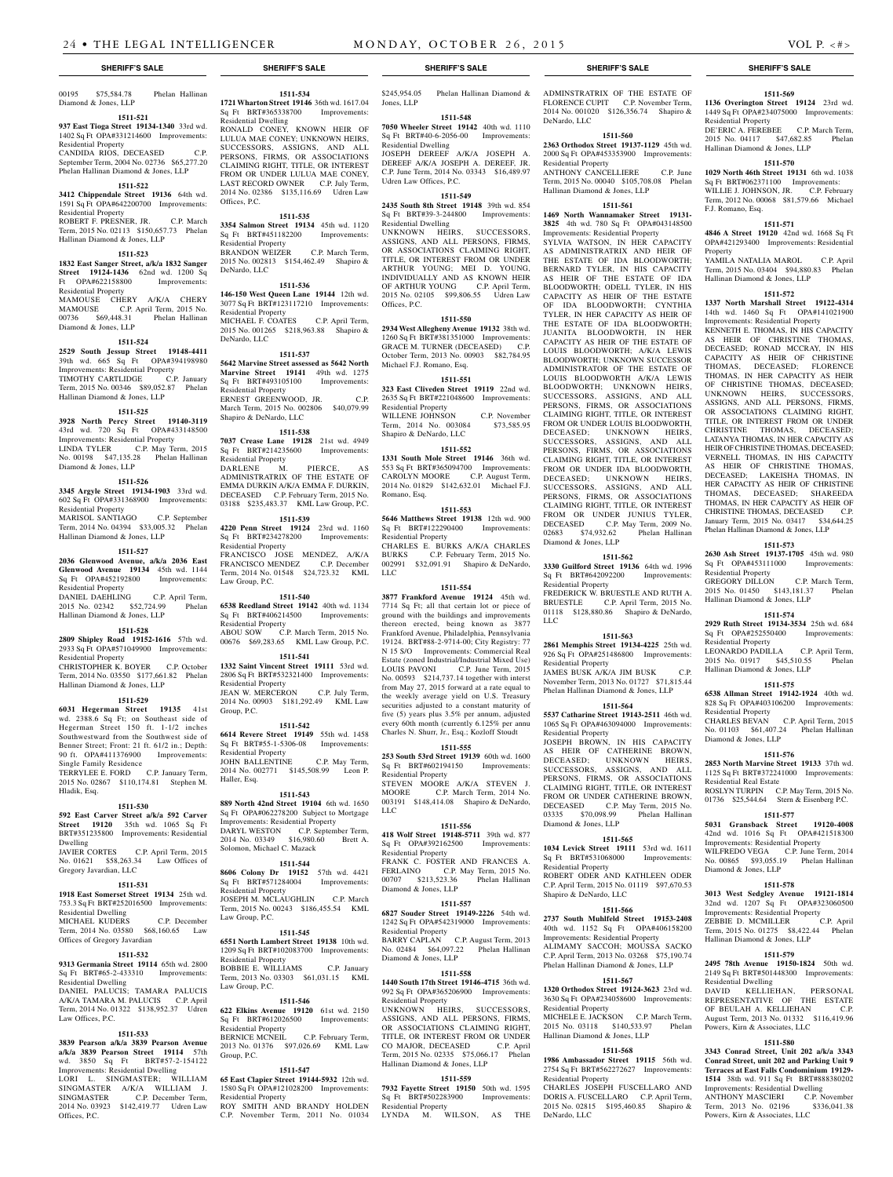00195 $75,584.78 Phelan Hallinan Diamond & Jones, LLP

**1511-521**

**937 East Tioga Street 19134-1340** 33rd wd. 1402 Sq Ft OPA#331214600 Improvements: Residential Property
CANDIDA RIOS, DECEASED C.P. September Term, 2004 No. 02736 $65,277.20 Phelan Hallinan Diamond & Jones, LLP

**1511-522**

**3412 Chippendale Street 19136** 64th wd. 1591 Sq Ft OPA#642200700 Improvements: Residential Property
ROBERT F. PRESNER, JR. C.P. March Term, 2015 No. 02113 $150,657.73 Phelan Hallinan Diamond & Jones, LLP

**1511-523**

**1832 East Sanger Street, a/k/a 1832 Sanger Street 19124-1436** 62nd wd. 1200 Sq Ft OPA#622158800 Improvements: Residential Property
MAMOUSE CHERY A/K/A CHERY MAMOUSE C.P. April Term, 2015 No. 00736 $69,448.31 Phelan Hallinan Diamond & Jones, LLP

**1511-524**

**2529 South Jessup Street 19148-4411** 39th wd. 665 Sq Ft OPA#394198980 Improvements: Residential Property
TIMOTHY CARTLIDGE C.P. January Term, 2015 No. 00346 $89,052.87 Phelan Hallinan Diamond & Jones, LLP

**1511-525**

**3928 North Percy Street 19140-3119** 43rd wd. 720 Sq Ft OPA#433148500 Improvements: Residential Property
LINDA TYLER C.P. May Term, 2015 No. 00198 $47,135.28 Phelan Hallinan Diamond & Jones, LLP

**1511-526**

**3345 Argyle Street 19134-1903** 33rd wd. 602 Sq Ft OPA#331368900 Improvements: Residential Property
MARISOL SANTIAGO C.P. September Term, 2014 No. 04394 $33,005.32 Phelan Hallinan Diamond & Jones, LLP

**1511-527**

**2036 Glenwood Avenue, a/k/a 2036 East Glenwood Avenue 19134** 45th wd. 1144 Sq Ft OPA#452192800 Improvements: Residential Property
DANIEL DAEHLING C.P. April Term, 2015 No. 02342 $52,724.99 Phelan Hallinan Diamond & Jones, LLP

**1511-528**

**2809 Shipley Road 19152-1616** 57th wd. 2933 Sq Ft OPA#571049900 Improvements: Residential Property
CHRISTOPHER K. BOYER C.P. October Term, 2014 No. 03550 $177,661.82 Phelan Hallinan Diamond & Jones, LLP

**1511-529**

**6031 Hegerman Street 19135** 41st wd. 2388.6 Sq Ft; on Southeast side of Hegerman Street 150 ft. 1-1/2 inches Southwestward from the Southwest side of Benner Street; Front: 21 ft. 61/2 in.; Depth: 90 ft. OPA#411376900 Improvements: Single Family Residence
TERRYLEE E. FORD C.P. January Term, 2015 No. 02867 $110,174.81 Stephen M. Hladik, Esq.

**1511-530**

**592 East Carver Street a/k/a 592 Carver Street 19120** 35th wd. 1065 Sq Ft BRT#351235800 Improvements: Residential Dwelling
JAVIER CORTES C.P. April Term, 2015 No. 01621 $58,263.34 Law Offices of Gregory Javardian, LLC

**1511-531**

**1918 East Somerset Street 19134** 25th wd. 753.3 Sq Ft BRT#252016500 Improvements: Residential Dwelling
MICHAEL KUDERS C.P. December Term, 2014 No. 03580 $68,160.65 Law Offices of Gregory Javardian

**1511-532**

**9313 Germania Street 19114** 65th wd. 2800 Sq Ft BRT#65-2-433310 Improvements: Residential Dwelling
DANIEL PALUCIS; TAMARA PALUCIS A/K/A TAMARA M. PALUCIS C.P. April Term, 2014 No. 01322 $138,952.37 Udren Law Offices, P.C.

**1511-533**

**3839 Pearson a/k/a 3839 Pearson Avenue a/k/a 3839 Pearson Street 19114** 57th wd. 3850 Sq Ft BRT#57-2-154122 Improvements: Residential Dwelling
LORI L. SINGMASTER; WILLIAM SINGMASTER A/K/A WILLIAM J. SINGMASTER C.P. December Term, 2014 No. 03923 $142,419.77 Udren Law Offices, P.C.

**1511-534**

**1721 Wharton Street 19146** 36th wd. 1617.04 Sq Ft BRT#365338700 Improvements: Residential Dwelling
RONALD CONEY, KNOWN HEIR OF LULUA MAE CONEY; UNKNOWN HEIRS, SUCCESSORS, ASSIGNS, AND ALL PERSONS, FIRMS, OR ASSOCIATIONS CLAIMING RIGHT, TITLE, OR INTEREST FROM OR UNDER LULUA MAE CONEY, LAST RECORD OWNER C.P. July Term, 2014 No. 02386 $135,116.69 Udren Law Offices, P.C.

**1511-535**

**3354 Salmon Street 19134** 45th wd. 1120 Sq Ft BRT#451182200 Improvements: Residential Property
BRANDON WEIZER C.P. March Term, 2015 No. 00813 $154,462.49 Shapiro & DeNardo, LLC

**1511-536**

**146-150 West Queen Lane 19144** 12th wd. 3077 Sq Ft BRT#123117210 Improvements: Residential Property
MICHAEL F. COATES C.P. April Term, 2015 No. 001265 $218,963.88 Shapiro & DeNardo, LLC

**1511-537**

**5642 Marvine Street assessed as 5642 North Marvine Street 19141** 49th wd. 1275 Sq Ft BRT#493105100 Improvements: Residential Property
ERNEST GREENWOOD, JR. C.P. March Term, 2015 No. 002806 $40,079.99 Shapiro & DeNardo, LLC

**1511-538**

**7037 Crease Lane 19128** 21st wd. 4949 Sq Ft BRT#214235600 Improvements: Residential Property
DARLENE M. PIERCE, AS ADMINISTRATRIX OF THE ESTATE OF EMMA DURKIN A/K/A EMMA F. DURKIN, DECEASED C.P. February Term, 2015 No. 03188 $235,483.37 KML Law Group, P.C.

**1511-539**

**4220 Penn Street 19124** 23rd wd. 1160 Sq Ft BRT#234278200 Improvements: Residential Property
FRANCISCO JOSE MENDEZ, A/K/A FRANCISCO MENDEZ C.P. December Term, 2014 No. 01548 $24,723.32 KML Law Group, P.C.

**1511-540**

**6538 Reedland Street 19142** 40th wd. 1134 Sq Ft BRT#406214500 Improvements: Residential Property
ABOU SOW C.P. March Term, 2015 No. 00676 $69,283.65 KML Law Group, P.C.

**1511-541**

**1332 Saint Vincent Street 19111** 53rd wd. 2806 Sq Ft BRT#532321400 Improvements: Residential Property
JEAN W. MERCERON C.P. July Term, 2014 No. 00903 $181,292.49 KML Law Group, P.C.

**1511-542**

**6614 Revere Street 19149** 55th wd. 1458 Sq Ft BRT#55-1-5306-08 Improvements: Residential Property
JOHN BALLENTINE C.P. May Term, 2014 No. 002771 $145,508.99 Leon P. Haller, Esq.

**1511-543**

**889 North 42nd Street 19104** 6th wd. 1650 Sq Ft OPA#062278200 Subject to Mortgage Improvements: Residential Property
DARYL WESTON C.P. September Term, 2014 No. 03349 $16,980.60 Brett A. Solomon, Michael C. Mazack

**1511-544**

**8606 Colony Dr 19152** 57th wd. 4421 Sq Ft BRT#571284004 Improvements: Residential Property
JOSEPH M. MCLAUGHLIN C.P. March Term, 2015 No. 00243 $186,455.54 KML Law Group, P.C.

**1511-545**

**6551 North Lambert Street 19138** 10th wd. 1209 Sq Ft BRT#102083700 Improvements: Residential Property
BOBBIE E. WILLIAMS C.P. January Term, 2013 No. 03303 $61,031.15 KML Law Group, P.C.

**1511-546**

**622 Elkins Avenue 19120** 61st wd. 2150 Sq Ft BRT#612026500 Improvements: Residential Property
BERNICE MCNEIL C.P. February Term, 2013 No. 01376 $97,026.69 KML Law Group, P.C.

**1511-547**

**65 East Clapier Street 19144-5932** 12th wd. 1580 Sq Ft OPA#121028200 Improvements: Residential Property
ROY SMITH AND BRANDY HOLDEN C.P. November Term, 2011 No. 01034 $245,954.05 Phelan Hallinan Diamond & Jones, LLP

**1511-548**

**7050 Wheeler Street 19142** 40th wd. 1110 Sq Ft BRT#40-6-2056-00 Improvements: Residential Dwelling
JOSEPH DEREEF A/K/A JOSEPH A. DEREEF A/K/A JOSEPH A. DEREEF, JR. C.P. June Term, 2014 No. 03343 $16,489.97 Udren Law Offices, P.C.

**1511-549**

**2435 South 8th Street 19148** 39th wd. 854 Sq Ft BRT#39-3-244800 Improvements: Residential Dwelling
UNKNOWN HEIRS, SUCCESSORS, ASSIGNS, AND ALL PERSONS, FIRMS, OR ASSOCIATIONS CLAIMING RIGHT, TITLE, OR INTEREST FROM OR UNDER ARTHUR YOUNG; MEI D. YOUNG, INDIVIDUALLY AND AS KNOWN HEIR OF ARTHUR YOUNG C.P. April Term, 2015 No. 02105 $99,806.55 Udren Law Offices, P.C.

**1511-550**

**2934 West Allegheny Avenue 19132** 38th wd. 1260 Sq Ft BRT#381351000 Improvements: GRACE M. TURNER (DECEASED) C.P. October Term, 2013 No. 00903 $82,784.95 Michael F.J. Romano, Esq.

**1511-551**

**323 East Cliveden Street 19119** 22nd wd. 2635 Sq Ft BRT#221048600 Improvements: Residential Property
WILLENE JOHNSON C.P. November Term, 2014 No. 003084 $73,585.95 Shapiro & DeNardo, LLC

**1511-552**

**1331 South Mole Street 19146** 36th wd. 553 Sq Ft BRT#365094700 Improvements: CAROLYN MOORE C.P. August Term, 2014 No. 01829 $142,632.01 Michael F.J. Romano, Esq.

**1511-553**

**5646 Matthews Street 19138** 12th wd. 900 Sq Ft BRT#122290400 Improvements: Residential Property
CHARLES E. BURKS A/K/A CHARLES BURKS C.P. February Term, 2015 No. 002991 $32,091.91 Shapiro & DeNardo, LLC

**1511-554**

**3877 Frankford Avenue 19124** 45th wd. 7714 Sq Ft; all that certain lot or piece of ground with the buildings and improvements thereon erected, being known as 3877 Frankford Avenue, Philadelphia, Pennsylvania 19124. BRT#88-2-9714-00; City Registry: 77 N 15 S/O Improvements: Commercial Real Estate (zoned Industrial/Industrial Mixed Use)
LOUIS PAVONI C.P. June Term, 2015 No. 00593 $214,737.14 together with interst from May 27, 2015 forward at a rate equal to the weekly average yield on U.S. Treasury securities adjusted to a constant maturity of five (5) years plus 3.5% per annum, adjusted every 6th month (currently 6.125% per annu Charles N. Shurr, Jr., Esq.; Kozloff Stoudt

**1511-555**

**253 South 53rd Street 19139** 60th wd. 1600 Sq Ft BRT#602194150 Improvements: Residential Property
STEVEN MOORE A/K/A STEVEN J. MOORE C.P. March Term, 2014 No. 003191 $148,414.08 Shapiro & DeNardo, LLC

**1511-556**

**418 Wolf Street 19148-5711** 39th wd. 877 Sq Ft OPA#392162500 Improvements: Residential Property
FRANK C. FOSTER AND FRANCES A. FERLAINO C.P. May Term, 2015 No. 00707 $213,523.36 Phelan Hallinan Diamond & Jones, LLP

**1511-557**

**6827 Souder Street 19149-2226** 54th wd. 1242 Sq Ft OPA#542319000 Improvements: Residential Property
BARRY CAPLAN C.P. August Term, 2013 No. 02484 $64,097.22 Phelan Hallinan Diamond & Jones, LLP

**1511-558**

**1440 South 17th Street 19146-4715** 36th wd. 992 Sq Ft OPA#365206900 Improvements: Residential Property
UNKNOWN HEIRS, SUCCESSORS, ASSIGNS, AND ALL PERSONS, FIRMS, OR ASSOCIATIONS CLAIMING RIGHT, TITLE, OR INTEREST FROM OR UNDER CO MAJOR, DECEASED C.P. April Term, 2015 No. 02335 $75,066.17 Phelan Hallinan Diamond & Jones, LLP

**1511-559**

**7932 Fayette Street 19150** 50th wd. 1595 Sq Ft BRT#502283900 Improvements: Residential Property
LYNDA M. WILSON, AS THE ADMINSTRATRIX OF THE ESTATE OF FLORENCE CUPIT C.P. November Term, 2014 No. 001020 $126,356.74 Shapiro & DeNardo, LLC

**1511-560**

**2363 Orthodox Street 19137-1129** 45th wd. 2000 Sq Ft OPA#453353900 Improvements: Residential Property
ANTHONY CANCELLIERE C.P. June Term, 2015 No. 00040 $105,708.08 Phelan Hallinan Diamond & Jones, LLP

**1511-561**

**1469 North Wannamaker Street 19131-3825** 4th wd. 780 Sq Ft OPA#043148500 Improvements: Residential Property
SYLVIA WATSON, IN HER CAPACITY AS ADMINISTRATRIX AND HEIR OF THE ESTATE OF IDA BLOODWORTH; BERNARD TYLER, IN HIS CAPACITY AS HEIR OF THE ESTATE OF IDA BLOODWORTH; ODELL TYLER, IN HIS CAPACITY AS HEIR OF THE ESTATE OF IDA BLOODWORTH; CYNTHIA TYLER, IN HER CAPACITY AS HEIR OF THE ESTATE OF IDA BLOODWORTH; JUANITA BLOODWORTH, IN HER CAPACITY AS HEIR OF THE ESTATE OF LOUIS BLOODWORTH; A/K/A LEWIS BLOODWORTH; UNKNOWN SUCCESSOR ADMINISTRATOR OF THE ESTATE OF LOUIS BLOODWORTH A/K/A LEWIS BLOODWORTH; UNKNOWN HEIRS, SUCCESSORS, ASSIGNS, AND ALL PERSONS, FIRMS, OR ASSOCIATIONS CLAIMING RIGHT, TITLE, OR INTEREST FROM OR UNDER LOUIS BLOODWORTH, DECEASED; UNKNOWN HEIRS, SUCCESSORS, ASSIGNS, AND ALL PERSONS, FIRMS, OR ASSOCIATIONS CLAIMING RIGHT, TITLE, OR INTEREST FROM OR UNDER IDA BLOODWORTH, DECEASED; UNKNOWN HEIRS, SUCCESSORS, ASSIGNS, AND ALL PERSONS, FIRMS, OR ASSOCIATIONS CLAIMING RIGHT, TITLE, OR INTEREST FROM OR UNDER JUNIUS TYLER, DECEASED C.P. May Term, 2009 No. 02683 $74,932.62 Phelan Hallinan Diamond & Jones, LLP

**1511-562**

**3330 Guilford Street 19136** 64th wd. 1996 Sq Ft BRT#642092200 Improvements: Residential Property
FREDERICK W. BRUESTLE AND RUTH A. BRUESTLE C.P. April Term, 2015 No. 01118 $128,880.86 Shapiro & DeNardo, LLC

**1511-563**

**2861 Memphis Street 19134-4225** 25th wd. 926 Sq Ft OPA#251486800 Improvements: Residential Property
JAMES BUSK A/K/A JIM BUSK C.P. November Term, 2013 No. 01727 $71,815.44 Phelan Hallinan Diamond & Jones, LLP

**1511-564**

**5537 Catharine Street 19143-2511** 46th wd. 1065 Sq Ft OPA#463094000 Improvements: Residential Property
JOSEPH BROWN, IN HIS CAPACITY AS HEIR OF CATHERINE BROWN, DECEASED; UNKNOWN HEIRS, SUCCESSORS, ASSIGNS, AND ALL PERSONS, FIRMS, OR ASSOCIATIONS CLAIMING RIGHT, TITLE, OR INTEREST FROM OR UNDER CATHERINE BROWN, DECEASED C.P. May Term, 2015 No. 03335 $70,098.99 Phelan Hallinan Diamond & Jones, LLP

**1511-565**

**1034 Levick Street 19111** 53rd wd. 1611 Sq Ft BRT#531068000 Improvements: Residential Property
ROBERT ODER AND KATHLEEN ODER C.P. April Term, 2015 No. 01119 $97,670.53 Shapiro & DeNardo, LLC

**1511-566**

**2737 South Muhlfeld Street 19153-2408** 40th wd. 1152 Sq Ft OPA#406158200 Improvements: Residential Property
ALIMAMY SACCOH; MOUSSA SACKO C.P. April Term, 2013 No. 03268 $75,190.74 Phelan Hallinan Diamond & Jones, LLP

**1511-567**

**1320 Orthodox Street 19124-3623** 23rd wd. 3630 Sq Ft OPA#234058600 Improvements: Residential Property
MICHELE E. JACKSON C.P. March Term, 2015 No. 03118 $140,533.97 Phelan Hallinan Diamond & Jones, LLP

**1511-568**

**1986 Ambassador Street 19115** 56th wd. 2754 Sq Ft BRT#562272627 Improvements: Residential Property
CHARLES JOSEPH FUSCELLARO AND DORIS A. FUSCELLARO C.P. April Term, 2015 No. 02815 $195,460.85 Shapiro & DeNardo, LLC

**1511-569**

**1136 Overington Street 19124** 23rd wd. 1449 Sq Ft OPA#234075000 Improvements: Residential Property
DE'ERIC A. FEREBEE C.P. March Term, 2015 No. 04117 $47,682.85 Phelan Hallinan Diamond & Jones, LLP

**1511-570**

**1029 North 46th Street 19131** 6th wd. 1038 Sq Ft BRT#062371100 Improvements:
WILLIE J. JOHNSON, JR. C.P. February Term, 2012 No. 00068 $81,579.66 Michael F.J. Romano, Esq.

**1511-571**

**4846 A Street 19120** 42nd wd. 1668 Sq Ft OPA#421293400 Improvements: Residential Property
YAMILA NATALIA MAROL C.P. April Term, 2015 No. 03404 $94,880.83 Phelan Hallinan Diamond & Jones, LLP

**1511-572**

**1337 North Marshall Street 19122-4314** 14th wd. 1460 Sq Ft OPA#141021900 Improvements: Residential Property
KENNETH E. THOMAS, IN HIS CAPACITY AS HEIR OF CHRISTINE THOMAS, DECEASED; RONAD MCCRAY, IN HIS CAPACITY AS HEIR OF CHRISTINE THOMAS, DECEASED; FLORENCE THOMAS, IN HER CAPACITY AS HEIR OF CHRISTINE THOMAS, DECEASED; UNKNOWN HEIRS, SUCCESSORS, ASSIGNS, AND ALL PERSONS, FIRMS, OR ASSOCIATIONS CLAIMING RIGHT, TITLE, OR INTEREST FROM OR UNDER CHRISTINE THOMAS, DECEASED; LATANYA THOMAS, IN HER CAPACITY AS HEIR OF CHRISTINE THOMAS, DECEASED; VERNELL THOMAS, IN HIS CAPACITY AS HEIR OF CHRISTINE THOMAS, DECEASED; LAKEISHA THOMAS, IN HER CAPACITY AS HEIR OF CHRISTINE THOMAS, DECEASED; SHAREEDA THOMAS, IN HER CAPACITY AS HEIR OF CHRISTINE THOMAS, DECEASED C.P. January Term, 2015 No. 03417 $34,644.25 Phelan Hallinan Diamond & Jones, LLP

**1511-573**

**2630 Ash Street 19137-1705** 45th wd. 980 Sq Ft OPA#453111000 Improvements: Residential Property
GREGORY DILLON C.P. March Term, 2015 No. 01450 $143,181.37 Phelan Hallinan Diamond & Jones, LLP

**1511-574**

**2929 Ruth Street 19134-3534** 25th wd. 684 Sq Ft OPA#252550400 Improvements: Residential Property
LEONARDO PADILLA C.P. April Term, 2015 No. 01917 $45,510.55 Phelan Hallinan Diamond & Jones, LLP

**1511-575**

**6538 Allman Street 19142-1924** 40th wd. 828 Sq Ft OPA#403106200 Improvements: Residential Property
CHARLES BEVAN C.P. April Term, 2015 No. 01103 $61,407.24 Phelan Hallinan Diamond & Jones, LLP

**1511-576**

**2853 North Marvine Street 19133** 37th wd. 1125 Sq Ft BRT#372241000 Improvements: Residential Real Estate
ROSLYN TURPIN C.P. May Term, 2015 No. 01736 $25,544.64 Stern & Eisenberg P.C.

**1511-577**

**5031 Gransback Street 19120-4008** 42nd wd. 1016 Sq Ft OPA#421518300 Improvements: Residential Property
WILFREDO VEGA C.P. June Term, 2014 No. 00865 $93,055.19 Phelan Hallinan Diamond & Jones, LLP

**1511-578**

**3013 West Sedgley Avenue 19121-1814** 32nd wd. 1207 Sq Ft OPA#323060500 Improvements: Residential Property
ZEBBIE D. MCMILLER C.P. April Term, 2015 No. 01275 $8,422.44 Phelan Hallinan Diamond & Jones, LLP

**1511-579**

**2495 78th Avenue 19150-1824** 50th wd. 2149 Sq Ft BRT#501448300 Improvements: Residential Dwelling
DAVID KELLIEHAN, PERSONAL REPRESENTATIVE OF THE ESTATE OF BEULAH A. KELLIEHAN C.P. August Term, 2013 No. 01332 $116,419.96 Powers, Kirn & Associates, LLC

**1511-580**

**3343 Conrad Street, Unit 202 a/k/a 3343 Conrad Street, unit 202 and Parking Unit 9 Terraces at East Falls Condominium 19129-1514** 38th wd. 911 Sq Ft BRT#888380202 Improvements: Residential Dwelling
ANTHONY MASCIERI C.P. November Term, 2013 No. 02196 $336,041.38 Powers, Kirn & Associates, LLC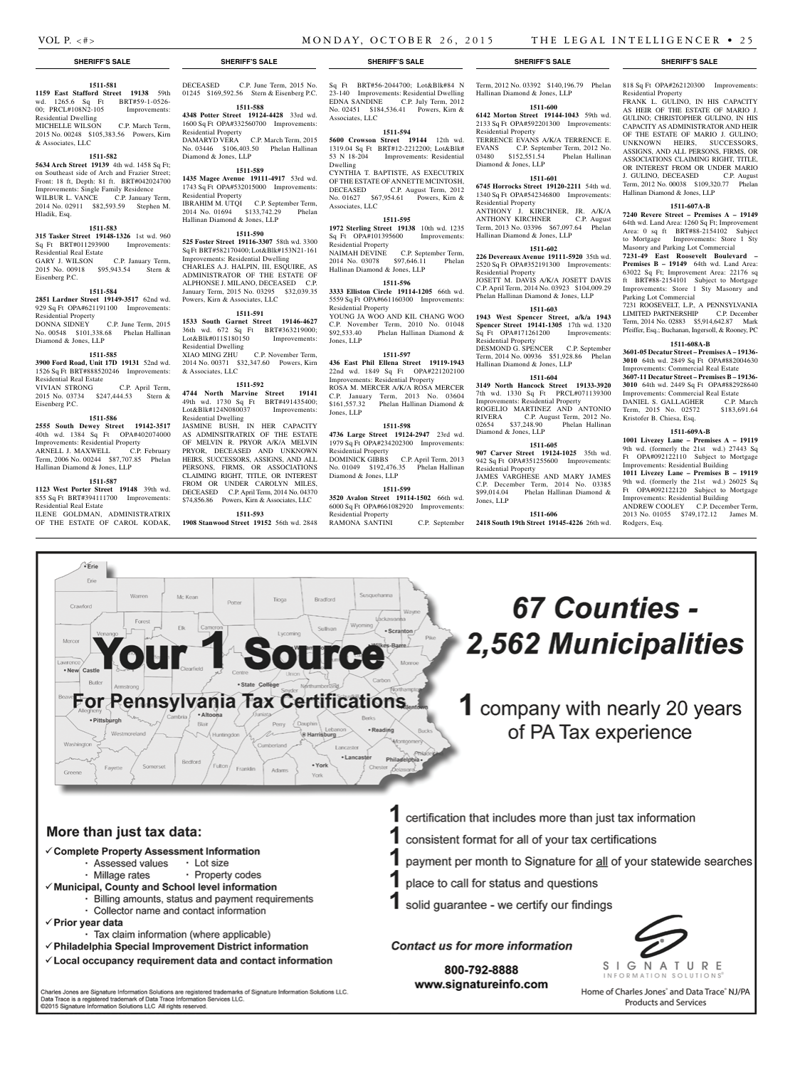## SHERIFF'S SALE

**1511-581**

**1159 East Stafford Street 19138** 59th wd. 1265.6 Sq Ft BRT#59-1-0526-00; PRCL#108N2-105 Improvements: Residential Dwelling
MICHELLE WILSON C.P. March Term, 2015 No. 00248 $105,383.56 Powers, Kirn & Associates, LLC

**1511-582**

**5634 Arch Street 19139** 4th wd. 1458 Sq Ft; on Southeast side of Arch and Frazier Street; Front: 18 ft, Depth: 81 ft. BRT#042024700 Improvements: Single Family Residence
WILBUR L. VANCE C.P. January Term, 2014 No. 02911 $82,593.59 Stephen M. Hladik, Esq.

**1511-583**

**315 Tasker Street 19148-1326** 1st wd. 960 Sq Ft BRT#011293900 Improvements: Residential Real Estate
GARY J. WILSON C.P. January Term, 2015 No. 00918 $95,943.54 Stern & Eisenberg P.C.

**1511-584**

**2851 Lardner Street 19149-3517** 62nd wd. 929 Sq Ft OPA#621191100 Improvements: Residential Property
DONNA SIDNEY C.P. June Term, 2015 No. 00548 $101,338.68 Phelan Hallinan Diamond & Jones, LLP

**1511-585**

**3900 Ford Road, Unit 17D 19131** 52nd wd. 1526 Sq Ft BRT#888520246 Improvements: Residential Real Estate
VIVIAN STRONG C.P. April Term, 2015 No. 03734 $247,444.53 Stern & Eisenberg P.C.

**1511-586**

**2555 South Dewey Street 19142-3517** 40th wd. 1384 Sq Ft OPA#402074000 Improvements: Residential Property
ARNELL J. MAXWELL C.P. February Term, 2006 No. 00244 $87,707.85 Phelan Hallinan Diamond & Jones, LLP

**1511-587**

**1123 West Porter Street 19148** 39th wd. 855 Sq Ft BRT#394111700 Improvements: Residential Real Estate
ILENE GOLDMAN, ADMINISTRATRIX OF THE ESTATE OF CAROL KODAK, DECEASED C.P. June Term, 2015 No. 01245 $169,592.56 Stern & Eisenberg P.C.

**1511-588**

**4348 Potter Street 19124-4428** 33rd wd. 1600 Sq Ft OPA#332560700 Improvements: Residential Property
DAMARYD VERA C.P. March Term, 2015 No. 03446 $106,403.50 Phelan Hallinan Diamond & Jones, LLP

**1511-589**

**1435 Magee Avenue 19111-4917** 53rd wd. 1743 Sq Ft OPA#532015000 Improvements: Residential Property
IBRAHIM M. UTQI C.P. September Term, 2014 No. 01694 $133,742.29 Phelan Hallinan Diamond & Jones, LLP

**1511-590**

**525 Foster Street 19116-3307** 58th wd. 3300 Sq Ft BRT#582170400; Lot&Blk#153N21-161 Improvements: Residential Dwelling
CHARLES A.J. HALPIN, III, ESQUIRE, AS ADMINISTRATOR OF THE ESTATE OF ALPHONSE J. MILANO, DECEASED C.P. January Term, 2015 No. 03295 $32,039.35 Powers, Kirn & Associates, LLC

**1511-591**

**1533 South Garnet Street 19146-4627** 36th wd. 672 Sq Ft BRT#363219000; Lot&Blk#011S180150 Improvements: Residential Dwelling
XIAO MING ZHU C.P. November Term, 2014 No. 00371 $32,347.60 Powers, Kirn & Associates, LLC

**1511-592**

**4744 North Marvine Street 19141** 49th wd. 1730 Sq Ft BRT#491435400; Lot&Blk#124N080037 Improvements: Residential Dwelling
JASMINE BUSH, IN HER CAPACITY AS ADMINSITRATRIX OF THE ESTATE OF MELVIN R. PRYOR A/K/A MELVIN PRYOR, DECEASED AND UNKNOWN HEIRS, SUCCESSORS, ASSIGNS, AND ALL PERSONS, FIRMS, OR ASSOCIATIONS CLAIMING RIGHT, TITLE, OR INTEREST FROM OR UNDER CAROLYN MILES, DECEASED C.P. April Term, 2014 No. 04370 $74,856.86 Powers, Kirn & Associates, LLC

**1511-593**

**1908 Stanwood Street 19152** 56th wd. 2848 Sq Ft BRT#56-2044700; Lot&Blk#84 N 23-140 Improvements: Residential Dwelling
EDNA SANDINE C.P. July Term, 2012 No. 02451 $184,536.41 Powers, Kirn & Associates, LLC

**1511-594**

**5600 Crowson Street 19144** 12th wd. 1319.04 Sq Ft BRT#12-2212200; Lot&Blk# 53 N 18-204 Improvements: Residential Dwelling
CYNTHIA T. BAPTISTE, AS EXECUTRIX OF THE ESTATE OF ANNETTE MCINTOSH, DECEASED C.P. August Term, 2012 No. 01627 $67,954.61 Powers, Kirn & Associates, LLC

**1511-595**

**1972 Sterling Street 19138** 10th wd. 1235 Sq Ft OPA#101395600 Improvements: Residential Property
NAIMAH DEVINE C.P. September Term, 2014 No. 03078 $97,646.11 Phelan Hallinan Diamond & Jones, LLP

**1511-596**

**3333 Elliston Circle 19114-1205** 66th wd. 5559 Sq Ft OPA#661160300 Improvements: Residential Property
YOUNG JA WOO AND KIL CHANG WOO C.P. November Term, 2010 No. 01048 $92,533.40 Phelan Hallinan Diamond & Jones, LLP

**1511-597**

**436 East Phil Ellena Street 19119-1943** 22nd wd. 1849 Sq Ft OPA#221202100 Improvements: Residential Property
ROSA M. MERCER A/K/A ROSA MERCER C.P. January Term, 2013 No. 03604 $161,557.32 Phelan Hallinan Diamond & Jones, LLP

**1511-598**

**4736 Large Street 19124-2947** 23rd wd. 1979 Sq Ft OPA#234202300 Improvements: Residential Property
DOMINICK GIBBS C.P. April Term, 2013 No. 01049 $192,476.35 Phelan Hallinan Diamond & Jones, LLP

**1511-599**

**3520 Avalon Street 19114-1502** 66th wd. 6000 Sq Ft OPA#661082920 Improvements: Residential Property
RAMONA SANTINI C.P. September Term, 2012 No. 03392 $140,196.79 Phelan Hallinan Diamond & Jones, LLP

**1511-600**

**6142 Morton Street 19144-1043** 59th wd. 2133 Sq Ft OPA#592201300 Improvements: Residential Property
TERRENCE EVANS A/K/A TERRENCE E. EVANS C.P. September Term, 2012 No. 03480 $152,551.54 Phelan Hallinan Diamond & Jones, LLP

**1511-601**

**6745 Horrocks Street 19120-2211** 54th wd. 1340 Sq Ft OPA#542346800 Improvements: Residential Property
ANTHONY J. KIRCHNER, JR. A/K/A ANTHONY KIRCHNER C.P. August Term, 2013 No. 03396 $67,097.64 Phelan Hallinan Diamond & Jones, LLP

**1511-602**

**226 Devereaux Avenue 19111-5920** 35th wd. 2520 Sq Ft OPA#352191300 Improvements: Residential Property
JOSETT M. DAVIS A/K/A JOSETT DAVIS C.P. April Term, 2014 No. 03923 $104,009.29 Phelan Hallinan Diamond & Jones, LLP

**1511-603**

**1943 West Spencer Street, a/k/a 1943 Spencer Street 19141-1305** 17th wd. 1320 Sq Ft OPA#171261200 Improvements: Residential Property
DESMOND G. SPENCER C.P. September Term, 2014 No. 00936 $51,928.86 Phelan Hallinan Diamond & Jones, LLP

**1511-604**

**3149 North Hancock Street 19133-3920** 7th wd. 1330 Sq Ft PRCL#071139300 Improvements: Residential Property
ROGELIO MARTINEZ AND ANTONIO RIVERA C.P. August Term, 2012 No. 02654 $37,248.90 Phelan Hallinan Diamond & Jones, LLP

**1511-605**

**907 Carver Street 19124-1025** 35th wd. 942 Sq Ft OPA#351255600 Improvements: Residential Property
JAMES VARGHESE AND MARY JAMES C.P. December Term, 2014 No. 03385 $99,014.04 Phelan Hallinan Diamond & Jones, LLP

**1511-606**

**2418 South 19th Street 19145-4226** 26th wd. 818 Sq Ft OPA#262120300 Improvements: Residential Property
FRANK L. GULINO, IN HIS CAPACITY AS HEIR OF THE ESTATE OF MARIO J. GULINO; CHRISTOPHER GULINO, IN HIS CAPACITY AS ADMINISTRATOR AND HEIR OF THE ESTATE OF MARIO J. GULINO; UNKNOWN HEIRS, SUCCESSORS, ASSIGNS, AND ALL PERSONS, FIRMS, OR ASSOCIATIONS CLAIMING RIGHT, TITLE, OR INTEREST FROM OR UNDER MARIO J. GULINO, DECEASED C.P. August Term, 2012 No. 00038 $109,320.77 Phelan Hallinan Diamond & Jones, LLP

**1511-607A-B**

**7240 Revere Street – Premises A – 19149** 64th wd. Land Area: 1260 Sq Ft; Improvement Area: 0 sq ft BRT#88-2154102 Subject to Mortgage Improvements: Store 1 Sty Masonry and Parking Lot Commercial
**7231-49 East Roosevelt Boulevard – Premises B – 19149** 64th wd. Land Area: 63022 Sq Ft; Improvement Area: 22176 sq ft BRT#88-2154101 Subject to Mortgage Improvements: Store 1 Sty Masonry and Parking Lot Commercial
7231 ROOSEVELT, L.P., A PENNSYLVANIA LIMITED PARTNERSHIP C.P. December Term, 2014 No. 02883 $5,914,642.87 Mark Pfeiffer, Esq.; Buchanan, Ingersoll, & Rooney, PC

**1511-608A-B**

**3601-05 Decatur Street – Premises A – 19136-3010** 64th wd. 2849 Sq Ft OPA#882004630 Improvements: Commercial Real Estate
**3607-11 Decatur Street – Premises B – 19136-3010** 64th wd. 2449 Sq Ft OPA#882928640 Improvements: Commercial Real Estate
DANIEL S. GALLAGHER C.P. March Term, 2015 No. 02572 $183,691.64 Kristofer B. Chiesa, Esq.

**1511-609A-B**

**1001 Livezey Lane – Premises A – 19119** 9th wd. (formerly the 21st wd.) 27443 Sq Ft OPA#092122110 Subject to Mortgage Improvements: Residential Building
**1011 Livezey Lane – Premises B – 19119** 9th wd. (formerly the 21st wd.) 26025 Sq Ft OPA#092122120 Subject to Mortgage Improvements: Residential Building
ANDREW COOLEY C.P. December Term, 2013 No. 01055 $749,172.12 James M. Rodgers, Esq.

---

# Your 1 Source
## For Pennsylvania Tax Certifications

# 67 Counties - 2,562 Municipalities

**1** company with nearly 20 years of PA Tax experience

### More than just tax data:

- ✓ **Complete Property Assessment Information**
  - Assessed values
  - Lot size
  - Millage rates
  - Property codes
- ✓ **Municipal, County and School level information**
  - Billing amounts, status and payment requirements
  - Collector name and contact information
- ✓ **Prior year data**
  - Tax claim information (where applicable)
- ✓ **Philadelphia Special Improvement District information**
- ✓ **Local occupancy requirement data and contact information**

**1** certification that includes more than just tax information
**1** consistent format for all of your tax certifications
**1** payment per month to Signature for all of your statewide searches
**1** place to call for status and questions
**1** solid guarantee - we certify our findings

***Contact us for more information***

**800-792-8888**
**www.signatureinfo.com**

SIGNATURE INFORMATION SOLUTIONS®

Home of Charles Jones® and Data Trace® NJ/PA Products and Services

Charles Jones are Signature Information Solutions are registered trademarks of Signature Information Solutions LLC.
Data Trace is a registered trademark of Data Trace Information Services LLC.
©2015 Signature Information Solutions LLC All rights reserved.